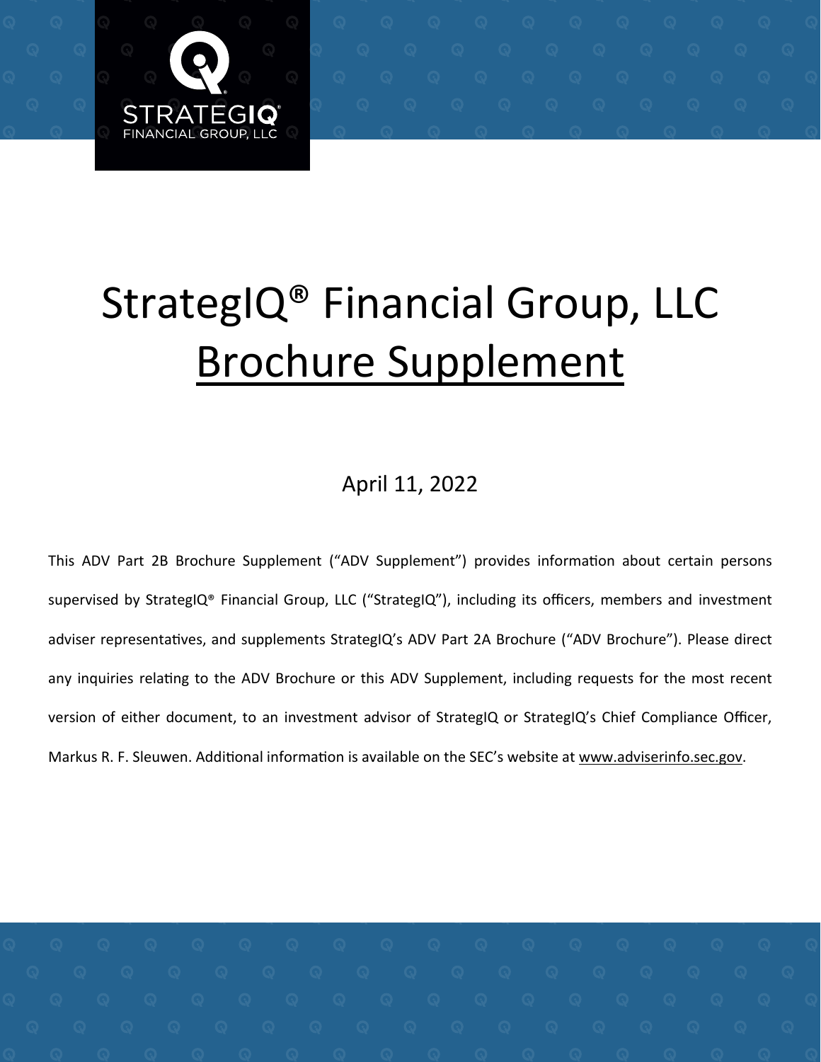# StrategIQ® Financial Group, LLC

# Brochure Supplement

April 11, 2022

This ADV Part 2B Brochure Supplement ("ADV Supplement") provides information about certain persons supervised by StrategIQ® Financial Group, LLC ("StrategIQ"), including its officers, members and investment adviser representatives, and supplements StrategIQ's ADV Part 2A Brochure ("ADV Brochure"). Please direct any inquiries relating to the ADV Brochure or this ADV Supplement, including requests for the most recent version of either document, to an investment advisor of StrategIQ or StrategIQ's Chief Compliance Officer, Markus R. F. Sleuwen. Additional information is available on the SEC's website at www.adviserinfo.sec.gov.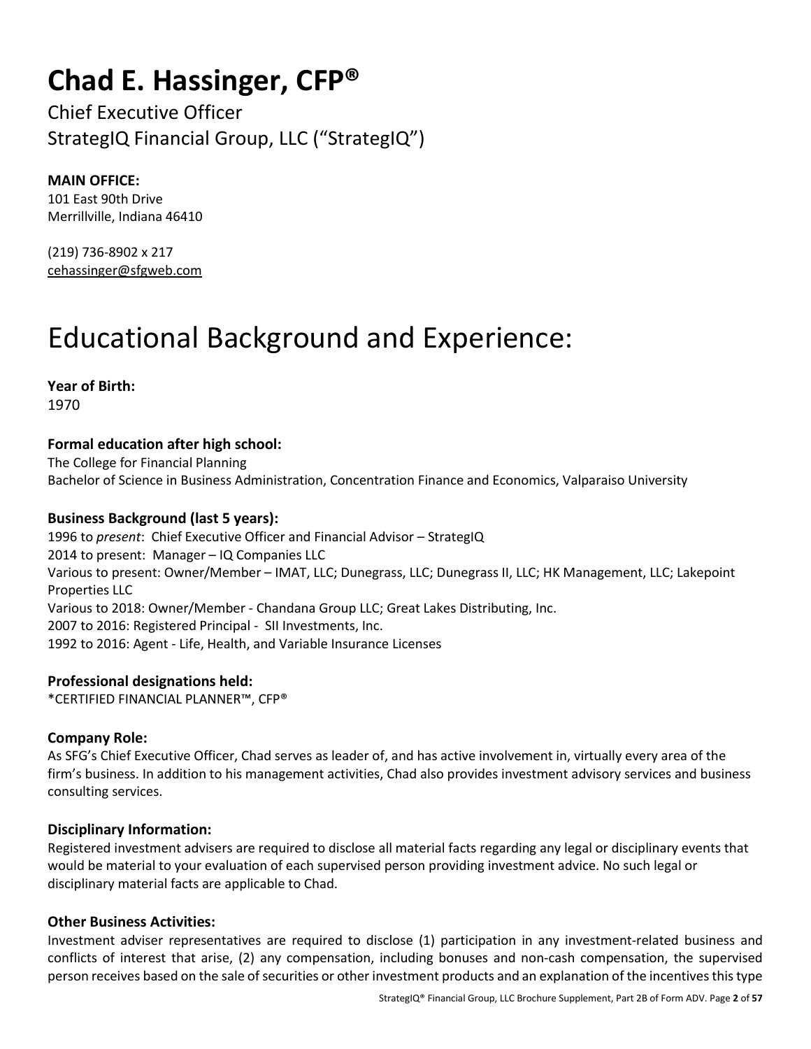# Chad E. Hassinger, CFP®

Chief Executive Officer
StrategIQ Financial Group, LLC ("StrategIQ")

**MAIN OFFICE:**
101 East 90th Drive
Merrillville, Indiana 46410

(219) 736-8902 x 217
cehassinger@sfgweb.com

# Educational Background and Experience:

**Year of Birth:**
1970

**Formal education after high school:**
The College for Financial Planning
Bachelor of Science in Business Administration, Concentration Finance and Economics, Valparaiso University

**Business Background (last 5 years):**
1996 to *present*: Chief Executive Officer and Financial Advisor – StrategIQ
2014 to present: Manager – IQ Companies LLC
Various to present: Owner/Member – IMAT, LLC; Dunegrass, LLC; Dunegrass II, LLC; HK Management, LLC; Lakepoint Properties LLC
Various to 2018: Owner/Member - Chandana Group LLC; Great Lakes Distributing, Inc.
2007 to 2016: Registered Principal - SII Investments, Inc.
1992 to 2016: Agent - Life, Health, and Variable Insurance Licenses

**Professional designations held:**
*CERTIFIED FINANCIAL PLANNER™, CFP®

**Company Role:**
As SFG's Chief Executive Officer, Chad serves as leader of, and has active involvement in, virtually every area of the firm's business. In addition to his management activities, Chad also provides investment advisory services and business consulting services.

**Disciplinary Information:**
Registered investment advisers are required to disclose all material facts regarding any legal or disciplinary events that would be material to your evaluation of each supervised person providing investment advice. No such legal or disciplinary material facts are applicable to Chad.

**Other Business Activities:**
Investment adviser representatives are required to disclose (1) participation in any investment-related business and conflicts of interest that arise, (2) any compensation, including bonuses and non-cash compensation, the supervised person receives based on the sale of securities or other investment products and an explanation of the incentives this type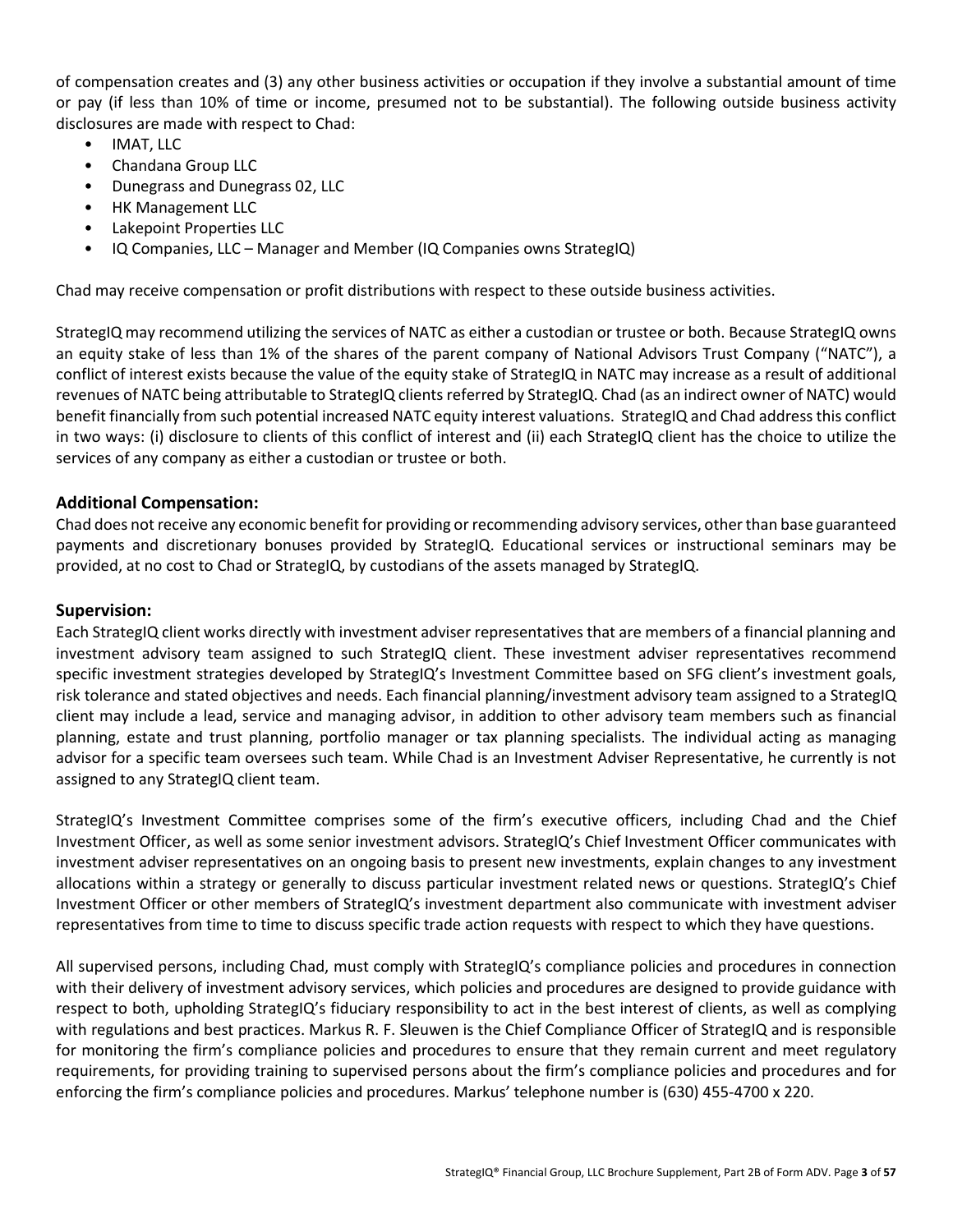of compensation creates and (3) any other business activities or occupation if they involve a substantial amount of time or pay (if less than 10% of time or income, presumed not to be substantial). The following outside business activity disclosures are made with respect to Chad:

- IMAT, LLC
- Chandana Group LLC
- Dunegrass and Dunegrass 02, LLC
- HK Management LLC
- Lakepoint Properties LLC
- IQ Companies, LLC – Manager and Member (IQ Companies owns StrategIQ)

Chad may receive compensation or profit distributions with respect to these outside business activities.

StrategIQ may recommend utilizing the services of NATC as either a custodian or trustee or both. Because StrategIQ owns an equity stake of less than 1% of the shares of the parent company of National Advisors Trust Company ("NATC"), a conflict of interest exists because the value of the equity stake of StrategIQ in NATC may increase as a result of additional revenues of NATC being attributable to StrategIQ clients referred by StrategIQ. Chad (as an indirect owner of NATC) would benefit financially from such potential increased NATC equity interest valuations. StrategIQ and Chad address this conflict in two ways: (i) disclosure to clients of this conflict of interest and (ii) each StrategIQ client has the choice to utilize the services of any company as either a custodian or trustee or both.

## Additional Compensation:

Chad does not receive any economic benefit for providing or recommending advisory services, other than base guaranteed payments and discretionary bonuses provided by StrategIQ. Educational services or instructional seminars may be provided, at no cost to Chad or StrategIQ, by custodians of the assets managed by StrategIQ.

## Supervision:

Each StrategIQ client works directly with investment adviser representatives that are members of a financial planning and investment advisory team assigned to such StrategIQ client. These investment adviser representatives recommend specific investment strategies developed by StrategIQ's Investment Committee based on SFG client's investment goals, risk tolerance and stated objectives and needs. Each financial planning/investment advisory team assigned to a StrategIQ client may include a lead, service and managing advisor, in addition to other advisory team members such as financial planning, estate and trust planning, portfolio manager or tax planning specialists. The individual acting as managing advisor for a specific team oversees such team. While Chad is an Investment Adviser Representative, he currently is not assigned to any StrategIQ client team.

StrategIQ's Investment Committee comprises some of the firm's executive officers, including Chad and the Chief Investment Officer, as well as some senior investment advisors. StrategIQ's Chief Investment Officer communicates with investment adviser representatives on an ongoing basis to present new investments, explain changes to any investment allocations within a strategy or generally to discuss particular investment related news or questions. StrategIQ's Chief Investment Officer or other members of StrategIQ's investment department also communicate with investment adviser representatives from time to time to discuss specific trade action requests with respect to which they have questions.

All supervised persons, including Chad, must comply with StrategIQ's compliance policies and procedures in connection with their delivery of investment advisory services, which policies and procedures are designed to provide guidance with respect to both, upholding StrategIQ's fiduciary responsibility to act in the best interest of clients, as well as complying with regulations and best practices. Markus R. F. Sleuwen is the Chief Compliance Officer of StrategIQ and is responsible for monitoring the firm's compliance policies and procedures to ensure that they remain current and meet regulatory requirements, for providing training to supervised persons about the firm's compliance policies and procedures and for enforcing the firm's compliance policies and procedures. Markus' telephone number is (630) 455-4700 x 220.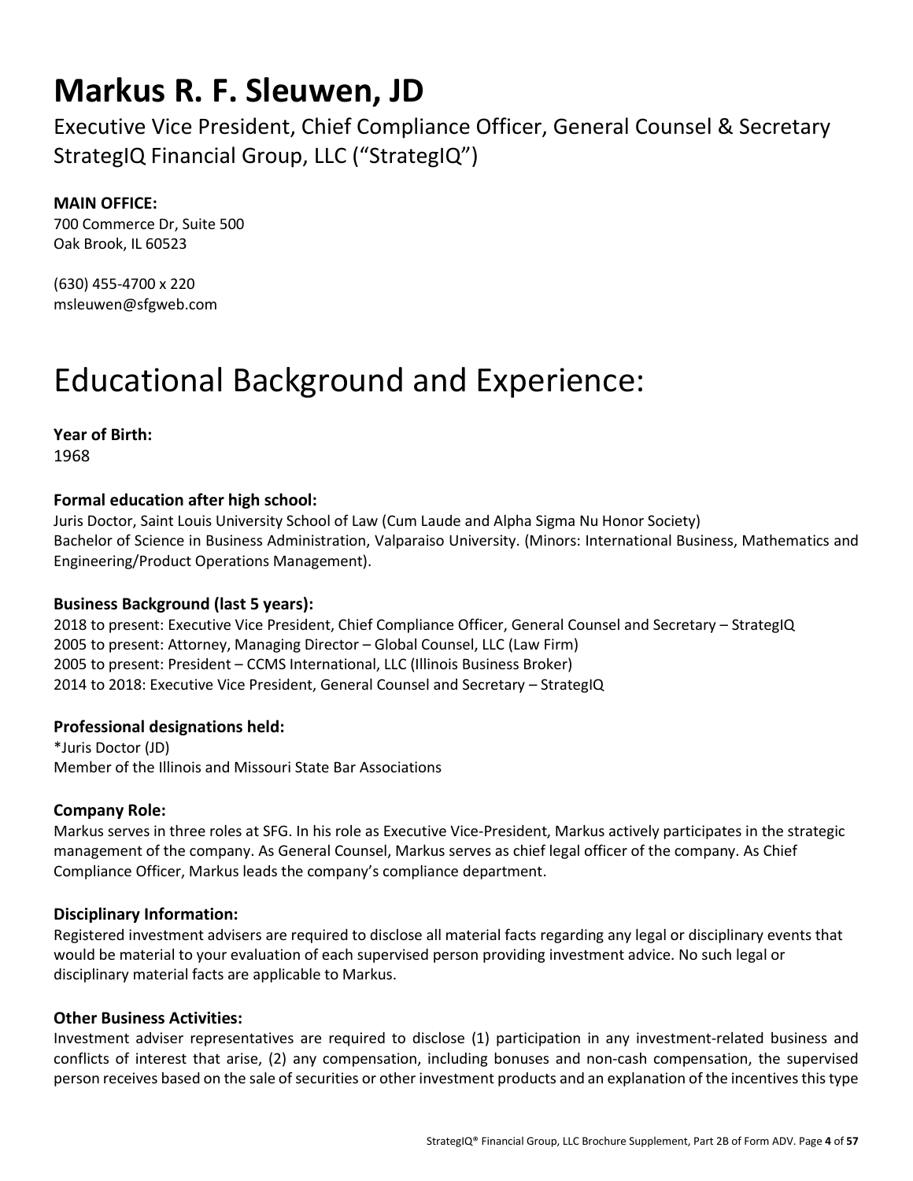# Markus R. F. Sleuwen, JD

Executive Vice President, Chief Compliance Officer, General Counsel & Secretary
StrategIQ Financial Group, LLC ("StrategIQ")

**MAIN OFFICE:**
700 Commerce Dr, Suite 500
Oak Brook, IL 60523

(630) 455-4700 x 220
msleuwen@sfgweb.com

# Educational Background and Experience:

**Year of Birth:**
1968

**Formal education after high school:**
Juris Doctor, Saint Louis University School of Law (Cum Laude and Alpha Sigma Nu Honor Society)
Bachelor of Science in Business Administration, Valparaiso University. (Minors: International Business, Mathematics and Engineering/Product Operations Management).

**Business Background (last 5 years):**
2018 to present: Executive Vice President, Chief Compliance Officer, General Counsel and Secretary – StrategIQ
2005 to present: Attorney, Managing Director – Global Counsel, LLC (Law Firm)
2005 to present: President – CCMS International, LLC (Illinois Business Broker)
2014 to 2018: Executive Vice President, General Counsel and Secretary – StrategIQ

**Professional designations held:**
*Juris Doctor (JD)
Member of the Illinois and Missouri State Bar Associations

**Company Role:**
Markus serves in three roles at SFG. In his role as Executive Vice-President, Markus actively participates in the strategic management of the company. As General Counsel, Markus serves as chief legal officer of the company. As Chief Compliance Officer, Markus leads the company's compliance department.

**Disciplinary Information:**
Registered investment advisers are required to disclose all material facts regarding any legal or disciplinary events that would be material to your evaluation of each supervised person providing investment advice. No such legal or disciplinary material facts are applicable to Markus.

**Other Business Activities:**
Investment adviser representatives are required to disclose (1) participation in any investment-related business and conflicts of interest that arise, (2) any compensation, including bonuses and non-cash compensation, the supervised person receives based on the sale of securities or other investment products and an explanation of the incentives this type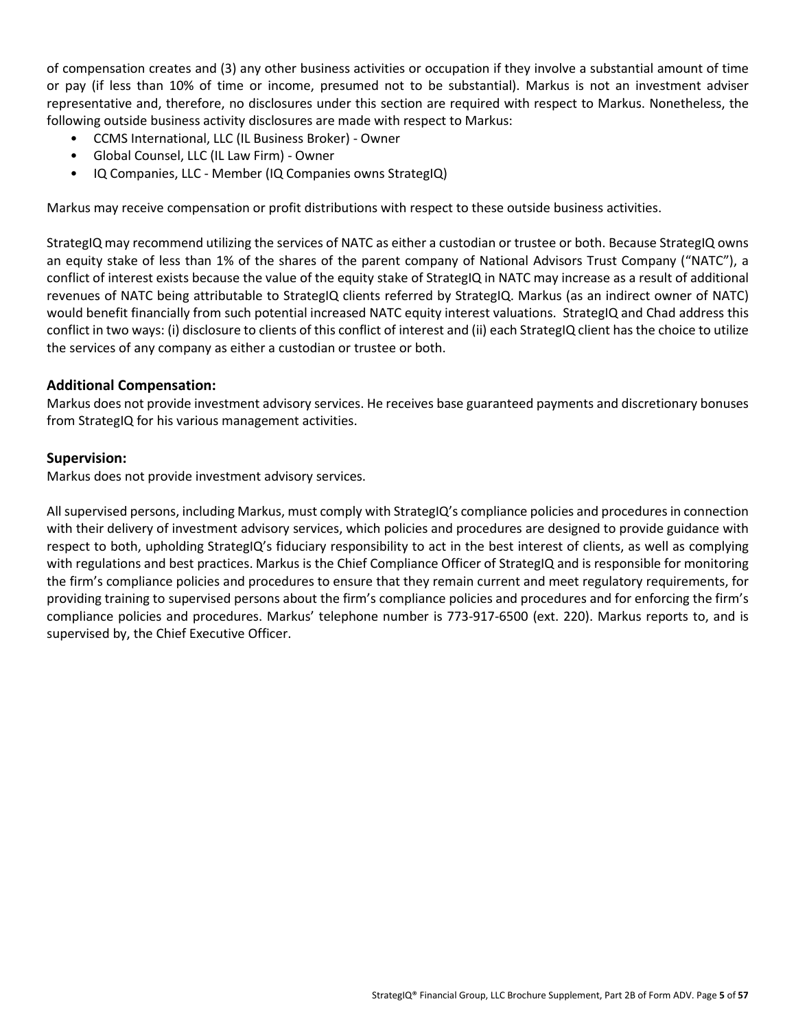of compensation creates and (3) any other business activities or occupation if they involve a substantial amount of time or pay (if less than 10% of time or income, presumed not to be substantial). Markus is not an investment adviser representative and, therefore, no disclosures under this section are required with respect to Markus. Nonetheless, the following outside business activity disclosures are made with respect to Markus:

- CCMS International, LLC (IL Business Broker) - Owner
- Global Counsel, LLC (IL Law Firm) - Owner
- IQ Companies, LLC - Member (IQ Companies owns StrategIQ)

Markus may receive compensation or profit distributions with respect to these outside business activities.

StrategIQ may recommend utilizing the services of NATC as either a custodian or trustee or both. Because StrategIQ owns an equity stake of less than 1% of the shares of the parent company of National Advisors Trust Company ("NATC"), a conflict of interest exists because the value of the equity stake of StrategIQ in NATC may increase as a result of additional revenues of NATC being attributable to StrategIQ clients referred by StrategIQ. Markus (as an indirect owner of NATC) would benefit financially from such potential increased NATC equity interest valuations. StrategIQ and Chad address this conflict in two ways: (i) disclosure to clients of this conflict of interest and (ii) each StrategIQ client has the choice to utilize the services of any company as either a custodian or trustee or both.

### Additional Compensation:

Markus does not provide investment advisory services. He receives base guaranteed payments and discretionary bonuses from StrategIQ for his various management activities.

### Supervision:

Markus does not provide investment advisory services.

All supervised persons, including Markus, must comply with StrategIQ's compliance policies and procedures in connection with their delivery of investment advisory services, which policies and procedures are designed to provide guidance with respect to both, upholding StrategIQ's fiduciary responsibility to act in the best interest of clients, as well as complying with regulations and best practices. Markus is the Chief Compliance Officer of StrategIQ and is responsible for monitoring the firm's compliance policies and procedures to ensure that they remain current and meet regulatory requirements, for providing training to supervised persons about the firm's compliance policies and procedures and for enforcing the firm's compliance policies and procedures. Markus' telephone number is 773-917-6500 (ext. 220). Markus reports to, and is supervised by, the Chief Executive Officer.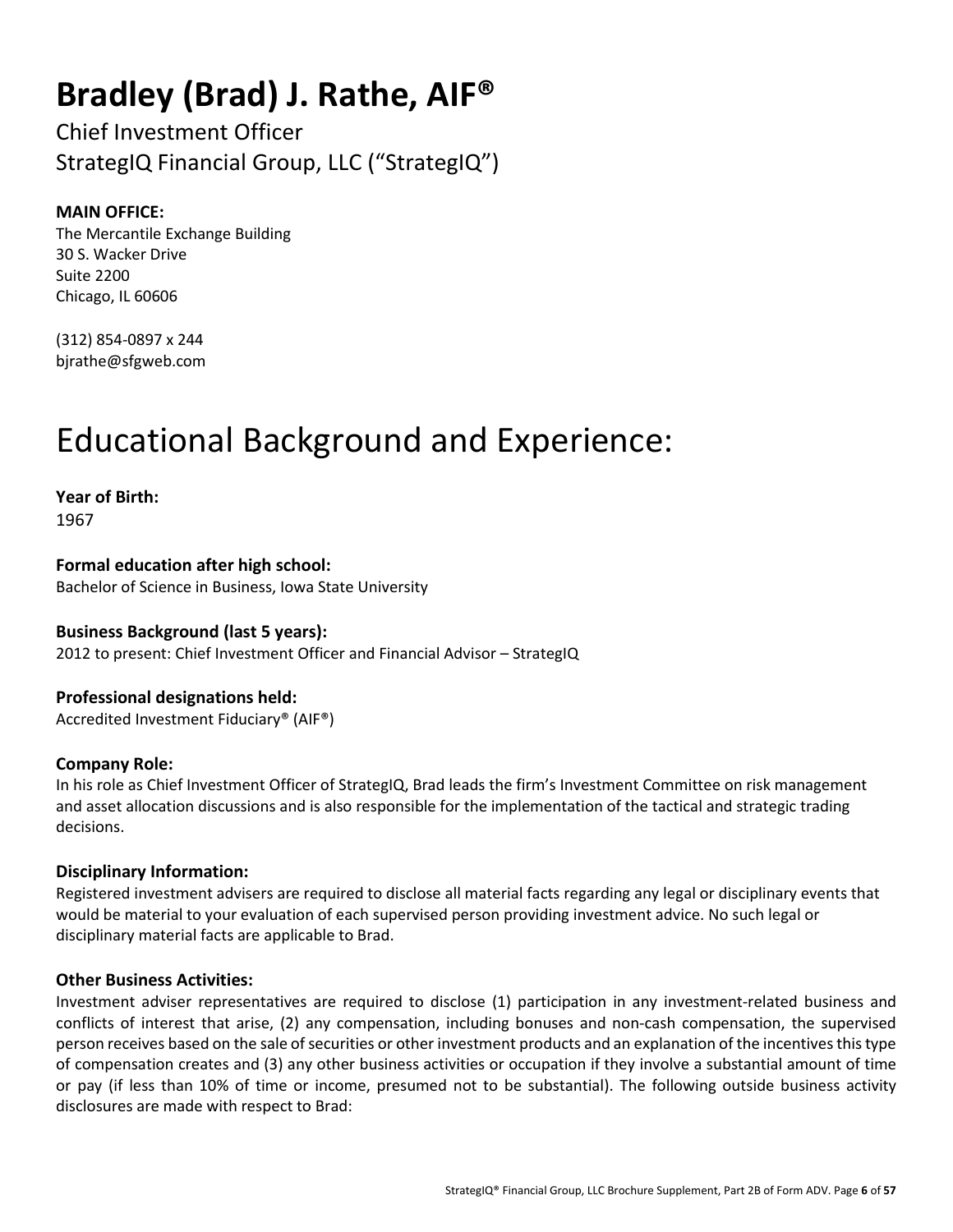# Bradley (Brad) J. Rathe, AIF®

Chief Investment Officer
StrategIQ Financial Group, LLC ("StrategIQ")

**MAIN OFFICE:**
The Mercantile Exchange Building
30 S. Wacker Drive
Suite 2200
Chicago, IL 60606

(312) 854-0897 x 244
bjrathe@sfgweb.com

# Educational Background and Experience:

**Year of Birth:**
1967

**Formal education after high school:**
Bachelor of Science in Business, Iowa State University

**Business Background (last 5 years):**
2012 to present: Chief Investment Officer and Financial Advisor – StrategIQ

**Professional designations held:**
Accredited Investment Fiduciary® (AIF®)

**Company Role:**
In his role as Chief Investment Officer of StrategIQ, Brad leads the firm's Investment Committee on risk management and asset allocation discussions and is also responsible for the implementation of the tactical and strategic trading decisions.

**Disciplinary Information:**
Registered investment advisers are required to disclose all material facts regarding any legal or disciplinary events that would be material to your evaluation of each supervised person providing investment advice. No such legal or disciplinary material facts are applicable to Brad.

**Other Business Activities:**
Investment adviser representatives are required to disclose (1) participation in any investment-related business and conflicts of interest that arise, (2) any compensation, including bonuses and non-cash compensation, the supervised person receives based on the sale of securities or other investment products and an explanation of the incentives this type of compensation creates and (3) any other business activities or occupation if they involve a substantial amount of time or pay (if less than 10% of time or income, presumed not to be substantial). The following outside business activity disclosures are made with respect to Brad: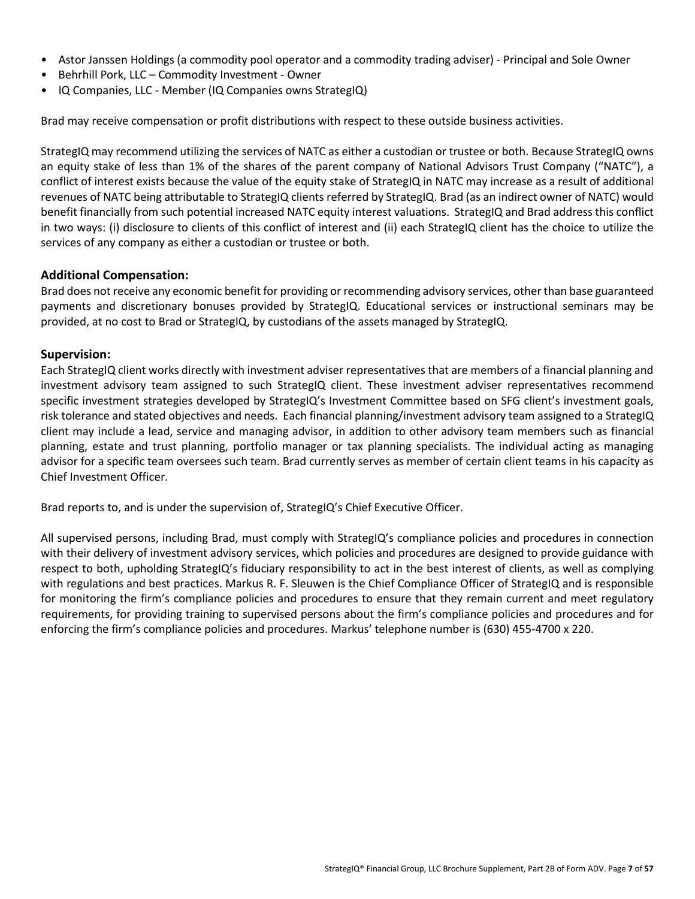- Astor Janssen Holdings (a commodity pool operator and a commodity trading adviser) - Principal and Sole Owner
- Behrhill Pork, LLC – Commodity Investment - Owner
- IQ Companies, LLC - Member (IQ Companies owns StrategIQ)

Brad may receive compensation or profit distributions with respect to these outside business activities.

StrategIQ may recommend utilizing the services of NATC as either a custodian or trustee or both. Because StrategIQ owns an equity stake of less than 1% of the shares of the parent company of National Advisors Trust Company ("NATC"), a conflict of interest exists because the value of the equity stake of StrategIQ in NATC may increase as a result of additional revenues of NATC being attributable to StrategIQ clients referred by StrategIQ. Brad (as an indirect owner of NATC) would benefit financially from such potential increased NATC equity interest valuations. StrategIQ and Brad address this conflict in two ways: (i) disclosure to clients of this conflict of interest and (ii) each StrategIQ client has the choice to utilize the services of any company as either a custodian or trustee or both.

### Additional Compensation:

Brad does not receive any economic benefit for providing or recommending advisory services, other than base guaranteed payments and discretionary bonuses provided by StrategIQ. Educational services or instructional seminars may be provided, at no cost to Brad or StrategIQ, by custodians of the assets managed by StrategIQ.

### Supervision:

Each StrategIQ client works directly with investment adviser representatives that are members of a financial planning and investment advisory team assigned to such StrategIQ client. These investment adviser representatives recommend specific investment strategies developed by StrategIQ's Investment Committee based on SFG client's investment goals, risk tolerance and stated objectives and needs. Each financial planning/investment advisory team assigned to a StrategIQ client may include a lead, service and managing advisor, in addition to other advisory team members such as financial planning, estate and trust planning, portfolio manager or tax planning specialists. The individual acting as managing advisor for a specific team oversees such team. Brad currently serves as member of certain client teams in his capacity as Chief Investment Officer.

Brad reports to, and is under the supervision of, StrategIQ's Chief Executive Officer.

All supervised persons, including Brad, must comply with StrategIQ's compliance policies and procedures in connection with their delivery of investment advisory services, which policies and procedures are designed to provide guidance with respect to both, upholding StrategIQ's fiduciary responsibility to act in the best interest of clients, as well as complying with regulations and best practices. Markus R. F. Sleuwen is the Chief Compliance Officer of StrategIQ and is responsible for monitoring the firm's compliance policies and procedures to ensure that they remain current and meet regulatory requirements, for providing training to supervised persons about the firm's compliance policies and procedures and for enforcing the firm's compliance policies and procedures. Markus' telephone number is (630) 455-4700 x 220.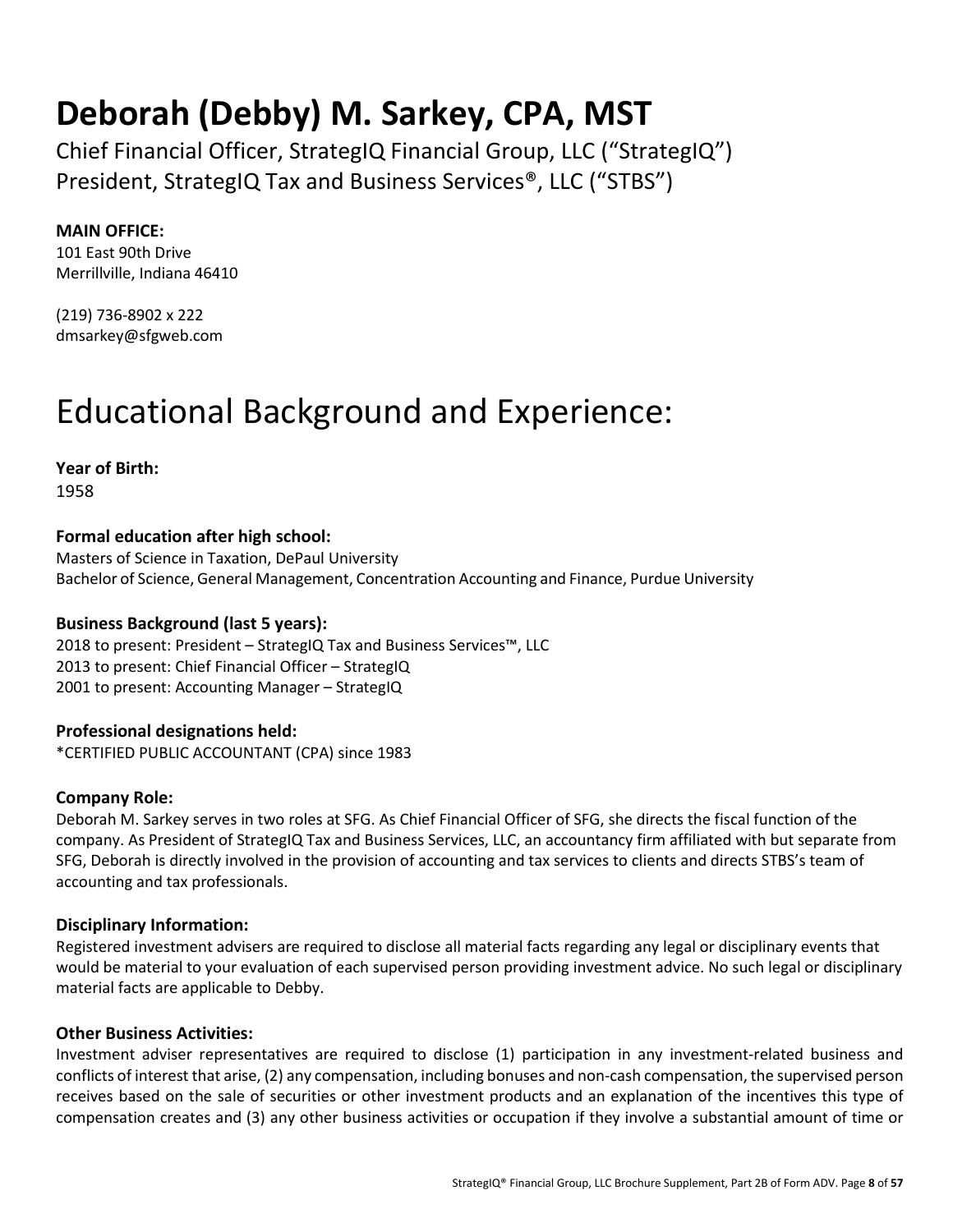# Deborah (Debby) M. Sarkey, CPA, MST

Chief Financial Officer, StrategIQ Financial Group, LLC ("StrategIQ")
President, StrategIQ Tax and Business Services®, LLC ("STBS")

**MAIN OFFICE:**
101 East 90th Drive
Merrillville, Indiana 46410

(219) 736-8902 x 222
dmsarkey@sfgweb.com

# Educational Background and Experience:

**Year of Birth:**
1958

**Formal education after high school:**
Masters of Science in Taxation, DePaul University
Bachelor of Science, General Management, Concentration Accounting and Finance, Purdue University

**Business Background (last 5 years):**
2018 to present: President – StrategIQ Tax and Business Services™, LLC
2013 to present: Chief Financial Officer – StrategIQ
2001 to present: Accounting Manager – StrategIQ

**Professional designations held:**
*CERTIFIED PUBLIC ACCOUNTANT (CPA) since 1983

**Company Role:**
Deborah M. Sarkey serves in two roles at SFG. As Chief Financial Officer of SFG, she directs the fiscal function of the company. As President of StrategIQ Tax and Business Services, LLC, an accountancy firm affiliated with but separate from SFG, Deborah is directly involved in the provision of accounting and tax services to clients and directs STBS's team of accounting and tax professionals.

**Disciplinary Information:**
Registered investment advisers are required to disclose all material facts regarding any legal or disciplinary events that would be material to your evaluation of each supervised person providing investment advice. No such legal or disciplinary material facts are applicable to Debby.

**Other Business Activities:**
Investment adviser representatives are required to disclose (1) participation in any investment-related business and conflicts of interest that arise, (2) any compensation, including bonuses and non-cash compensation, the supervised person receives based on the sale of securities or other investment products and an explanation of the incentives this type of compensation creates and (3) any other business activities or occupation if they involve a substantial amount of time or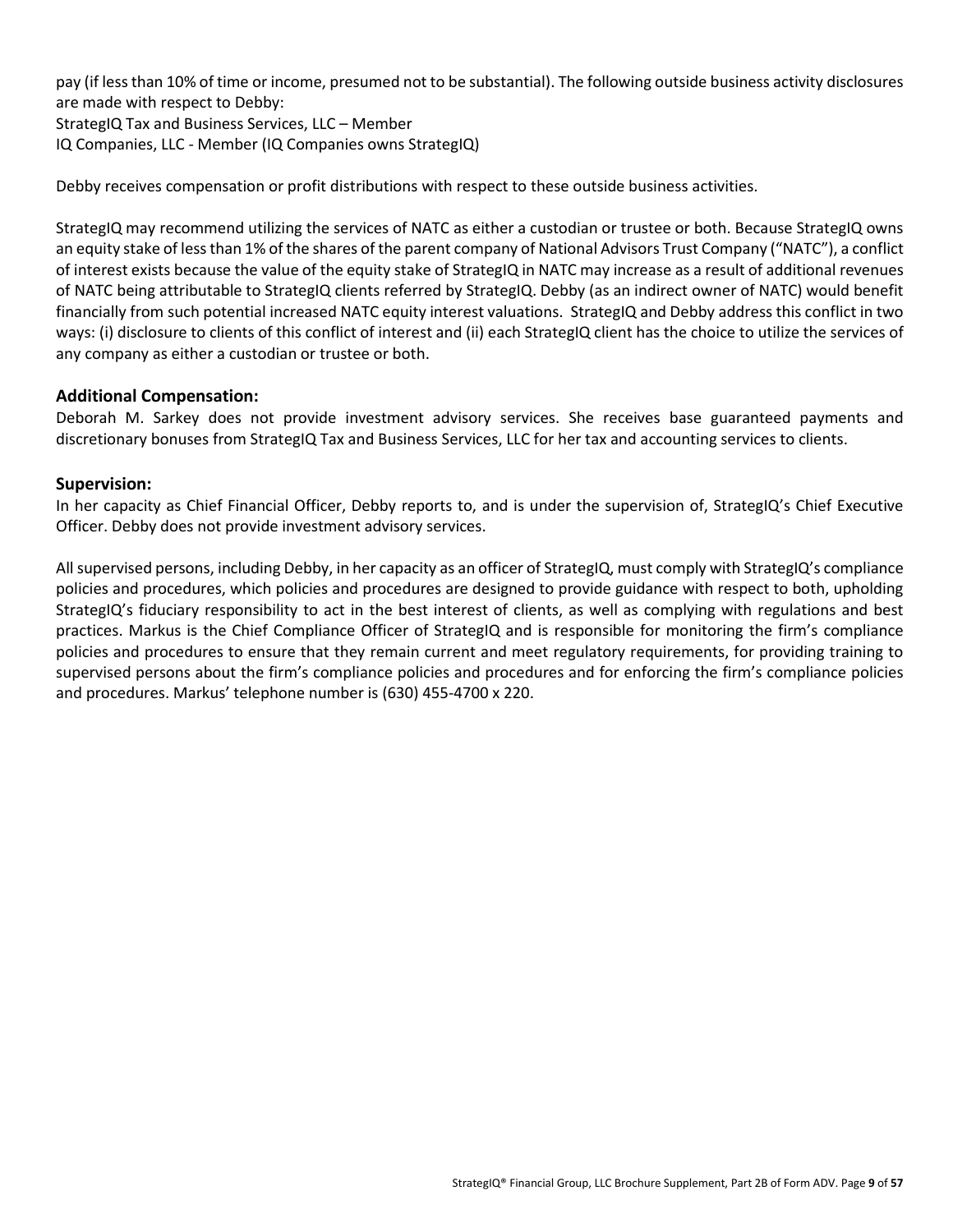pay (if less than 10% of time or income, presumed not to be substantial). The following outside business activity disclosures are made with respect to Debby:
StrategIQ Tax and Business Services, LLC – Member
IQ Companies, LLC - Member (IQ Companies owns StrategIQ)

Debby receives compensation or profit distributions with respect to these outside business activities.

StrategIQ may recommend utilizing the services of NATC as either a custodian or trustee or both. Because StrategIQ owns an equity stake of less than 1% of the shares of the parent company of National Advisors Trust Company ("NATC"), a conflict of interest exists because the value of the equity stake of StrategIQ in NATC may increase as a result of additional revenues of NATC being attributable to StrategIQ clients referred by StrategIQ. Debby (as an indirect owner of NATC) would benefit financially from such potential increased NATC equity interest valuations. StrategIQ and Debby address this conflict in two ways: (i) disclosure to clients of this conflict of interest and (ii) each StrategIQ client has the choice to utilize the services of any company as either a custodian or trustee or both.

### Additional Compensation:

Deborah M. Sarkey does not provide investment advisory services. She receives base guaranteed payments and discretionary bonuses from StrategIQ Tax and Business Services, LLC for her tax and accounting services to clients.

### Supervision:

In her capacity as Chief Financial Officer, Debby reports to, and is under the supervision of, StrategIQ's Chief Executive Officer. Debby does not provide investment advisory services.

All supervised persons, including Debby, in her capacity as an officer of StrategIQ, must comply with StrategIQ's compliance policies and procedures, which policies and procedures are designed to provide guidance with respect to both, upholding StrategIQ's fiduciary responsibility to act in the best interest of clients, as well as complying with regulations and best practices. Markus is the Chief Compliance Officer of StrategIQ and is responsible for monitoring the firm's compliance policies and procedures to ensure that they remain current and meet regulatory requirements, for providing training to supervised persons about the firm's compliance policies and procedures and for enforcing the firm's compliance policies and procedures. Markus' telephone number is (630) 455-4700 x 220.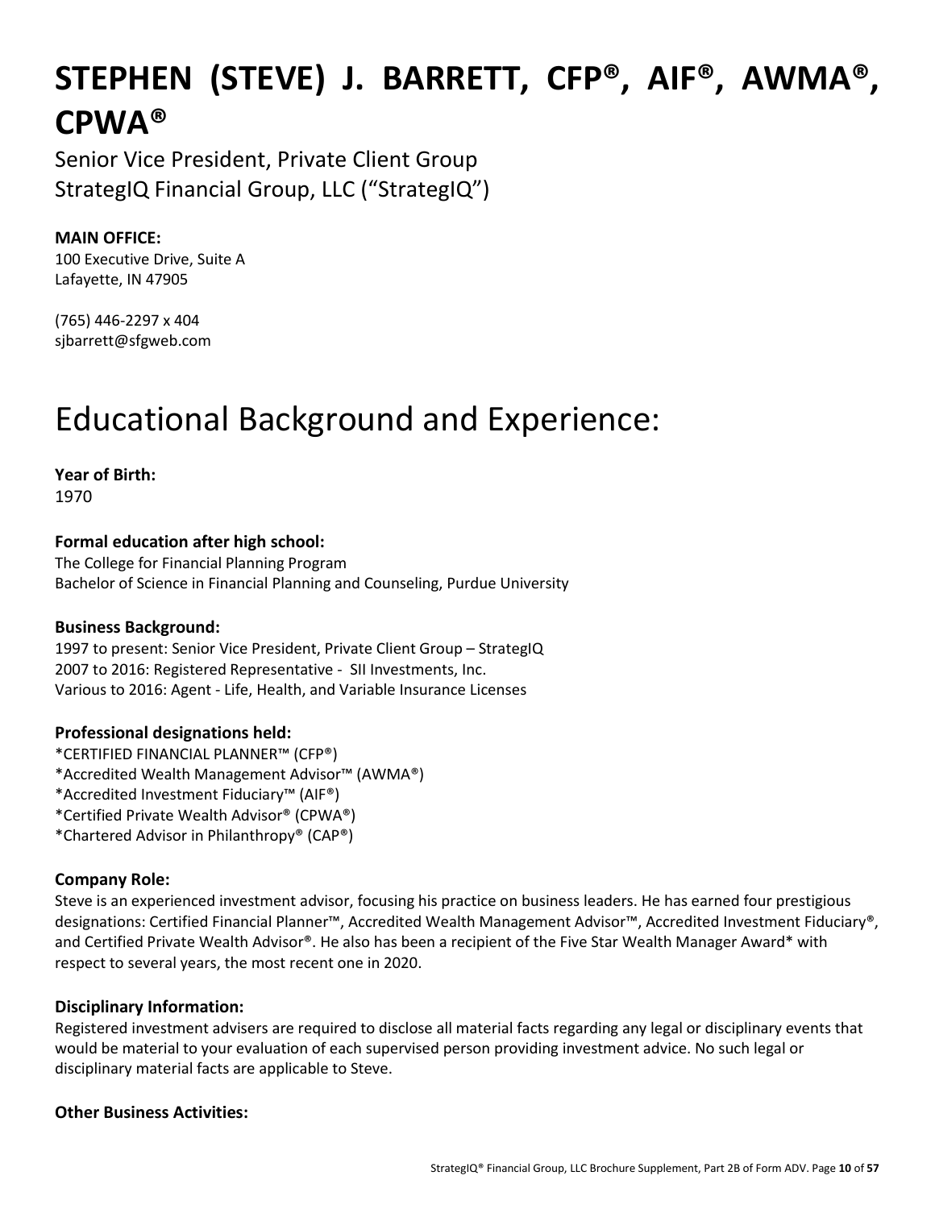# STEPHEN (STEVE) J. BARRETT, CFP®, AIF®, AWMA®, CPWA®

Senior Vice President, Private Client Group
StrategIQ Financial Group, LLC ("StrategIQ")

**MAIN OFFICE:**
100 Executive Drive, Suite A
Lafayette, IN 47905

(765) 446-2297 x 404
sjbarrett@sfgweb.com

# Educational Background and Experience:

**Year of Birth:**
1970

### Formal education after high school:

The College for Financial Planning Program
Bachelor of Science in Financial Planning and Counseling, Purdue University

### Business Background:

1997 to present: Senior Vice President, Private Client Group – StrategIQ
2007 to 2016: Registered Representative - SII Investments, Inc.
Various to 2016: Agent - Life, Health, and Variable Insurance Licenses

### Professional designations held:

*CERTIFIED FINANCIAL PLANNER™ (CFP®)
*Accredited Wealth Management Advisor™ (AWMA®)
*Accredited Investment Fiduciary™ (AIF®)
*Certified Private Wealth Advisor® (CPWA®)
*Chartered Advisor in Philanthropy® (CAP®)

### Company Role:

Steve is an experienced investment advisor, focusing his practice on business leaders. He has earned four prestigious designations: Certified Financial Planner™, Accredited Wealth Management Advisor™, Accredited Investment Fiduciary®, and Certified Private Wealth Advisor®. He also has been a recipient of the Five Star Wealth Manager Award* with respect to several years, the most recent one in 2020.

### Disciplinary Information:

Registered investment advisers are required to disclose all material facts regarding any legal or disciplinary events that would be material to your evaluation of each supervised person providing investment advice. No such legal or disciplinary material facts are applicable to Steve.

### Other Business Activities: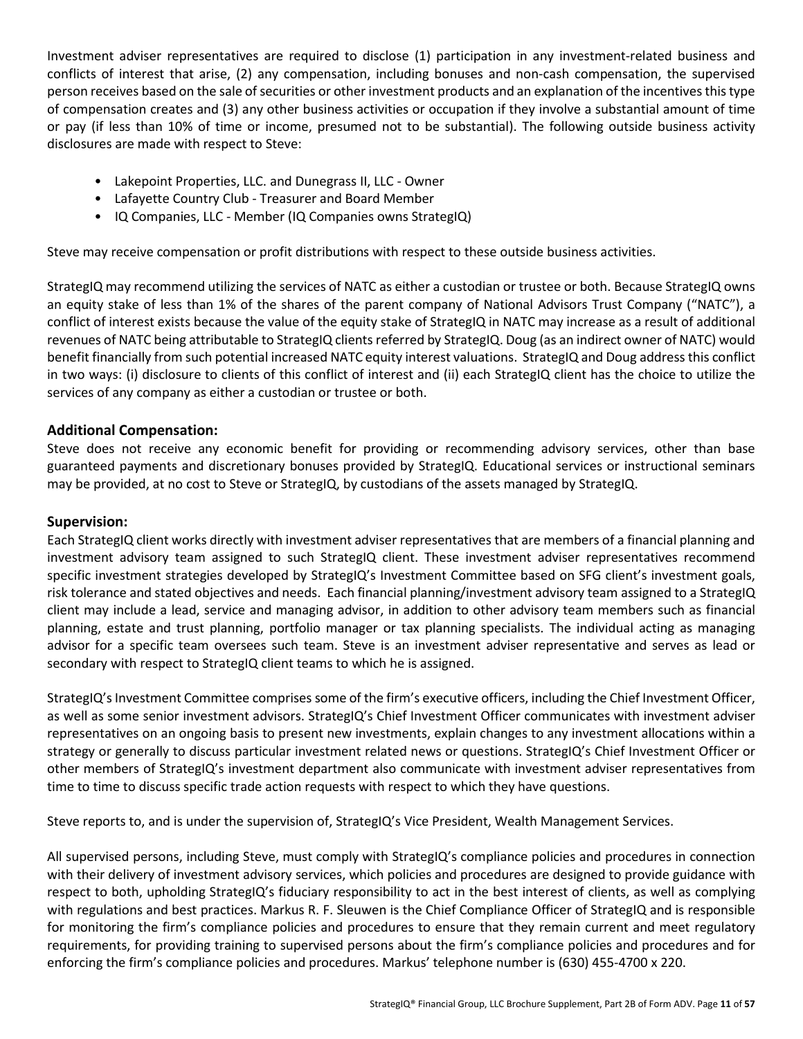Investment adviser representatives are required to disclose (1) participation in any investment-related business and conflicts of interest that arise, (2) any compensation, including bonuses and non-cash compensation, the supervised person receives based on the sale of securities or other investment products and an explanation of the incentives this type of compensation creates and (3) any other business activities or occupation if they involve a substantial amount of time or pay (if less than 10% of time or income, presumed not to be substantial). The following outside business activity disclosures are made with respect to Steve:

- Lakepoint Properties, LLC. and Dunegrass II, LLC - Owner
- Lafayette Country Club - Treasurer and Board Member
- IQ Companies, LLC - Member (IQ Companies owns StrategIQ)

Steve may receive compensation or profit distributions with respect to these outside business activities.

StrategIQ may recommend utilizing the services of NATC as either a custodian or trustee or both. Because StrategIQ owns an equity stake of less than 1% of the shares of the parent company of National Advisors Trust Company ("NATC"), a conflict of interest exists because the value of the equity stake of StrategIQ in NATC may increase as a result of additional revenues of NATC being attributable to StrategIQ clients referred by StrategIQ. Doug (as an indirect owner of NATC) would benefit financially from such potential increased NATC equity interest valuations. StrategIQ and Doug address this conflict in two ways: (i) disclosure to clients of this conflict of interest and (ii) each StrategIQ client has the choice to utilize the services of any company as either a custodian or trustee or both.

### Additional Compensation:

Steve does not receive any economic benefit for providing or recommending advisory services, other than base guaranteed payments and discretionary bonuses provided by StrategIQ. Educational services or instructional seminars may be provided, at no cost to Steve or StrategIQ, by custodians of the assets managed by StrategIQ.

### Supervision:

Each StrategIQ client works directly with investment adviser representatives that are members of a financial planning and investment advisory team assigned to such StrategIQ client. These investment adviser representatives recommend specific investment strategies developed by StrategIQ's Investment Committee based on SFG client's investment goals, risk tolerance and stated objectives and needs. Each financial planning/investment advisory team assigned to a StrategIQ client may include a lead, service and managing advisor, in addition to other advisory team members such as financial planning, estate and trust planning, portfolio manager or tax planning specialists. The individual acting as managing advisor for a specific team oversees such team. Steve is an investment adviser representative and serves as lead or secondary with respect to StrategIQ client teams to which he is assigned.

StrategIQ's Investment Committee comprises some of the firm's executive officers, including the Chief Investment Officer, as well as some senior investment advisors. StrategIQ's Chief Investment Officer communicates with investment adviser representatives on an ongoing basis to present new investments, explain changes to any investment allocations within a strategy or generally to discuss particular investment related news or questions. StrategIQ's Chief Investment Officer or other members of StrategIQ's investment department also communicate with investment adviser representatives from time to time to discuss specific trade action requests with respect to which they have questions.

Steve reports to, and is under the supervision of, StrategIQ's Vice President, Wealth Management Services.

All supervised persons, including Steve, must comply with StrategIQ's compliance policies and procedures in connection with their delivery of investment advisory services, which policies and procedures are designed to provide guidance with respect to both, upholding StrategIQ's fiduciary responsibility to act in the best interest of clients, as well as complying with regulations and best practices. Markus R. F. Sleuwen is the Chief Compliance Officer of StrategIQ and is responsible for monitoring the firm's compliance policies and procedures to ensure that they remain current and meet regulatory requirements, for providing training to supervised persons about the firm's compliance policies and procedures and for enforcing the firm's compliance policies and procedures. Markus' telephone number is (630) 455-4700 x 220.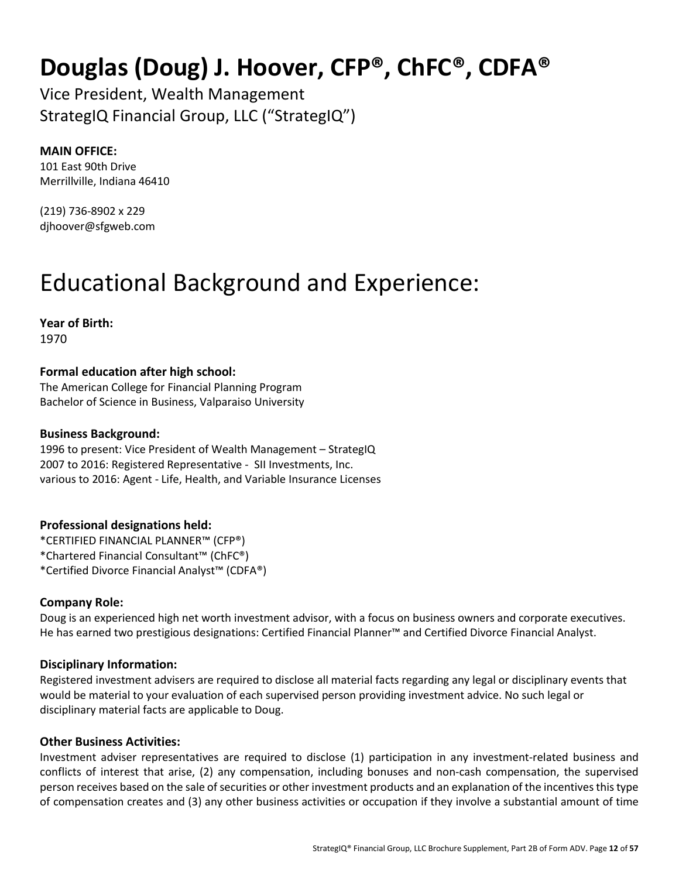# Douglas (Doug) J. Hoover, CFP®, ChFC®, CDFA®

Vice President, Wealth Management
StrategIQ Financial Group, LLC ("StrategIQ")

**MAIN OFFICE:**
101 East 90th Drive
Merrillville, Indiana 46410

(219) 736-8902 x 229
djhoover@sfgweb.com

## Educational Background and Experience:

**Year of Birth:**
1970

**Formal education after high school:**
The American College for Financial Planning Program
Bachelor of Science in Business, Valparaiso University

**Business Background:**
1996 to present: Vice President of Wealth Management – StrategIQ
2007 to 2016: Registered Representative - SII Investments, Inc.
various to 2016: Agent - Life, Health, and Variable Insurance Licenses

**Professional designations held:**
*CERTIFIED FINANCIAL PLANNER™ (CFP®)
*Chartered Financial Consultant™ (ChFC®)
*Certified Divorce Financial Analyst™ (CDFA®)

**Company Role:**
Doug is an experienced high net worth investment advisor, with a focus on business owners and corporate executives. He has earned two prestigious designations: Certified Financial Planner™ and Certified Divorce Financial Analyst.

**Disciplinary Information:**
Registered investment advisers are required to disclose all material facts regarding any legal or disciplinary events that would be material to your evaluation of each supervised person providing investment advice. No such legal or disciplinary material facts are applicable to Doug.

**Other Business Activities:**
Investment adviser representatives are required to disclose (1) participation in any investment-related business and conflicts of interest that arise, (2) any compensation, including bonuses and non-cash compensation, the supervised person receives based on the sale of securities or other investment products and an explanation of the incentives this type of compensation creates and (3) any other business activities or occupation if they involve a substantial amount of time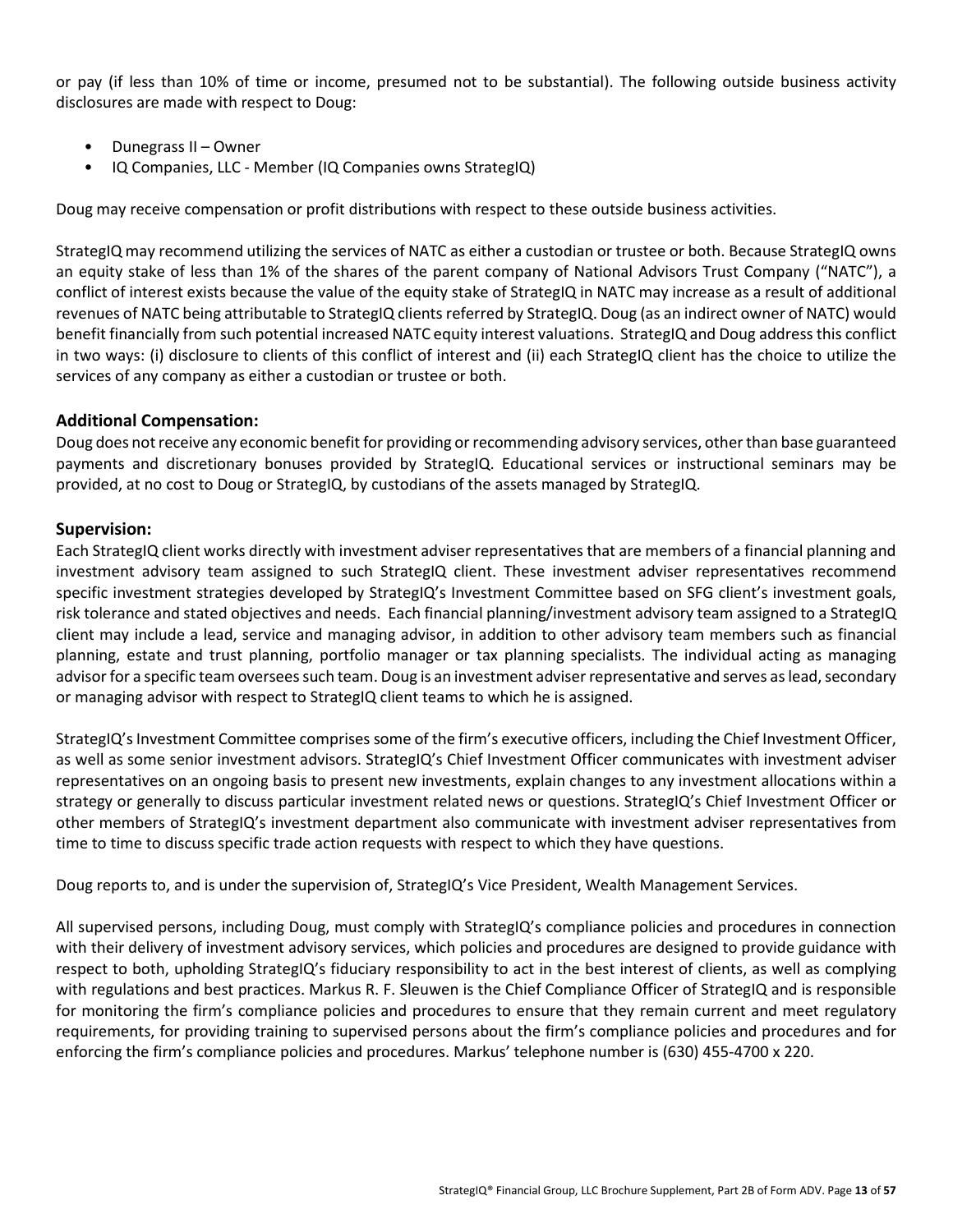or pay (if less than 10% of time or income, presumed not to be substantial). The following outside business activity disclosures are made with respect to Doug:

- Dunegrass II – Owner
- IQ Companies, LLC - Member (IQ Companies owns StrategIQ)

Doug may receive compensation or profit distributions with respect to these outside business activities.

StrategIQ may recommend utilizing the services of NATC as either a custodian or trustee or both. Because StrategIQ owns an equity stake of less than 1% of the shares of the parent company of National Advisors Trust Company ("NATC"), a conflict of interest exists because the value of the equity stake of StrategIQ in NATC may increase as a result of additional revenues of NATC being attributable to StrategIQ clients referred by StrategIQ. Doug (as an indirect owner of NATC) would benefit financially from such potential increased NATC equity interest valuations. StrategIQ and Doug address this conflict in two ways: (i) disclosure to clients of this conflict of interest and (ii) each StrategIQ client has the choice to utilize the services of any company as either a custodian or trustee or both.

### Additional Compensation:

Doug does not receive any economic benefit for providing or recommending advisory services, other than base guaranteed payments and discretionary bonuses provided by StrategIQ. Educational services or instructional seminars may be provided, at no cost to Doug or StrategIQ, by custodians of the assets managed by StrategIQ.

### Supervision:

Each StrategIQ client works directly with investment adviser representatives that are members of a financial planning and investment advisory team assigned to such StrategIQ client. These investment adviser representatives recommend specific investment strategies developed by StrategIQ's Investment Committee based on SFG client's investment goals, risk tolerance and stated objectives and needs. Each financial planning/investment advisory team assigned to a StrategIQ client may include a lead, service and managing advisor, in addition to other advisory team members such as financial planning, estate and trust planning, portfolio manager or tax planning specialists. The individual acting as managing advisor for a specific team oversees such team. Doug is an investment adviser representative and serves as lead, secondary or managing advisor with respect to StrategIQ client teams to which he is assigned.

StrategIQ's Investment Committee comprises some of the firm's executive officers, including the Chief Investment Officer, as well as some senior investment advisors. StrategIQ's Chief Investment Officer communicates with investment adviser representatives on an ongoing basis to present new investments, explain changes to any investment allocations within a strategy or generally to discuss particular investment related news or questions. StrategIQ's Chief Investment Officer or other members of StrategIQ's investment department also communicate with investment adviser representatives from time to time to discuss specific trade action requests with respect to which they have questions.

Doug reports to, and is under the supervision of, StrategIQ's Vice President, Wealth Management Services.

All supervised persons, including Doug, must comply with StrategIQ's compliance policies and procedures in connection with their delivery of investment advisory services, which policies and procedures are designed to provide guidance with respect to both, upholding StrategIQ's fiduciary responsibility to act in the best interest of clients, as well as complying with regulations and best practices. Markus R. F. Sleuwen is the Chief Compliance Officer of StrategIQ and is responsible for monitoring the firm's compliance policies and procedures to ensure that they remain current and meet regulatory requirements, for providing training to supervised persons about the firm's compliance policies and procedures and for enforcing the firm's compliance policies and procedures. Markus' telephone number is (630) 455-4700 x 220.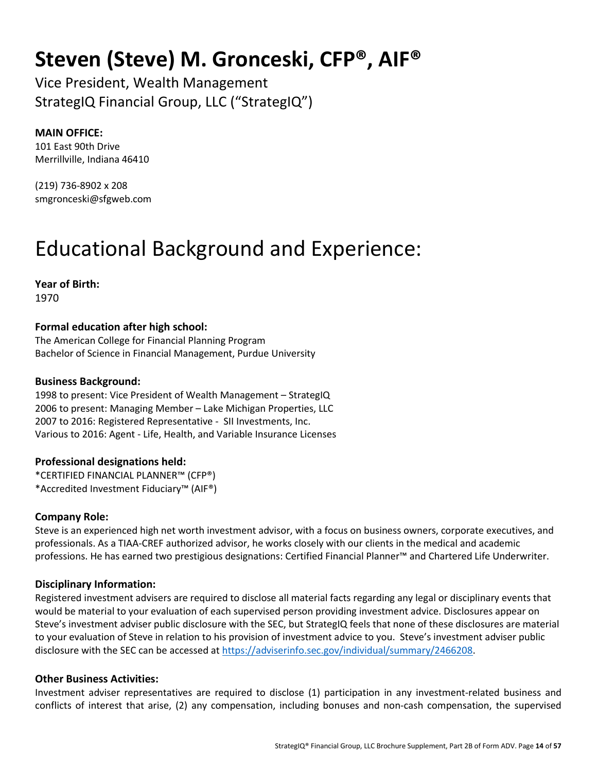# Steven (Steve) M. Gronceski, CFP®, AIF®

Vice President, Wealth Management
StrategIQ Financial Group, LLC ("StrategIQ")

**MAIN OFFICE:**
101 East 90th Drive
Merrillville, Indiana 46410

(219) 736-8902 x 208
smgronceski@sfgweb.com

# Educational Background and Experience:

**Year of Birth:**
1970

**Formal education after high school:**
The American College for Financial Planning Program
Bachelor of Science in Financial Management, Purdue University

**Business Background:**
1998 to present: Vice President of Wealth Management – StrategIQ
2006 to present: Managing Member – Lake Michigan Properties, LLC
2007 to 2016: Registered Representative - SII Investments, Inc.
Various to 2016: Agent - Life, Health, and Variable Insurance Licenses

**Professional designations held:**
*CERTIFIED FINANCIAL PLANNER™ (CFP®)
*Accredited Investment Fiduciary™ (AIF®)

**Company Role:**
Steve is an experienced high net worth investment advisor, with a focus on business owners, corporate executives, and professionals. As a TIAA-CREF authorized advisor, he works closely with our clients in the medical and academic professions. He has earned two prestigious designations: Certified Financial Planner™ and Chartered Life Underwriter.

**Disciplinary Information:**
Registered investment advisers are required to disclose all material facts regarding any legal or disciplinary events that would be material to your evaluation of each supervised person providing investment advice. Disclosures appear on Steve's investment adviser public disclosure with the SEC, but StrategIQ feels that none of these disclosures are material to your evaluation of Steve in relation to his provision of investment advice to you. Steve's investment adviser public disclosure with the SEC can be accessed at https://adviserinfo.sec.gov/individual/summary/2466208.

**Other Business Activities:**
Investment adviser representatives are required to disclose (1) participation in any investment-related business and conflicts of interest that arise, (2) any compensation, including bonuses and non-cash compensation, the supervised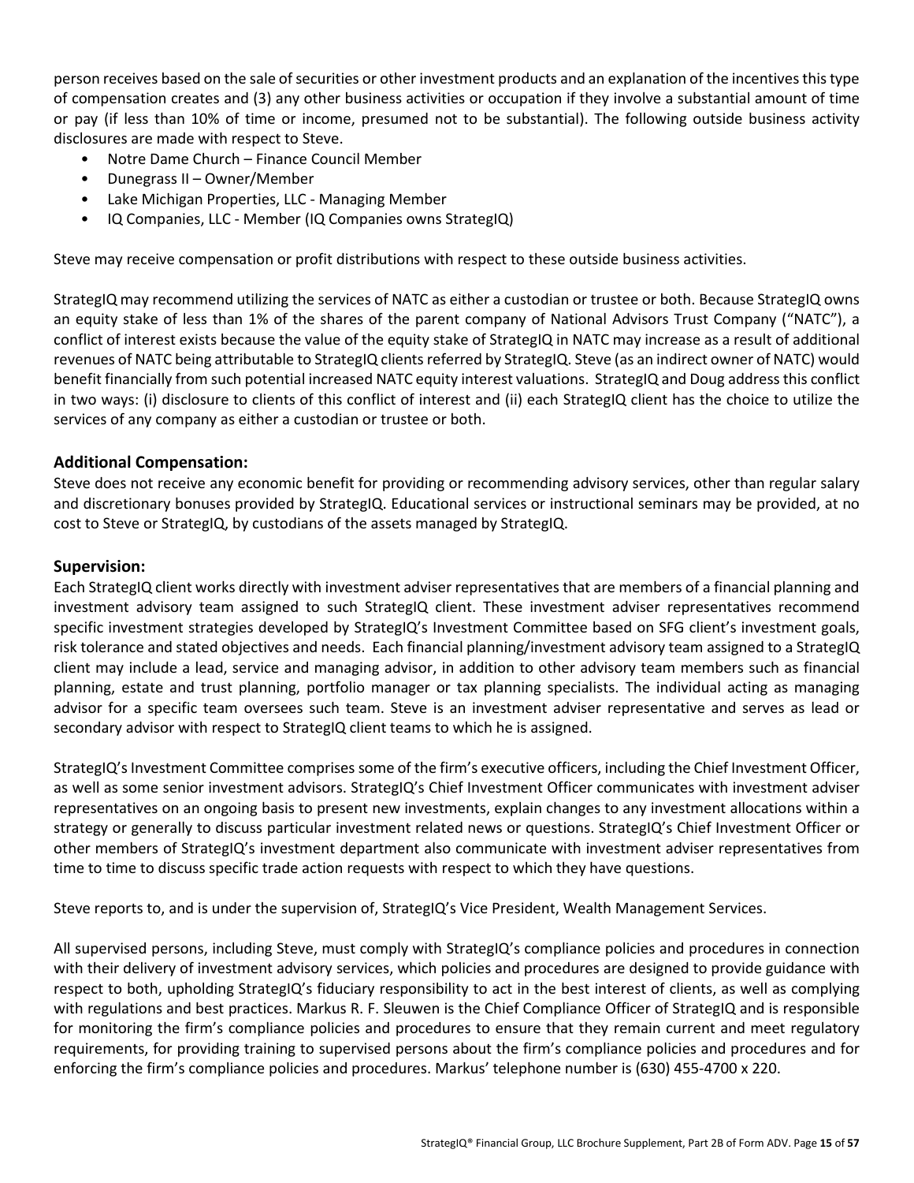person receives based on the sale of securities or other investment products and an explanation of the incentives this type of compensation creates and (3) any other business activities or occupation if they involve a substantial amount of time or pay (if less than 10% of time or income, presumed not to be substantial). The following outside business activity disclosures are made with respect to Steve.

- Notre Dame Church – Finance Council Member
- Dunegrass II – Owner/Member
- Lake Michigan Properties, LLC - Managing Member
- IQ Companies, LLC - Member (IQ Companies owns StrategIQ)

Steve may receive compensation or profit distributions with respect to these outside business activities.

StrategIQ may recommend utilizing the services of NATC as either a custodian or trustee or both. Because StrategIQ owns an equity stake of less than 1% of the shares of the parent company of National Advisors Trust Company ("NATC"), a conflict of interest exists because the value of the equity stake of StrategIQ in NATC may increase as a result of additional revenues of NATC being attributable to StrategIQ clients referred by StrategIQ. Steve (as an indirect owner of NATC) would benefit financially from such potential increased NATC equity interest valuations. StrategIQ and Doug address this conflict in two ways: (i) disclosure to clients of this conflict of interest and (ii) each StrategIQ client has the choice to utilize the services of any company as either a custodian or trustee or both.

### Additional Compensation:

Steve does not receive any economic benefit for providing or recommending advisory services, other than regular salary and discretionary bonuses provided by StrategIQ. Educational services or instructional seminars may be provided, at no cost to Steve or StrategIQ, by custodians of the assets managed by StrategIQ.

### Supervision:

Each StrategIQ client works directly with investment adviser representatives that are members of a financial planning and investment advisory team assigned to such StrategIQ client. These investment adviser representatives recommend specific investment strategies developed by StrategIQ's Investment Committee based on SFG client's investment goals, risk tolerance and stated objectives and needs. Each financial planning/investment advisory team assigned to a StrategIQ client may include a lead, service and managing advisor, in addition to other advisory team members such as financial planning, estate and trust planning, portfolio manager or tax planning specialists. The individual acting as managing advisor for a specific team oversees such team. Steve is an investment adviser representative and serves as lead or secondary advisor with respect to StrategIQ client teams to which he is assigned.

StrategIQ's Investment Committee comprises some of the firm's executive officers, including the Chief Investment Officer, as well as some senior investment advisors. StrategIQ's Chief Investment Officer communicates with investment adviser representatives on an ongoing basis to present new investments, explain changes to any investment allocations within a strategy or generally to discuss particular investment related news or questions. StrategIQ's Chief Investment Officer or other members of StrategIQ's investment department also communicate with investment adviser representatives from time to time to discuss specific trade action requests with respect to which they have questions.

Steve reports to, and is under the supervision of, StrategIQ's Vice President, Wealth Management Services.

All supervised persons, including Steve, must comply with StrategIQ's compliance policies and procedures in connection with their delivery of investment advisory services, which policies and procedures are designed to provide guidance with respect to both, upholding StrategIQ's fiduciary responsibility to act in the best interest of clients, as well as complying with regulations and best practices. Markus R. F. Sleuwen is the Chief Compliance Officer of StrategIQ and is responsible for monitoring the firm's compliance policies and procedures to ensure that they remain current and meet regulatory requirements, for providing training to supervised persons about the firm's compliance policies and procedures and for enforcing the firm's compliance policies and procedures. Markus' telephone number is (630) 455-4700 x 220.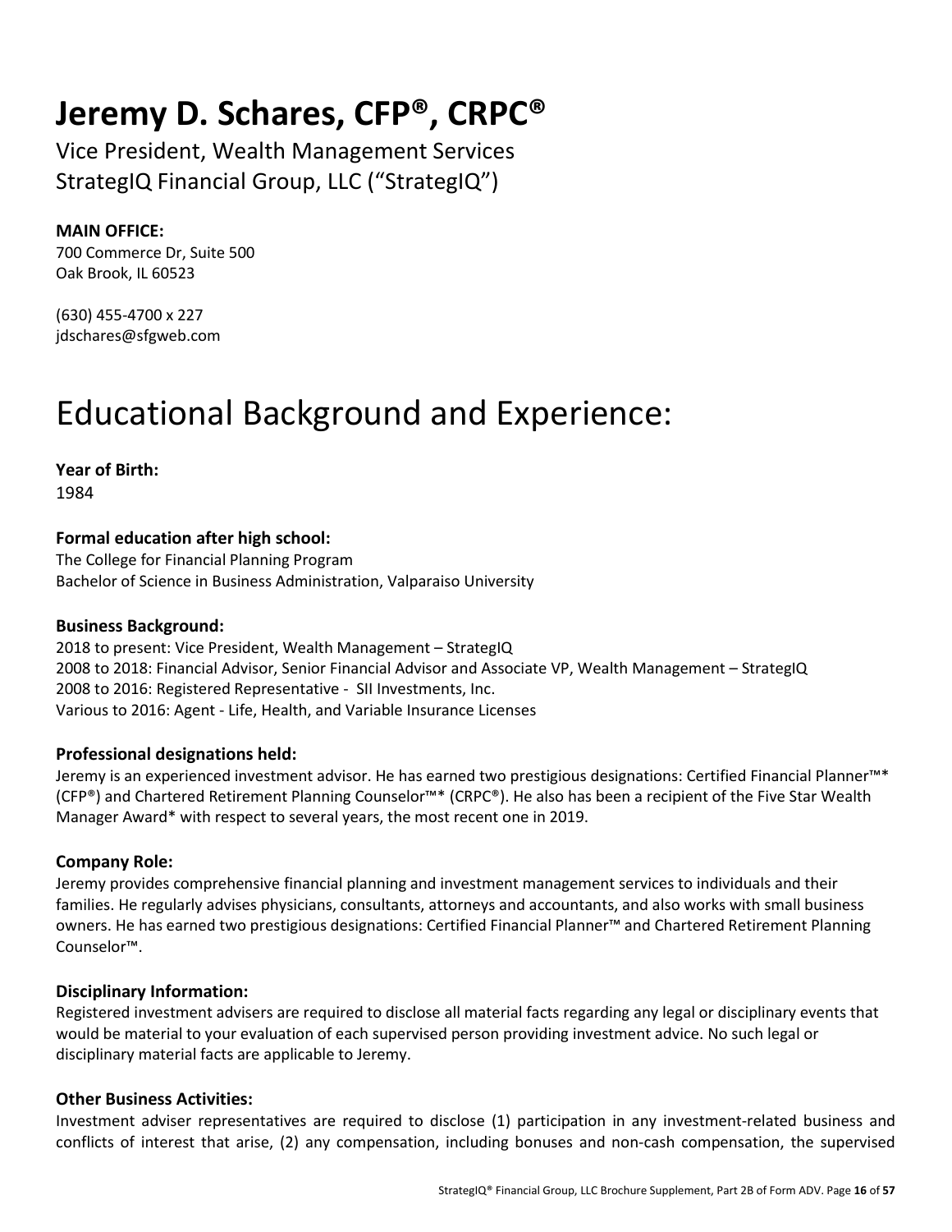# Jeremy D. Schares, CFP®, CRPC®

Vice President, Wealth Management Services
StrategIQ Financial Group, LLC ("StrategIQ")

**MAIN OFFICE:**
700 Commerce Dr, Suite 500
Oak Brook, IL 60523

(630) 455-4700 x 227
jdschares@sfgweb.com

# Educational Background and Experience:

**Year of Birth:**
1984

**Formal education after high school:**
The College for Financial Planning Program
Bachelor of Science in Business Administration, Valparaiso University

**Business Background:**
2018 to present: Vice President, Wealth Management – StrategIQ
2008 to 2018: Financial Advisor, Senior Financial Advisor and Associate VP, Wealth Management – StrategIQ
2008 to 2016: Registered Representative - SII Investments, Inc.
Various to 2016: Agent - Life, Health, and Variable Insurance Licenses

**Professional designations held:**
Jeremy is an experienced investment advisor. He has earned two prestigious designations: Certified Financial Planner™* (CFP®) and Chartered Retirement Planning Counselor™* (CRPC®). He also has been a recipient of the Five Star Wealth Manager Award* with respect to several years, the most recent one in 2019.

**Company Role:**
Jeremy provides comprehensive financial planning and investment management services to individuals and their families. He regularly advises physicians, consultants, attorneys and accountants, and also works with small business owners. He has earned two prestigious designations: Certified Financial Planner™ and Chartered Retirement Planning Counselor™.

**Disciplinary Information:**
Registered investment advisers are required to disclose all material facts regarding any legal or disciplinary events that would be material to your evaluation of each supervised person providing investment advice. No such legal or disciplinary material facts are applicable to Jeremy.

**Other Business Activities:**
Investment adviser representatives are required to disclose (1) participation in any investment-related business and conflicts of interest that arise, (2) any compensation, including bonuses and non-cash compensation, the supervised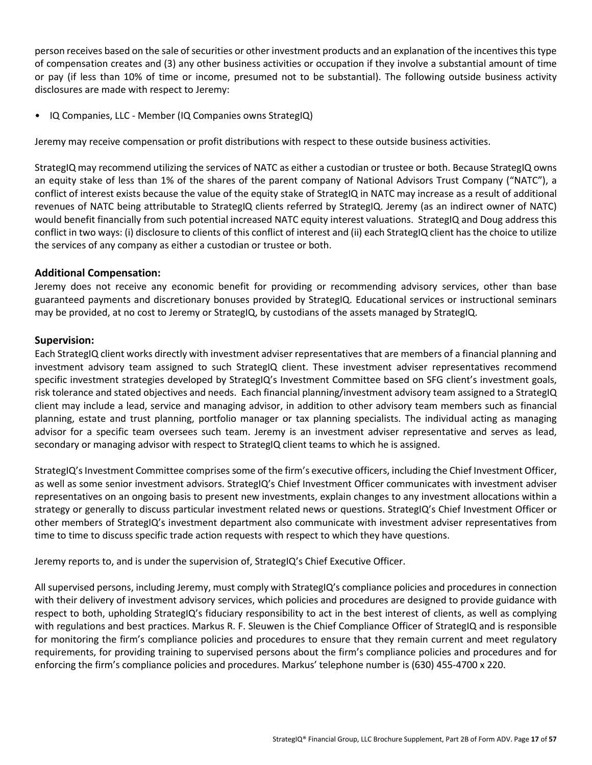person receives based on the sale of securities or other investment products and an explanation of the incentives this type of compensation creates and (3) any other business activities or occupation if they involve a substantial amount of time or pay (if less than 10% of time or income, presumed not to be substantial). The following outside business activity disclosures are made with respect to Jeremy:

- IQ Companies, LLC - Member (IQ Companies owns StrategIQ)

Jeremy may receive compensation or profit distributions with respect to these outside business activities.

StrategIQ may recommend utilizing the services of NATC as either a custodian or trustee or both. Because StrategIQ owns an equity stake of less than 1% of the shares of the parent company of National Advisors Trust Company ("NATC"), a conflict of interest exists because the value of the equity stake of StrategIQ in NATC may increase as a result of additional revenues of NATC being attributable to StrategIQ clients referred by StrategIQ. Jeremy (as an indirect owner of NATC) would benefit financially from such potential increased NATC equity interest valuations. StrategIQ and Doug address this conflict in two ways: (i) disclosure to clients of this conflict of interest and (ii) each StrategIQ client has the choice to utilize the services of any company as either a custodian or trustee or both.

### Additional Compensation:

Jeremy does not receive any economic benefit for providing or recommending advisory services, other than base guaranteed payments and discretionary bonuses provided by StrategIQ. Educational services or instructional seminars may be provided, at no cost to Jeremy or StrategIQ, by custodians of the assets managed by StrategIQ.

### Supervision:

Each StrategIQ client works directly with investment adviser representatives that are members of a financial planning and investment advisory team assigned to such StrategIQ client. These investment adviser representatives recommend specific investment strategies developed by StrategIQ's Investment Committee based on SFG client's investment goals, risk tolerance and stated objectives and needs. Each financial planning/investment advisory team assigned to a StrategIQ client may include a lead, service and managing advisor, in addition to other advisory team members such as financial planning, estate and trust planning, portfolio manager or tax planning specialists. The individual acting as managing advisor for a specific team oversees such team. Jeremy is an investment adviser representative and serves as lead, secondary or managing advisor with respect to StrategIQ client teams to which he is assigned.

StrategIQ's Investment Committee comprises some of the firm's executive officers, including the Chief Investment Officer, as well as some senior investment advisors. StrategIQ's Chief Investment Officer communicates with investment adviser representatives on an ongoing basis to present new investments, explain changes to any investment allocations within a strategy or generally to discuss particular investment related news or questions. StrategIQ's Chief Investment Officer or other members of StrategIQ's investment department also communicate with investment adviser representatives from time to time to discuss specific trade action requests with respect to which they have questions.

Jeremy reports to, and is under the supervision of, StrategIQ's Chief Executive Officer.

All supervised persons, including Jeremy, must comply with StrategIQ's compliance policies and procedures in connection with their delivery of investment advisory services, which policies and procedures are designed to provide guidance with respect to both, upholding StrategIQ's fiduciary responsibility to act in the best interest of clients, as well as complying with regulations and best practices. Markus R. F. Sleuwen is the Chief Compliance Officer of StrategIQ and is responsible for monitoring the firm's compliance policies and procedures to ensure that they remain current and meet regulatory requirements, for providing training to supervised persons about the firm's compliance policies and procedures and for enforcing the firm's compliance policies and procedures. Markus' telephone number is (630) 455-4700 x 220.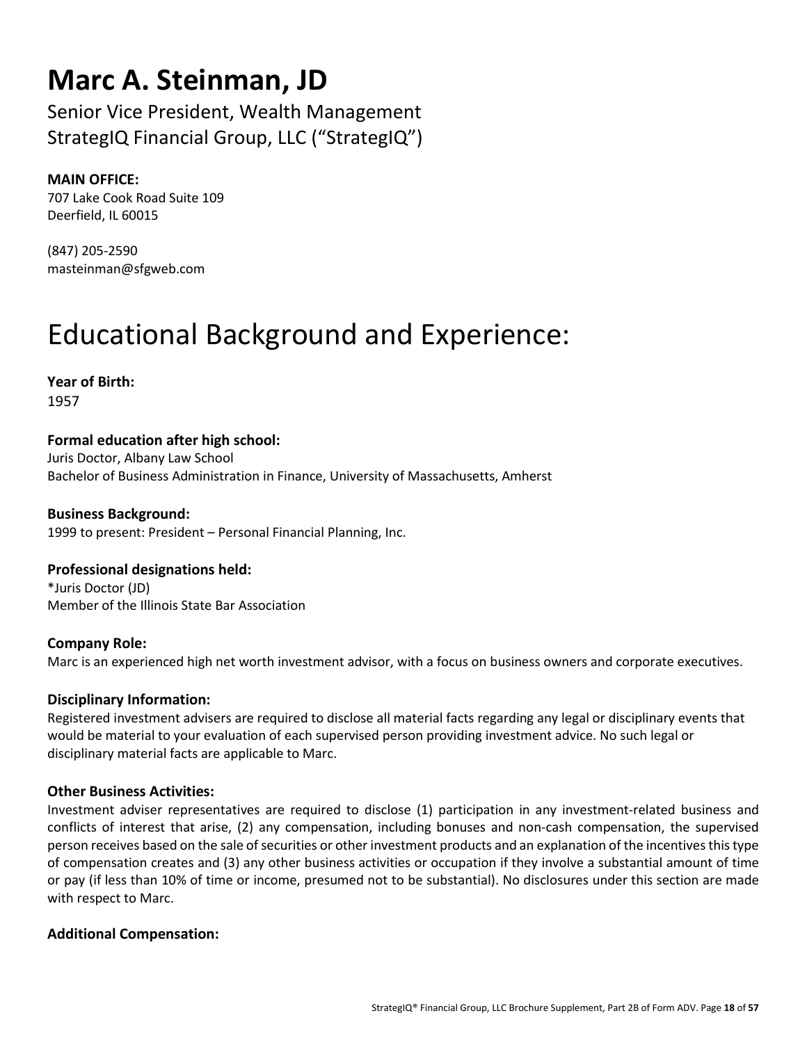# Marc A. Steinman, JD

Senior Vice President, Wealth Management
StrategIQ Financial Group, LLC ("StrategIQ")

**MAIN OFFICE:**
707 Lake Cook Road Suite 109
Deerfield, IL 60015

(847) 205-2590
masteinman@sfgweb.com

# Educational Background and Experience:

**Year of Birth:**
1957

**Formal education after high school:**
Juris Doctor, Albany Law School
Bachelor of Business Administration in Finance, University of Massachusetts, Amherst

**Business Background:**
1999 to present: President – Personal Financial Planning, Inc.

**Professional designations held:**
*Juris Doctor (JD)
Member of the Illinois State Bar Association

**Company Role:**
Marc is an experienced high net worth investment advisor, with a focus on business owners and corporate executives.

**Disciplinary Information:**
Registered investment advisers are required to disclose all material facts regarding any legal or disciplinary events that would be material to your evaluation of each supervised person providing investment advice. No such legal or disciplinary material facts are applicable to Marc.

**Other Business Activities:**
Investment adviser representatives are required to disclose (1) participation in any investment-related business and conflicts of interest that arise, (2) any compensation, including bonuses and non-cash compensation, the supervised person receives based on the sale of securities or other investment products and an explanation of the incentives this type of compensation creates and (3) any other business activities or occupation if they involve a substantial amount of time or pay (if less than 10% of time or income, presumed not to be substantial). No disclosures under this section are made with respect to Marc.

**Additional Compensation:**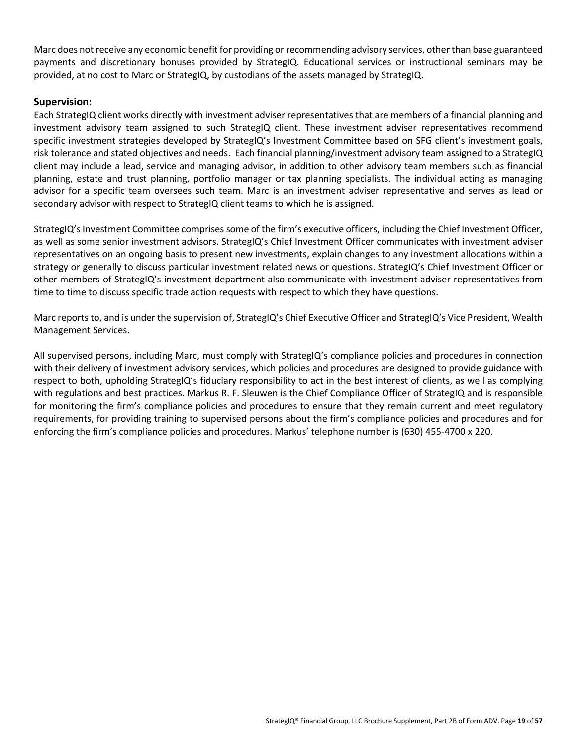Marc does not receive any economic benefit for providing or recommending advisory services, other than base guaranteed payments and discretionary bonuses provided by StrategIQ. Educational services or instructional seminars may be provided, at no cost to Marc or StrategIQ, by custodians of the assets managed by StrategIQ.

### Supervision:

Each StrategIQ client works directly with investment adviser representatives that are members of a financial planning and investment advisory team assigned to such StrategIQ client. These investment adviser representatives recommend specific investment strategies developed by StrategIQ's Investment Committee based on SFG client's investment goals, risk tolerance and stated objectives and needs. Each financial planning/investment advisory team assigned to a StrategIQ client may include a lead, service and managing advisor, in addition to other advisory team members such as financial planning, estate and trust planning, portfolio manager or tax planning specialists. The individual acting as managing advisor for a specific team oversees such team. Marc is an investment adviser representative and serves as lead or secondary advisor with respect to StrategIQ client teams to which he is assigned.

StrategIQ's Investment Committee comprises some of the firm's executive officers, including the Chief Investment Officer, as well as some senior investment advisors. StrategIQ's Chief Investment Officer communicates with investment adviser representatives on an ongoing basis to present new investments, explain changes to any investment allocations within a strategy or generally to discuss particular investment related news or questions. StrategIQ's Chief Investment Officer or other members of StrategIQ's investment department also communicate with investment adviser representatives from time to time to discuss specific trade action requests with respect to which they have questions.

Marc reports to, and is under the supervision of, StrategIQ's Chief Executive Officer and StrategIQ's Vice President, Wealth Management Services.

All supervised persons, including Marc, must comply with StrategIQ's compliance policies and procedures in connection with their delivery of investment advisory services, which policies and procedures are designed to provide guidance with respect to both, upholding StrategIQ's fiduciary responsibility to act in the best interest of clients, as well as complying with regulations and best practices. Markus R. F. Sleuwen is the Chief Compliance Officer of StrategIQ and is responsible for monitoring the firm's compliance policies and procedures to ensure that they remain current and meet regulatory requirements, for providing training to supervised persons about the firm's compliance policies and procedures and for enforcing the firm's compliance policies and procedures. Markus' telephone number is (630) 455-4700 x 220.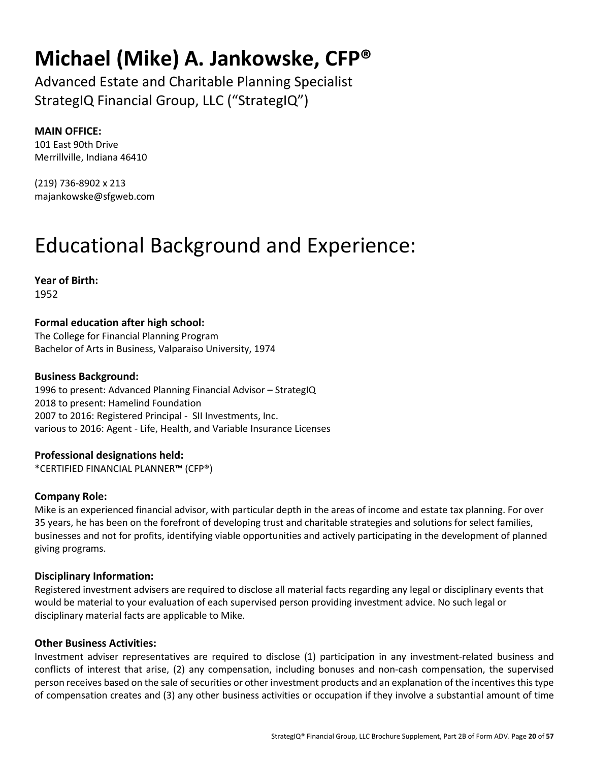# Michael (Mike) A. Jankowske, CFP®

Advanced Estate and Charitable Planning Specialist
StrategIQ Financial Group, LLC ("StrategIQ")

**MAIN OFFICE:**
101 East 90th Drive
Merrillville, Indiana 46410

(219) 736-8902 x 213
majankowske@sfgweb.com

## Educational Background and Experience:

**Year of Birth:**
1952

**Formal education after high school:**
The College for Financial Planning Program
Bachelor of Arts in Business, Valparaiso University, 1974

**Business Background:**
1996 to present: Advanced Planning Financial Advisor – StrategIQ
2018 to present: Hamelind Foundation
2007 to 2016: Registered Principal - SII Investments, Inc.
various to 2016: Agent - Life, Health, and Variable Insurance Licenses

**Professional designations held:**
*CERTIFIED FINANCIAL PLANNER™ (CFP®)

**Company Role:**
Mike is an experienced financial advisor, with particular depth in the areas of income and estate tax planning. For over 35 years, he has been on the forefront of developing trust and charitable strategies and solutions for select families, businesses and not for profits, identifying viable opportunities and actively participating in the development of planned giving programs.

**Disciplinary Information:**
Registered investment advisers are required to disclose all material facts regarding any legal or disciplinary events that would be material to your evaluation of each supervised person providing investment advice. No such legal or disciplinary material facts are applicable to Mike.

**Other Business Activities:**
Investment adviser representatives are required to disclose (1) participation in any investment-related business and conflicts of interest that arise, (2) any compensation, including bonuses and non-cash compensation, the supervised person receives based on the sale of securities or other investment products and an explanation of the incentives this type of compensation creates and (3) any other business activities or occupation if they involve a substantial amount of time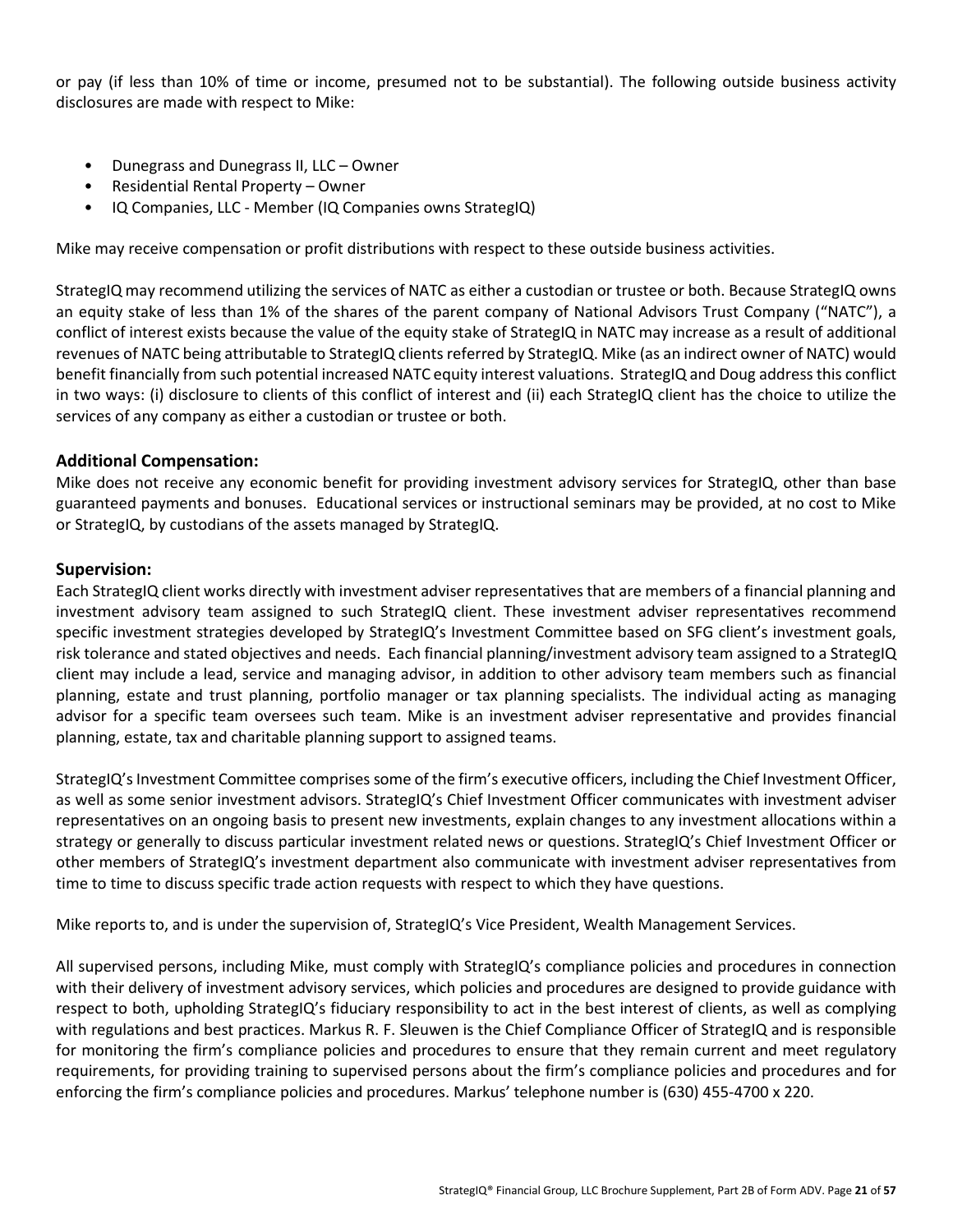or pay (if less than 10% of time or income, presumed not to be substantial). The following outside business activity disclosures are made with respect to Mike:

- Dunegrass and Dunegrass II, LLC – Owner
- Residential Rental Property – Owner
- IQ Companies, LLC - Member (IQ Companies owns StrategIQ)

Mike may receive compensation or profit distributions with respect to these outside business activities.

StrategIQ may recommend utilizing the services of NATC as either a custodian or trustee or both. Because StrategIQ owns an equity stake of less than 1% of the shares of the parent company of National Advisors Trust Company ("NATC"), a conflict of interest exists because the value of the equity stake of StrategIQ in NATC may increase as a result of additional revenues of NATC being attributable to StrategIQ clients referred by StrategIQ. Mike (as an indirect owner of NATC) would benefit financially from such potential increased NATC equity interest valuations. StrategIQ and Doug address this conflict in two ways: (i) disclosure to clients of this conflict of interest and (ii) each StrategIQ client has the choice to utilize the services of any company as either a custodian or trustee or both.

### Additional Compensation:

Mike does not receive any economic benefit for providing investment advisory services for StrategIQ, other than base guaranteed payments and bonuses. Educational services or instructional seminars may be provided, at no cost to Mike or StrategIQ, by custodians of the assets managed by StrategIQ.

### Supervision:

Each StrategIQ client works directly with investment adviser representatives that are members of a financial planning and investment advisory team assigned to such StrategIQ client. These investment adviser representatives recommend specific investment strategies developed by StrategIQ's Investment Committee based on SFG client's investment goals, risk tolerance and stated objectives and needs. Each financial planning/investment advisory team assigned to a StrategIQ client may include a lead, service and managing advisor, in addition to other advisory team members such as financial planning, estate and trust planning, portfolio manager or tax planning specialists. The individual acting as managing advisor for a specific team oversees such team. Mike is an investment adviser representative and provides financial planning, estate, tax and charitable planning support to assigned teams.

StrategIQ's Investment Committee comprises some of the firm's executive officers, including the Chief Investment Officer, as well as some senior investment advisors. StrategIQ's Chief Investment Officer communicates with investment adviser representatives on an ongoing basis to present new investments, explain changes to any investment allocations within a strategy or generally to discuss particular investment related news or questions. StrategIQ's Chief Investment Officer or other members of StrategIQ's investment department also communicate with investment adviser representatives from time to time to discuss specific trade action requests with respect to which they have questions.

Mike reports to, and is under the supervision of, StrategIQ's Vice President, Wealth Management Services.

All supervised persons, including Mike, must comply with StrategIQ's compliance policies and procedures in connection with their delivery of investment advisory services, which policies and procedures are designed to provide guidance with respect to both, upholding StrategIQ's fiduciary responsibility to act in the best interest of clients, as well as complying with regulations and best practices. Markus R. F. Sleuwen is the Chief Compliance Officer of StrategIQ and is responsible for monitoring the firm's compliance policies and procedures to ensure that they remain current and meet regulatory requirements, for providing training to supervised persons about the firm's compliance policies and procedures and for enforcing the firm's compliance policies and procedures. Markus' telephone number is (630) 455-4700 x 220.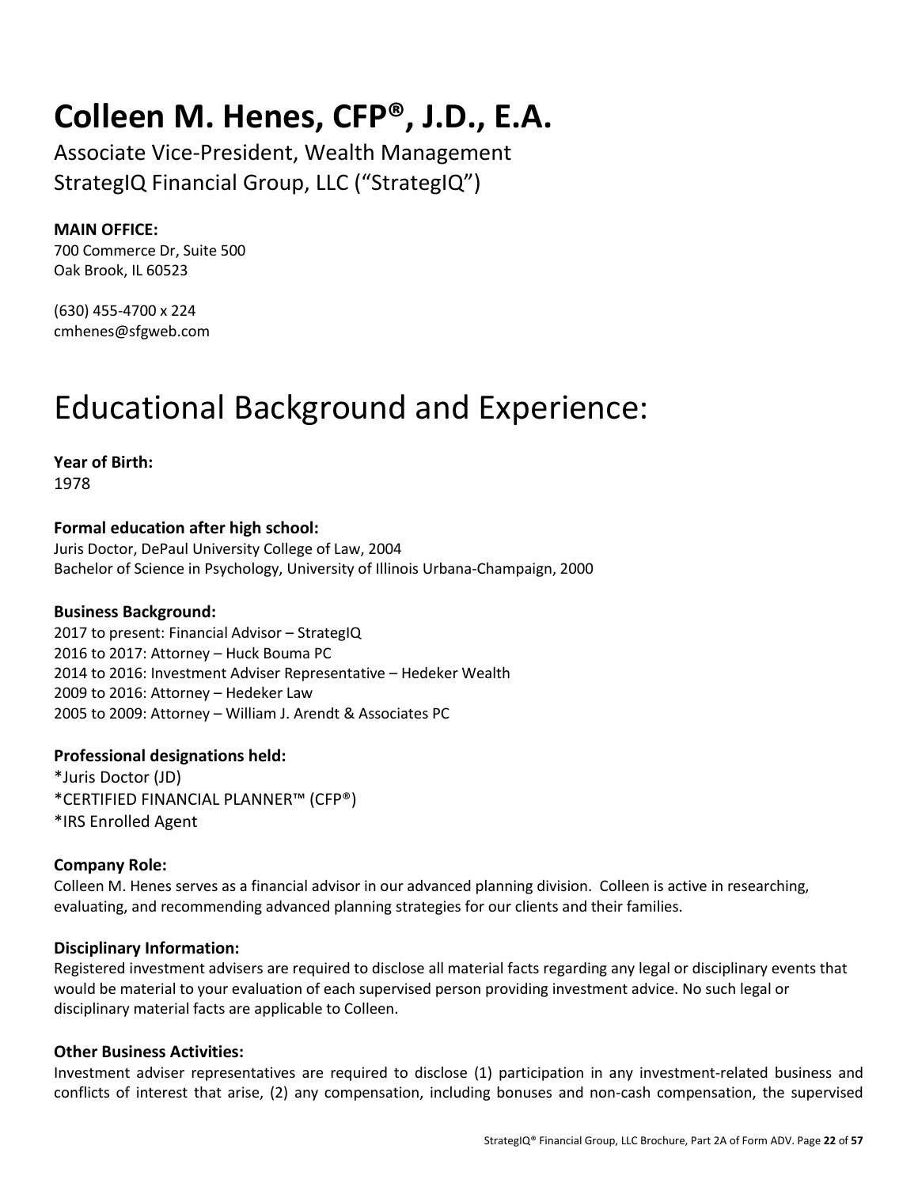# Colleen M. Henes, CFP®, J.D., E.A.

Associate Vice-President, Wealth Management
StrategIQ Financial Group, LLC ("StrategIQ")

**MAIN OFFICE:**
700 Commerce Dr, Suite 500
Oak Brook, IL 60523

(630) 455-4700 x 224
cmhenes@sfgweb.com

# Educational Background and Experience:

**Year of Birth:**
1978

**Formal education after high school:**
Juris Doctor, DePaul University College of Law, 2004
Bachelor of Science in Psychology, University of Illinois Urbana-Champaign, 2000

**Business Background:**
2017 to present: Financial Advisor – StrategIQ
2016 to 2017: Attorney – Huck Bouma PC
2014 to 2016: Investment Adviser Representative – Hedeker Wealth
2009 to 2016: Attorney – Hedeker Law
2005 to 2009: Attorney – William J. Arendt & Associates PC

**Professional designations held:**
*Juris Doctor (JD)
*CERTIFIED FINANCIAL PLANNER™ (CFP®)
*IRS Enrolled Agent

**Company Role:**
Colleen M. Henes serves as a financial advisor in our advanced planning division. Colleen is active in researching, evaluating, and recommending advanced planning strategies for our clients and their families.

**Disciplinary Information:**
Registered investment advisers are required to disclose all material facts regarding any legal or disciplinary events that would be material to your evaluation of each supervised person providing investment advice. No such legal or disciplinary material facts are applicable to Colleen.

**Other Business Activities:**
Investment adviser representatives are required to disclose (1) participation in any investment-related business and conflicts of interest that arise, (2) any compensation, including bonuses and non-cash compensation, the supervised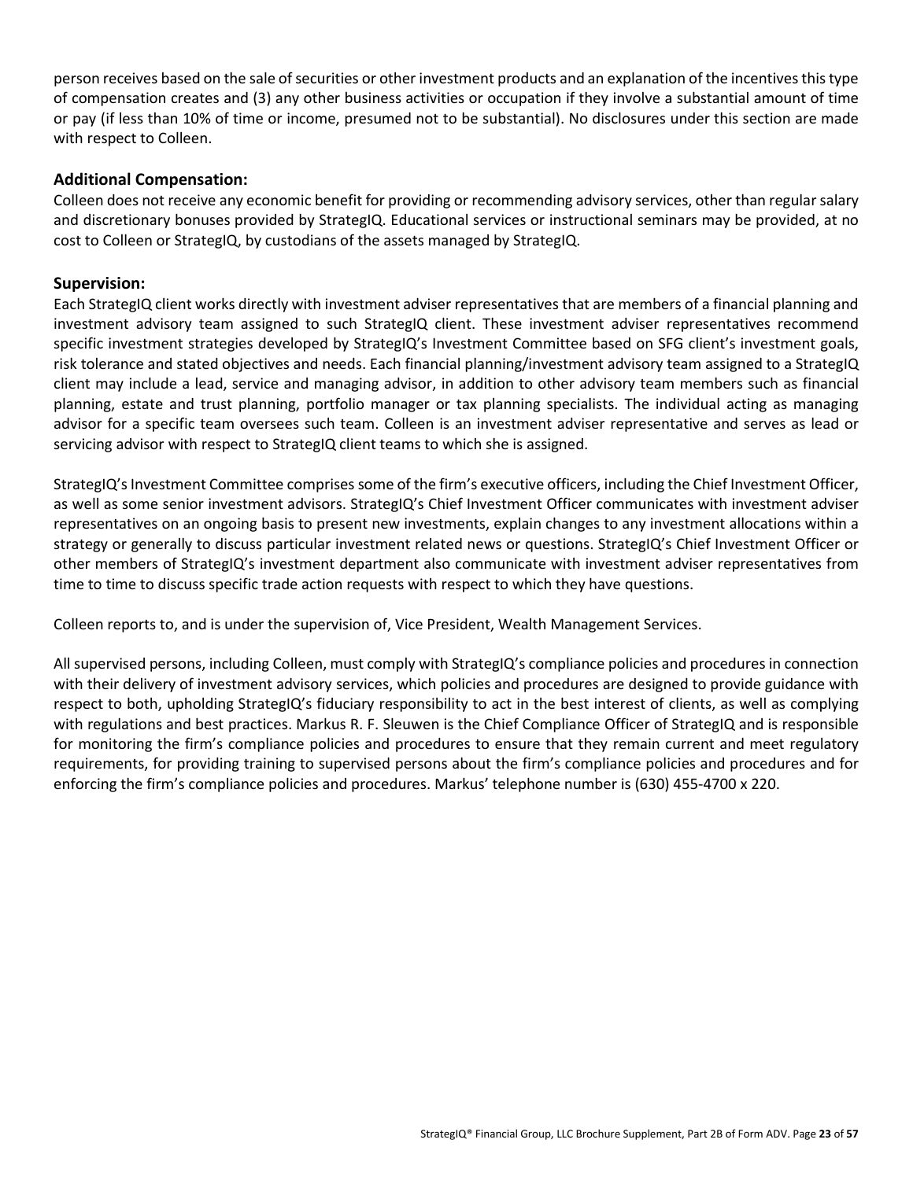person receives based on the sale of securities or other investment products and an explanation of the incentives this type of compensation creates and (3) any other business activities or occupation if they involve a substantial amount of time or pay (if less than 10% of time or income, presumed not to be substantial). No disclosures under this section are made with respect to Colleen.

### Additional Compensation:

Colleen does not receive any economic benefit for providing or recommending advisory services, other than regular salary and discretionary bonuses provided by StrategIQ. Educational services or instructional seminars may be provided, at no cost to Colleen or StrategIQ, by custodians of the assets managed by StrategIQ.

### Supervision:

Each StrategIQ client works directly with investment adviser representatives that are members of a financial planning and investment advisory team assigned to such StrategIQ client. These investment adviser representatives recommend specific investment strategies developed by StrategIQ's Investment Committee based on SFG client's investment goals, risk tolerance and stated objectives and needs. Each financial planning/investment advisory team assigned to a StrategIQ client may include a lead, service and managing advisor, in addition to other advisory team members such as financial planning, estate and trust planning, portfolio manager or tax planning specialists. The individual acting as managing advisor for a specific team oversees such team. Colleen is an investment adviser representative and serves as lead or servicing advisor with respect to StrategIQ client teams to which she is assigned.

StrategIQ's Investment Committee comprises some of the firm's executive officers, including the Chief Investment Officer, as well as some senior investment advisors. StrategIQ's Chief Investment Officer communicates with investment adviser representatives on an ongoing basis to present new investments, explain changes to any investment allocations within a strategy or generally to discuss particular investment related news or questions. StrategIQ's Chief Investment Officer or other members of StrategIQ's investment department also communicate with investment adviser representatives from time to time to discuss specific trade action requests with respect to which they have questions.

Colleen reports to, and is under the supervision of, Vice President, Wealth Management Services.

All supervised persons, including Colleen, must comply with StrategIQ's compliance policies and procedures in connection with their delivery of investment advisory services, which policies and procedures are designed to provide guidance with respect to both, upholding StrategIQ's fiduciary responsibility to act in the best interest of clients, as well as complying with regulations and best practices. Markus R. F. Sleuwen is the Chief Compliance Officer of StrategIQ and is responsible for monitoring the firm's compliance policies and procedures to ensure that they remain current and meet regulatory requirements, for providing training to supervised persons about the firm's compliance policies and procedures and for enforcing the firm's compliance policies and procedures. Markus' telephone number is (630) 455-4700 x 220.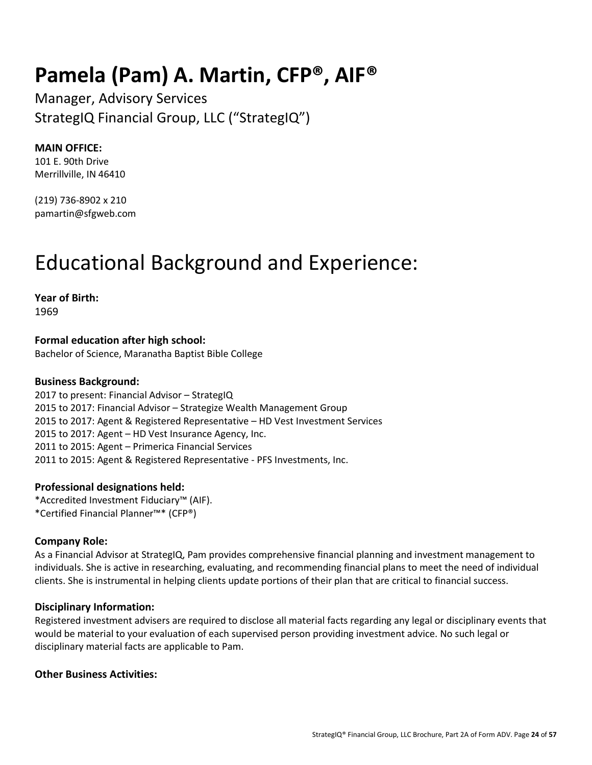# Pamela (Pam) A. Martin, CFP®, AIF®

Manager, Advisory Services
StrategIQ Financial Group, LLC ("StrategIQ")

**MAIN OFFICE:**
101 E. 90th Drive
Merrillville, IN 46410

(219) 736-8902 x 210
pamartin@sfgweb.com

# Educational Background and Experience:

**Year of Birth:**
1969

**Formal education after high school:**
Bachelor of Science, Maranatha Baptist Bible College

**Business Background:**
2017 to present: Financial Advisor – StrategIQ
2015 to 2017: Financial Advisor – Strategize Wealth Management Group
2015 to 2017: Agent & Registered Representative – HD Vest Investment Services
2015 to 2017: Agent – HD Vest Insurance Agency, Inc.
2011 to 2015: Agent – Primerica Financial Services
2011 to 2015: Agent & Registered Representative - PFS Investments, Inc.

**Professional designations held:**
*Accredited Investment Fiduciary™ (AIF).
*Certified Financial Planner™* (CFP®)

**Company Role:**
As a Financial Advisor at StrategIQ, Pam provides comprehensive financial planning and investment management to individuals. She is active in researching, evaluating, and recommending financial plans to meet the need of individual clients. She is instrumental in helping clients update portions of their plan that are critical to financial success.

**Disciplinary Information:**
Registered investment advisers are required to disclose all material facts regarding any legal or disciplinary events that would be material to your evaluation of each supervised person providing investment advice. No such legal or disciplinary material facts are applicable to Pam.

**Other Business Activities:**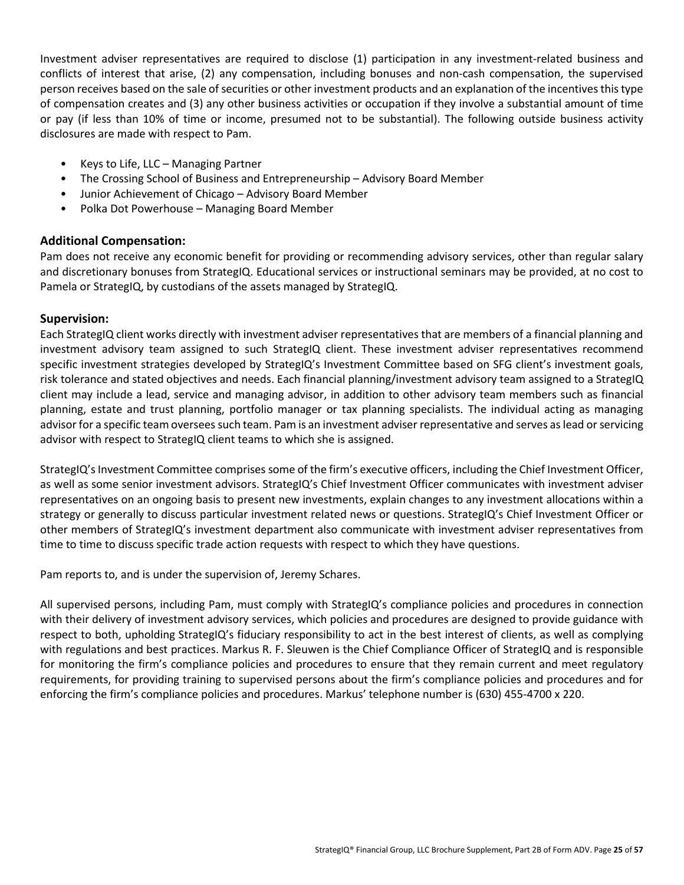Investment adviser representatives are required to disclose (1) participation in any investment-related business and conflicts of interest that arise, (2) any compensation, including bonuses and non-cash compensation, the supervised person receives based on the sale of securities or other investment products and an explanation of the incentives this type of compensation creates and (3) any other business activities or occupation if they involve a substantial amount of time or pay (if less than 10% of time or income, presumed not to be substantial). The following outside business activity disclosures are made with respect to Pam.

- Keys to Life, LLC – Managing Partner
- The Crossing School of Business and Entrepreneurship – Advisory Board Member
- Junior Achievement of Chicago – Advisory Board Member
- Polka Dot Powerhouse – Managing Board Member

### Additional Compensation:

Pam does not receive any economic benefit for providing or recommending advisory services, other than regular salary and discretionary bonuses from StrategIQ. Educational services or instructional seminars may be provided, at no cost to Pamela or StrategIQ, by custodians of the assets managed by StrategIQ.

### Supervision:

Each StrategIQ client works directly with investment adviser representatives that are members of a financial planning and investment advisory team assigned to such StrategIQ client. These investment adviser representatives recommend specific investment strategies developed by StrategIQ's Investment Committee based on SFG client's investment goals, risk tolerance and stated objectives and needs. Each financial planning/investment advisory team assigned to a StrategIQ client may include a lead, service and managing advisor, in addition to other advisory team members such as financial planning, estate and trust planning, portfolio manager or tax planning specialists. The individual acting as managing advisor for a specific team oversees such team. Pam is an investment adviser representative and serves as lead or servicing advisor with respect to StrategIQ client teams to which she is assigned.

StrategIQ's Investment Committee comprises some of the firm's executive officers, including the Chief Investment Officer, as well as some senior investment advisors. StrategIQ's Chief Investment Officer communicates with investment adviser representatives on an ongoing basis to present new investments, explain changes to any investment allocations within a strategy or generally to discuss particular investment related news or questions. StrategIQ's Chief Investment Officer or other members of StrategIQ's investment department also communicate with investment adviser representatives from time to time to discuss specific trade action requests with respect to which they have questions.

Pam reports to, and is under the supervision of, Jeremy Schares.

All supervised persons, including Pam, must comply with StrategIQ's compliance policies and procedures in connection with their delivery of investment advisory services, which policies and procedures are designed to provide guidance with respect to both, upholding StrategIQ's fiduciary responsibility to act in the best interest of clients, as well as complying with regulations and best practices. Markus R. F. Sleuwen is the Chief Compliance Officer of StrategIQ and is responsible for monitoring the firm's compliance policies and procedures to ensure that they remain current and meet regulatory requirements, for providing training to supervised persons about the firm's compliance policies and procedures and for enforcing the firm's compliance policies and procedures. Markus' telephone number is (630) 455-4700 x 220.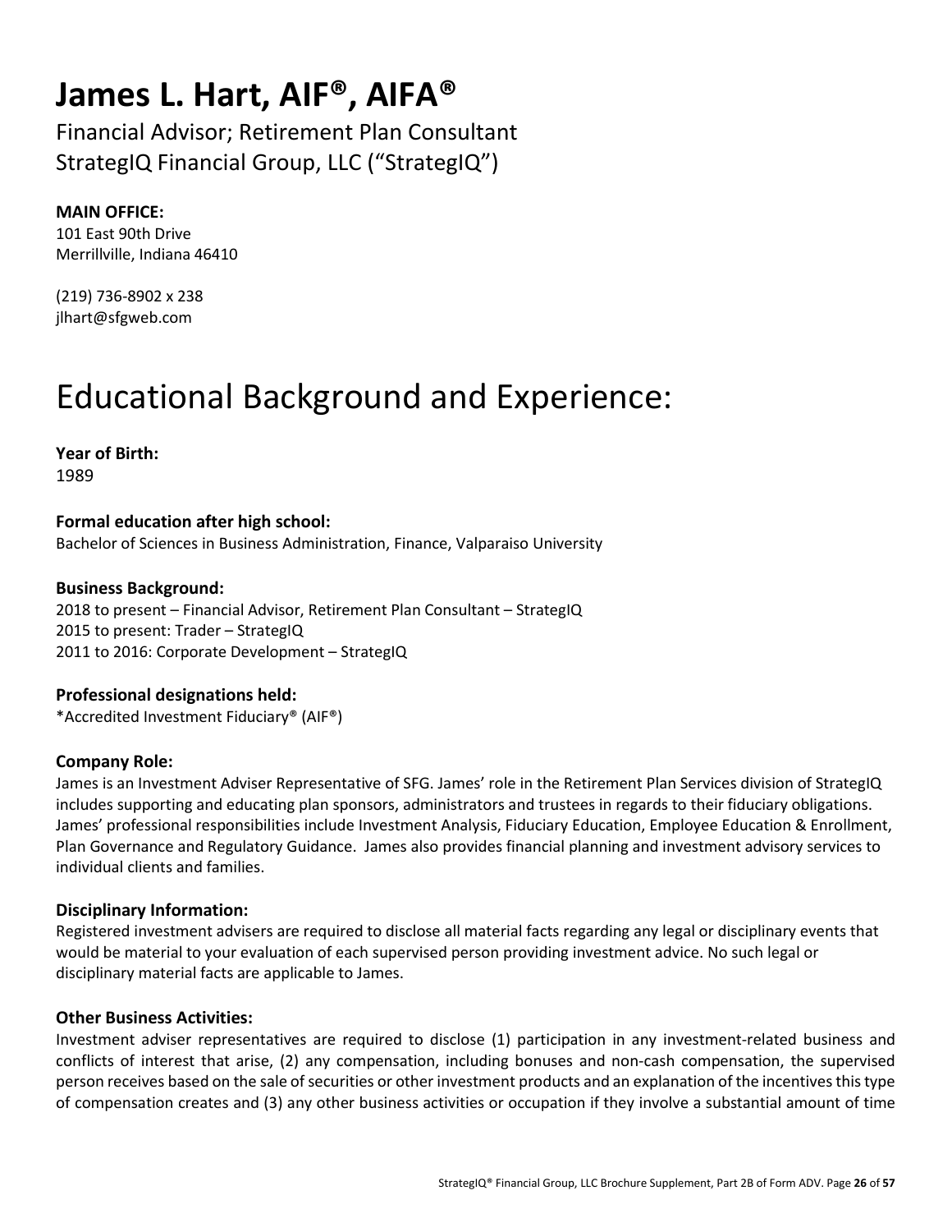# James L. Hart, AIF®, AIFA®

Financial Advisor; Retirement Plan Consultant
StrategIQ Financial Group, LLC ("StrategIQ")

**MAIN OFFICE:**
101 East 90th Drive
Merrillville, Indiana 46410

(219) 736-8902 x 238
jlhart@sfgweb.com

## Educational Background and Experience:

**Year of Birth:**
1989

**Formal education after high school:**
Bachelor of Sciences in Business Administration, Finance, Valparaiso University

**Business Background:**
2018 to present – Financial Advisor, Retirement Plan Consultant – StrategIQ
2015 to present: Trader – StrategIQ
2011 to 2016: Corporate Development – StrategIQ

**Professional designations held:**
*Accredited Investment Fiduciary® (AIF®)

**Company Role:**
James is an Investment Adviser Representative of SFG. James' role in the Retirement Plan Services division of StrategIQ includes supporting and educating plan sponsors, administrators and trustees in regards to their fiduciary obligations. James' professional responsibilities include Investment Analysis, Fiduciary Education, Employee Education & Enrollment, Plan Governance and Regulatory Guidance. James also provides financial planning and investment advisory services to individual clients and families.

**Disciplinary Information:**
Registered investment advisers are required to disclose all material facts regarding any legal or disciplinary events that would be material to your evaluation of each supervised person providing investment advice. No such legal or disciplinary material facts are applicable to James.

**Other Business Activities:**
Investment adviser representatives are required to disclose (1) participation in any investment-related business and conflicts of interest that arise, (2) any compensation, including bonuses and non-cash compensation, the supervised person receives based on the sale of securities or other investment products and an explanation of the incentives this type of compensation creates and (3) any other business activities or occupation if they involve a substantial amount of time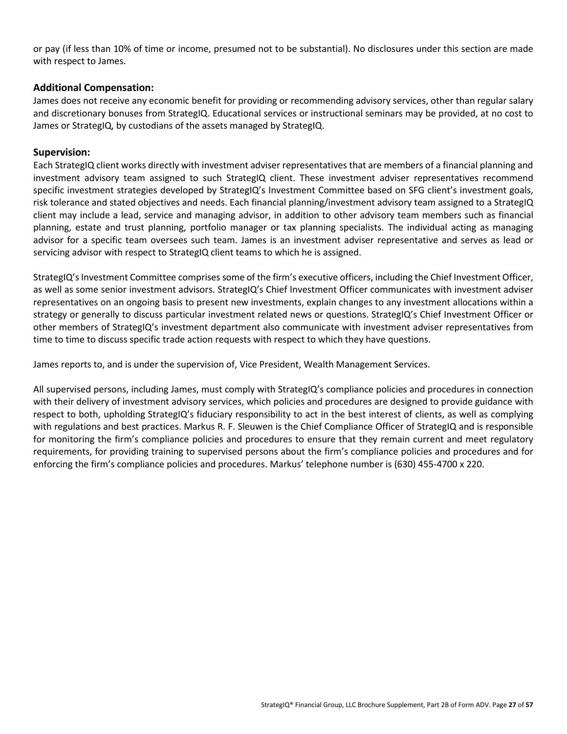or pay (if less than 10% of time or income, presumed not to be substantial). No disclosures under this section are made with respect to James.

### Additional Compensation:

James does not receive any economic benefit for providing or recommending advisory services, other than regular salary and discretionary bonuses from StrategIQ. Educational services or instructional seminars may be provided, at no cost to James or StrategIQ, by custodians of the assets managed by StrategIQ.

### Supervision:

Each StrategIQ client works directly with investment adviser representatives that are members of a financial planning and investment advisory team assigned to such StrategIQ client. These investment adviser representatives recommend specific investment strategies developed by StrategIQ's Investment Committee based on SFG client's investment goals, risk tolerance and stated objectives and needs. Each financial planning/investment advisory team assigned to a StrategIQ client may include a lead, service and managing advisor, in addition to other advisory team members such as financial planning, estate and trust planning, portfolio manager or tax planning specialists. The individual acting as managing advisor for a specific team oversees such team. James is an investment adviser representative and serves as lead or servicing advisor with respect to StrategIQ client teams to which he is assigned.

StrategIQ's Investment Committee comprises some of the firm's executive officers, including the Chief Investment Officer, as well as some senior investment advisors. StrategIQ's Chief Investment Officer communicates with investment adviser representatives on an ongoing basis to present new investments, explain changes to any investment allocations within a strategy or generally to discuss particular investment related news or questions. StrategIQ's Chief Investment Officer or other members of StrategIQ's investment department also communicate with investment adviser representatives from time to time to discuss specific trade action requests with respect to which they have questions.

James reports to, and is under the supervision of, Vice President, Wealth Management Services.

All supervised persons, including James, must comply with StrategIQ's compliance policies and procedures in connection with their delivery of investment advisory services, which policies and procedures are designed to provide guidance with respect to both, upholding StrategIQ's fiduciary responsibility to act in the best interest of clients, as well as complying with regulations and best practices. Markus R. F. Sleuwen is the Chief Compliance Officer of StrategIQ and is responsible for monitoring the firm's compliance policies and procedures to ensure that they remain current and meet regulatory requirements, for providing training to supervised persons about the firm's compliance policies and procedures and for enforcing the firm's compliance policies and procedures. Markus' telephone number is (630) 455-4700 x 220.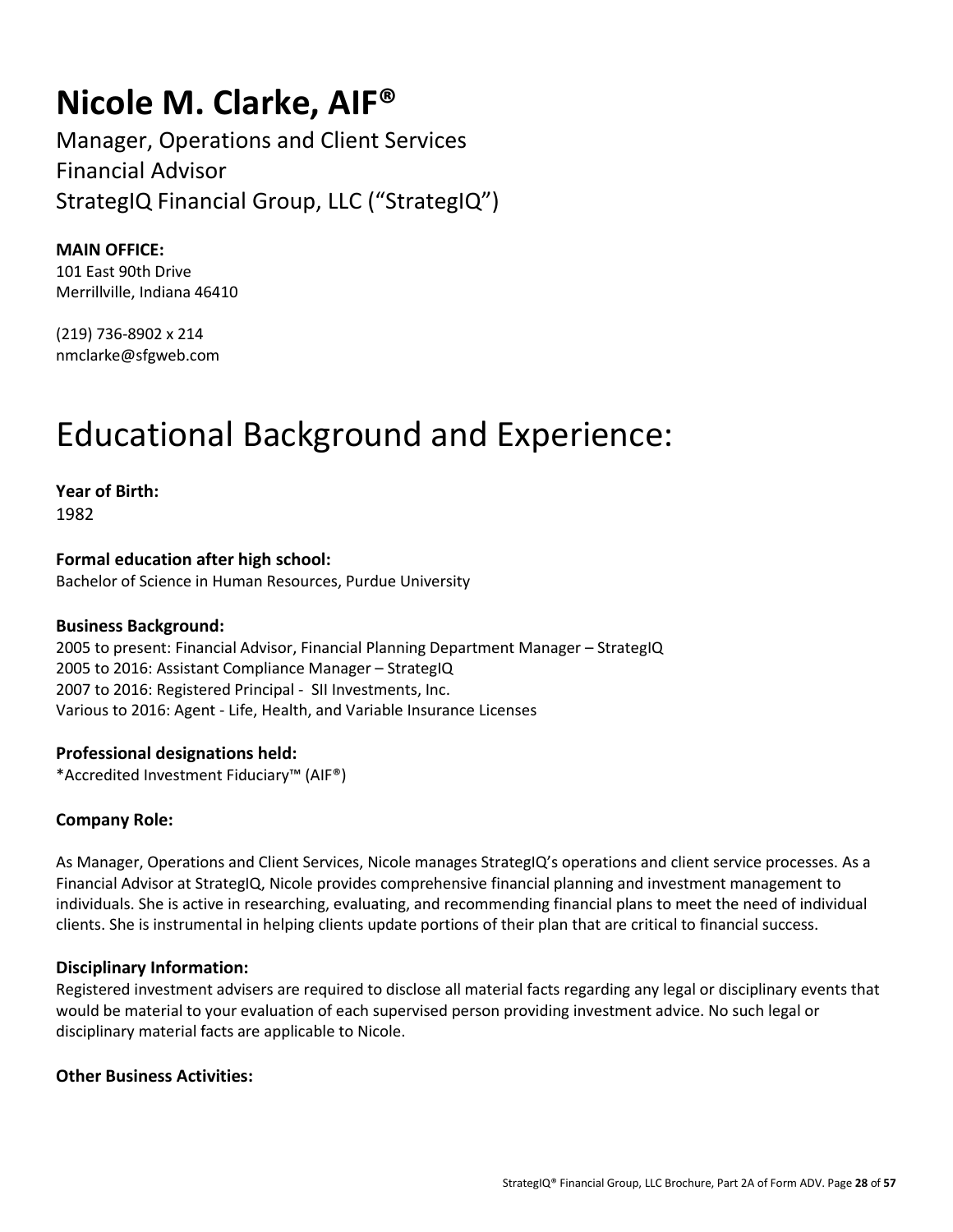# Nicole M. Clarke, AIF®

Manager, Operations and Client Services
Financial Advisor
StrategIQ Financial Group, LLC ("StrategIQ")

**MAIN OFFICE:**
101 East 90th Drive
Merrillville, Indiana 46410

(219) 736-8902 x 214
nmclarke@sfgweb.com

# Educational Background and Experience:

**Year of Birth:**
1982

**Formal education after high school:**
Bachelor of Science in Human Resources, Purdue University

**Business Background:**
2005 to present: Financial Advisor, Financial Planning Department Manager – StrategIQ
2005 to 2016: Assistant Compliance Manager – StrategIQ
2007 to 2016: Registered Principal - SII Investments, Inc.
Various to 2016: Agent - Life, Health, and Variable Insurance Licenses

**Professional designations held:**
*Accredited Investment Fiduciary™ (AIF®)

**Company Role:**

As Manager, Operations and Client Services, Nicole manages StrategIQ's operations and client service processes. As a Financial Advisor at StrategIQ, Nicole provides comprehensive financial planning and investment management to individuals. She is active in researching, evaluating, and recommending financial plans to meet the need of individual clients. She is instrumental in helping clients update portions of their plan that are critical to financial success.

**Disciplinary Information:**
Registered investment advisers are required to disclose all material facts regarding any legal or disciplinary events that would be material to your evaluation of each supervised person providing investment advice. No such legal or disciplinary material facts are applicable to Nicole.

**Other Business Activities:**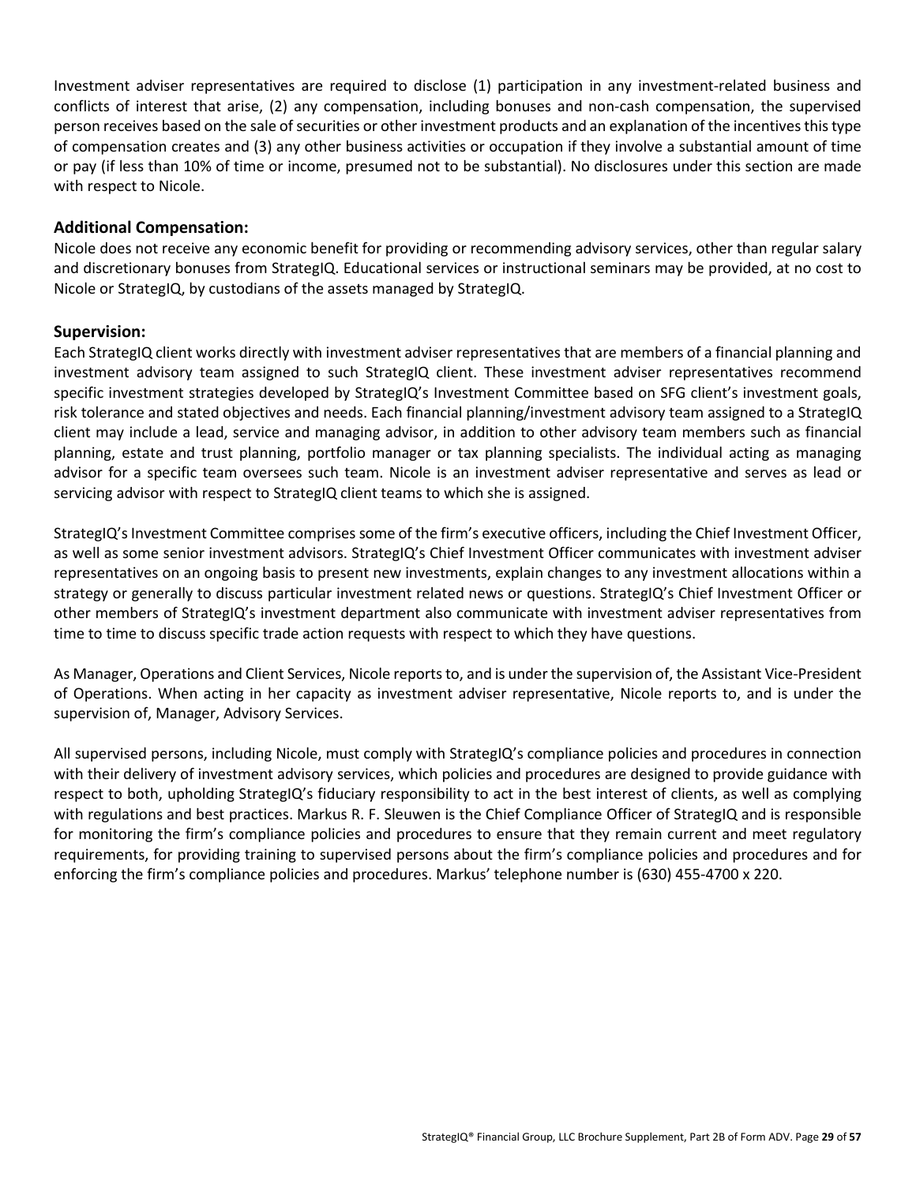Investment adviser representatives are required to disclose (1) participation in any investment-related business and conflicts of interest that arise, (2) any compensation, including bonuses and non-cash compensation, the supervised person receives based on the sale of securities or other investment products and an explanation of the incentives this type of compensation creates and (3) any other business activities or occupation if they involve a substantial amount of time or pay (if less than 10% of time or income, presumed not to be substantial). No disclosures under this section are made with respect to Nicole.

### Additional Compensation:

Nicole does not receive any economic benefit for providing or recommending advisory services, other than regular salary and discretionary bonuses from StrategIQ. Educational services or instructional seminars may be provided, at no cost to Nicole or StrategIQ, by custodians of the assets managed by StrategIQ.

### Supervision:

Each StrategIQ client works directly with investment adviser representatives that are members of a financial planning and investment advisory team assigned to such StrategIQ client. These investment adviser representatives recommend specific investment strategies developed by StrategIQ's Investment Committee based on SFG client's investment goals, risk tolerance and stated objectives and needs. Each financial planning/investment advisory team assigned to a StrategIQ client may include a lead, service and managing advisor, in addition to other advisory team members such as financial planning, estate and trust planning, portfolio manager or tax planning specialists. The individual acting as managing advisor for a specific team oversees such team. Nicole is an investment adviser representative and serves as lead or servicing advisor with respect to StrategIQ client teams to which she is assigned.

StrategIQ's Investment Committee comprises some of the firm's executive officers, including the Chief Investment Officer, as well as some senior investment advisors. StrategIQ's Chief Investment Officer communicates with investment adviser representatives on an ongoing basis to present new investments, explain changes to any investment allocations within a strategy or generally to discuss particular investment related news or questions. StrategIQ's Chief Investment Officer or other members of StrategIQ's investment department also communicate with investment adviser representatives from time to time to discuss specific trade action requests with respect to which they have questions.

As Manager, Operations and Client Services, Nicole reports to, and is under the supervision of, the Assistant Vice-President of Operations. When acting in her capacity as investment adviser representative, Nicole reports to, and is under the supervision of, Manager, Advisory Services.

All supervised persons, including Nicole, must comply with StrategIQ's compliance policies and procedures in connection with their delivery of investment advisory services, which policies and procedures are designed to provide guidance with respect to both, upholding StrategIQ's fiduciary responsibility to act in the best interest of clients, as well as complying with regulations and best practices. Markus R. F. Sleuwen is the Chief Compliance Officer of StrategIQ and is responsible for monitoring the firm's compliance policies and procedures to ensure that they remain current and meet regulatory requirements, for providing training to supervised persons about the firm's compliance policies and procedures and for enforcing the firm's compliance policies and procedures. Markus' telephone number is (630) 455-4700 x 220.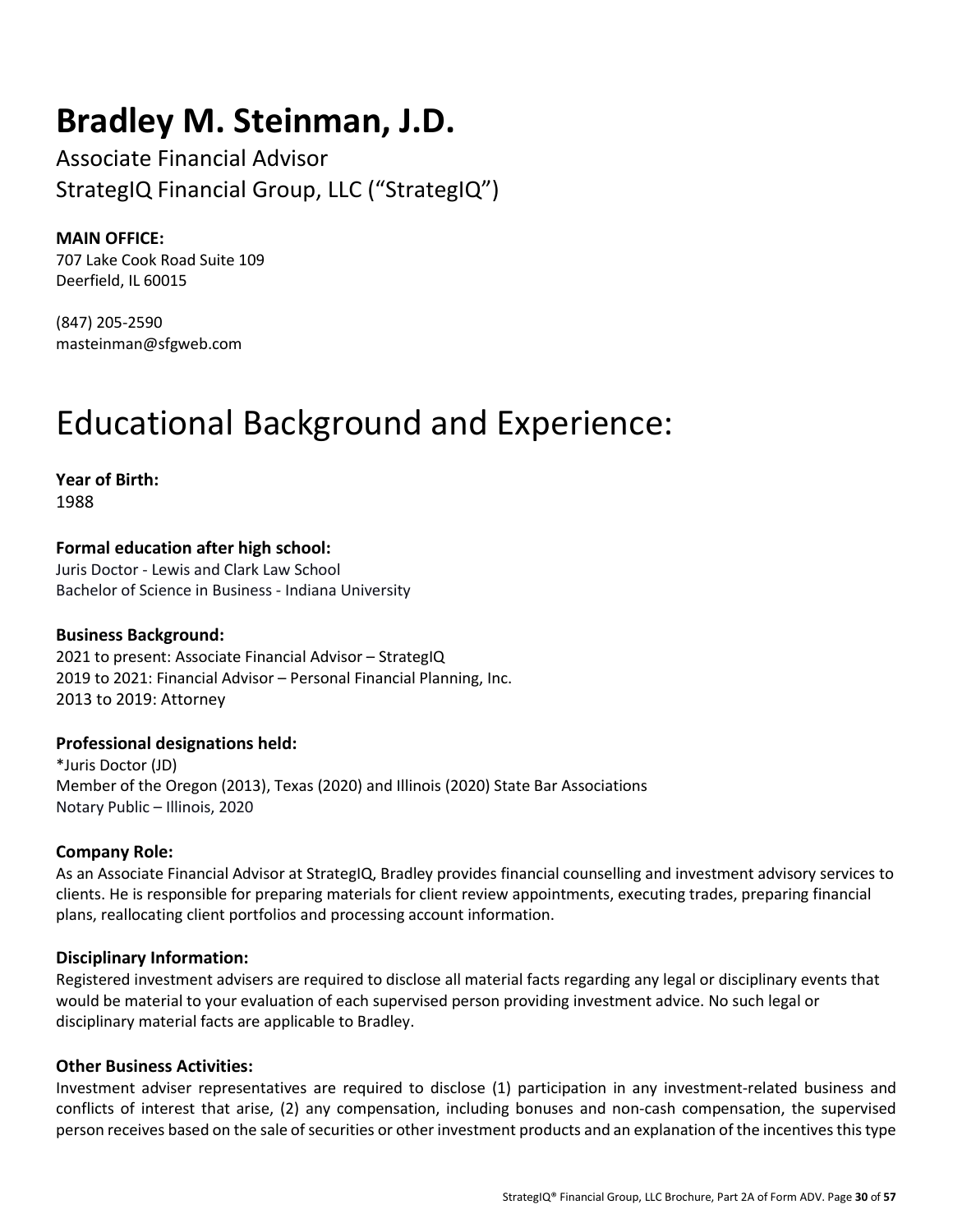# Bradley M. Steinman, J.D.

Associate Financial Advisor
StrategIQ Financial Group, LLC ("StrategIQ")

**MAIN OFFICE:**
707 Lake Cook Road Suite 109
Deerfield, IL 60015

(847) 205-2590
masteinman@sfgweb.com

# Educational Background and Experience:

**Year of Birth:**
1988

**Formal education after high school:**
Juris Doctor - Lewis and Clark Law School
Bachelor of Science in Business - Indiana University

**Business Background:**
2021 to present: Associate Financial Advisor – StrategIQ
2019 to 2021: Financial Advisor – Personal Financial Planning, Inc.
2013 to 2019: Attorney

**Professional designations held:**
*Juris Doctor (JD)
Member of the Oregon (2013), Texas (2020) and Illinois (2020) State Bar Associations
Notary Public – Illinois, 2020

**Company Role:**
As an Associate Financial Advisor at StrategIQ, Bradley provides financial counselling and investment advisory services to clients. He is responsible for preparing materials for client review appointments, executing trades, preparing financial plans, reallocating client portfolios and processing account information.

**Disciplinary Information:**
Registered investment advisers are required to disclose all material facts regarding any legal or disciplinary events that would be material to your evaluation of each supervised person providing investment advice. No such legal or disciplinary material facts are applicable to Bradley.

**Other Business Activities:**
Investment adviser representatives are required to disclose (1) participation in any investment-related business and conflicts of interest that arise, (2) any compensation, including bonuses and non-cash compensation, the supervised person receives based on the sale of securities or other investment products and an explanation of the incentives this type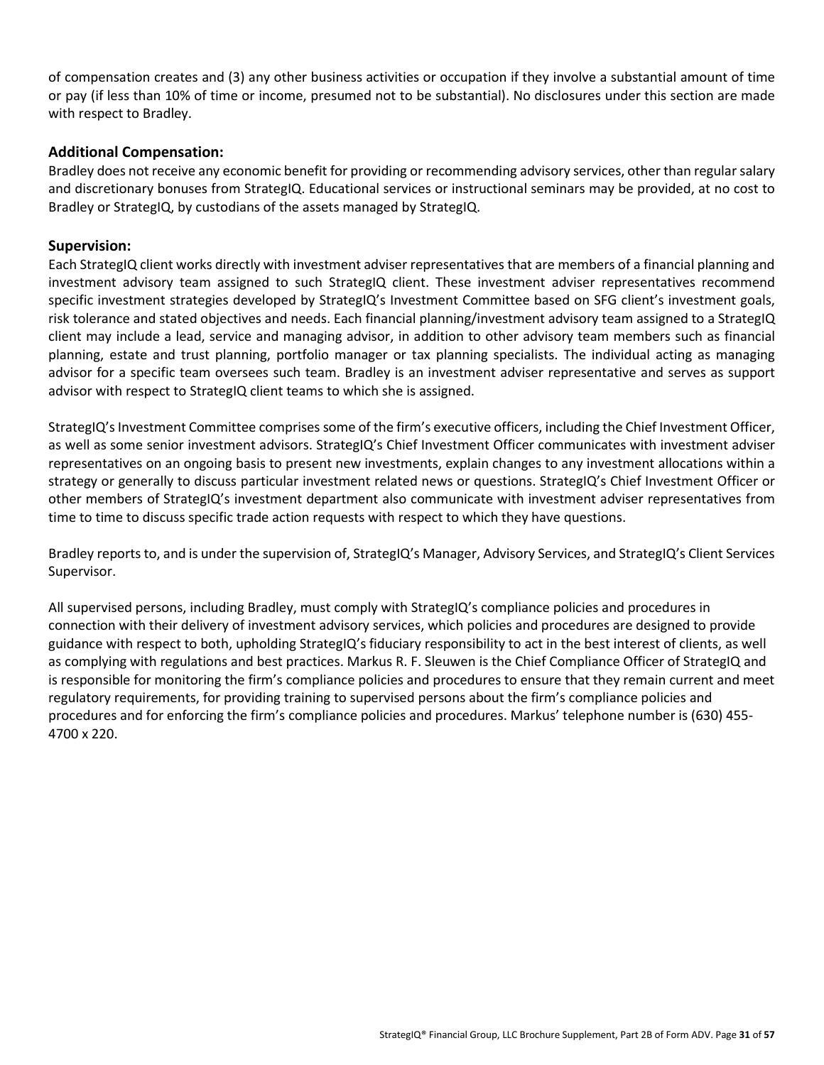of compensation creates and (3) any other business activities or occupation if they involve a substantial amount of time or pay (if less than 10% of time or income, presumed not to be substantial). No disclosures under this section are made with respect to Bradley.

### Additional Compensation:

Bradley does not receive any economic benefit for providing or recommending advisory services, other than regular salary and discretionary bonuses from StrategIQ. Educational services or instructional seminars may be provided, at no cost to Bradley or StrategIQ, by custodians of the assets managed by StrategIQ.

### Supervision:

Each StrategIQ client works directly with investment adviser representatives that are members of a financial planning and investment advisory team assigned to such StrategIQ client. These investment adviser representatives recommend specific investment strategies developed by StrategIQ's Investment Committee based on SFG client's investment goals, risk tolerance and stated objectives and needs. Each financial planning/investment advisory team assigned to a StrategIQ client may include a lead, service and managing advisor, in addition to other advisory team members such as financial planning, estate and trust planning, portfolio manager or tax planning specialists. The individual acting as managing advisor for a specific team oversees such team. Bradley is an investment adviser representative and serves as support advisor with respect to StrategIQ client teams to which she is assigned.

StrategIQ's Investment Committee comprises some of the firm's executive officers, including the Chief Investment Officer, as well as some senior investment advisors. StrategIQ's Chief Investment Officer communicates with investment adviser representatives on an ongoing basis to present new investments, explain changes to any investment allocations within a strategy or generally to discuss particular investment related news or questions. StrategIQ's Chief Investment Officer or other members of StrategIQ's investment department also communicate with investment adviser representatives from time to time to discuss specific trade action requests with respect to which they have questions.

Bradley reports to, and is under the supervision of, StrategIQ's Manager, Advisory Services, and StrategIQ's Client Services Supervisor.

All supervised persons, including Bradley, must comply with StrategIQ's compliance policies and procedures in connection with their delivery of investment advisory services, which policies and procedures are designed to provide guidance with respect to both, upholding StrategIQ's fiduciary responsibility to act in the best interest of clients, as well as complying with regulations and best practices. Markus R. F. Sleuwen is the Chief Compliance Officer of StrategIQ and is responsible for monitoring the firm's compliance policies and procedures to ensure that they remain current and meet regulatory requirements, for providing training to supervised persons about the firm's compliance policies and procedures and for enforcing the firm's compliance policies and procedures. Markus' telephone number is (630) 455-4700 x 220.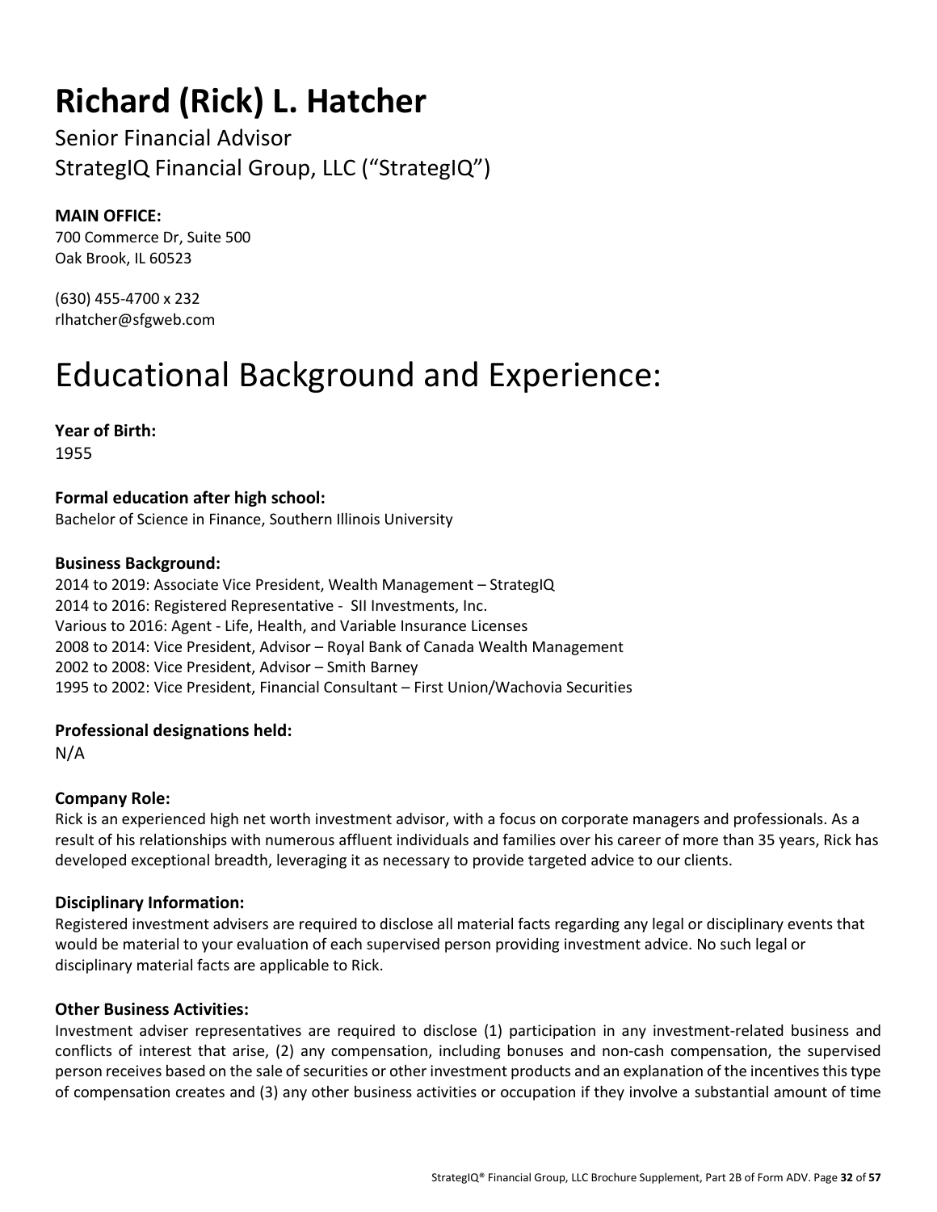# Richard (Rick) L. Hatcher

Senior Financial Advisor
StrategIQ Financial Group, LLC ("StrategIQ")

**MAIN OFFICE:**
700 Commerce Dr, Suite 500
Oak Brook, IL 60523

(630) 455-4700 x 232
rlhatcher@sfgweb.com

# Educational Background and Experience:

**Year of Birth:**
1955

**Formal education after high school:**
Bachelor of Science in Finance, Southern Illinois University

**Business Background:**
2014 to 2019: Associate Vice President, Wealth Management – StrategIQ
2014 to 2016: Registered Representative - SII Investments, Inc.
Various to 2016: Agent - Life, Health, and Variable Insurance Licenses
2008 to 2014: Vice President, Advisor – Royal Bank of Canada Wealth Management
2002 to 2008: Vice President, Advisor – Smith Barney
1995 to 2002: Vice President, Financial Consultant – First Union/Wachovia Securities

**Professional designations held:**
N/A

**Company Role:**
Rick is an experienced high net worth investment advisor, with a focus on corporate managers and professionals. As a result of his relationships with numerous affluent individuals and families over his career of more than 35 years, Rick has developed exceptional breadth, leveraging it as necessary to provide targeted advice to our clients.

**Disciplinary Information:**
Registered investment advisers are required to disclose all material facts regarding any legal or disciplinary events that would be material to your evaluation of each supervised person providing investment advice. No such legal or disciplinary material facts are applicable to Rick.

**Other Business Activities:**
Investment adviser representatives are required to disclose (1) participation in any investment-related business and conflicts of interest that arise, (2) any compensation, including bonuses and non-cash compensation, the supervised person receives based on the sale of securities or other investment products and an explanation of the incentives this type of compensation creates and (3) any other business activities or occupation if they involve a substantial amount of time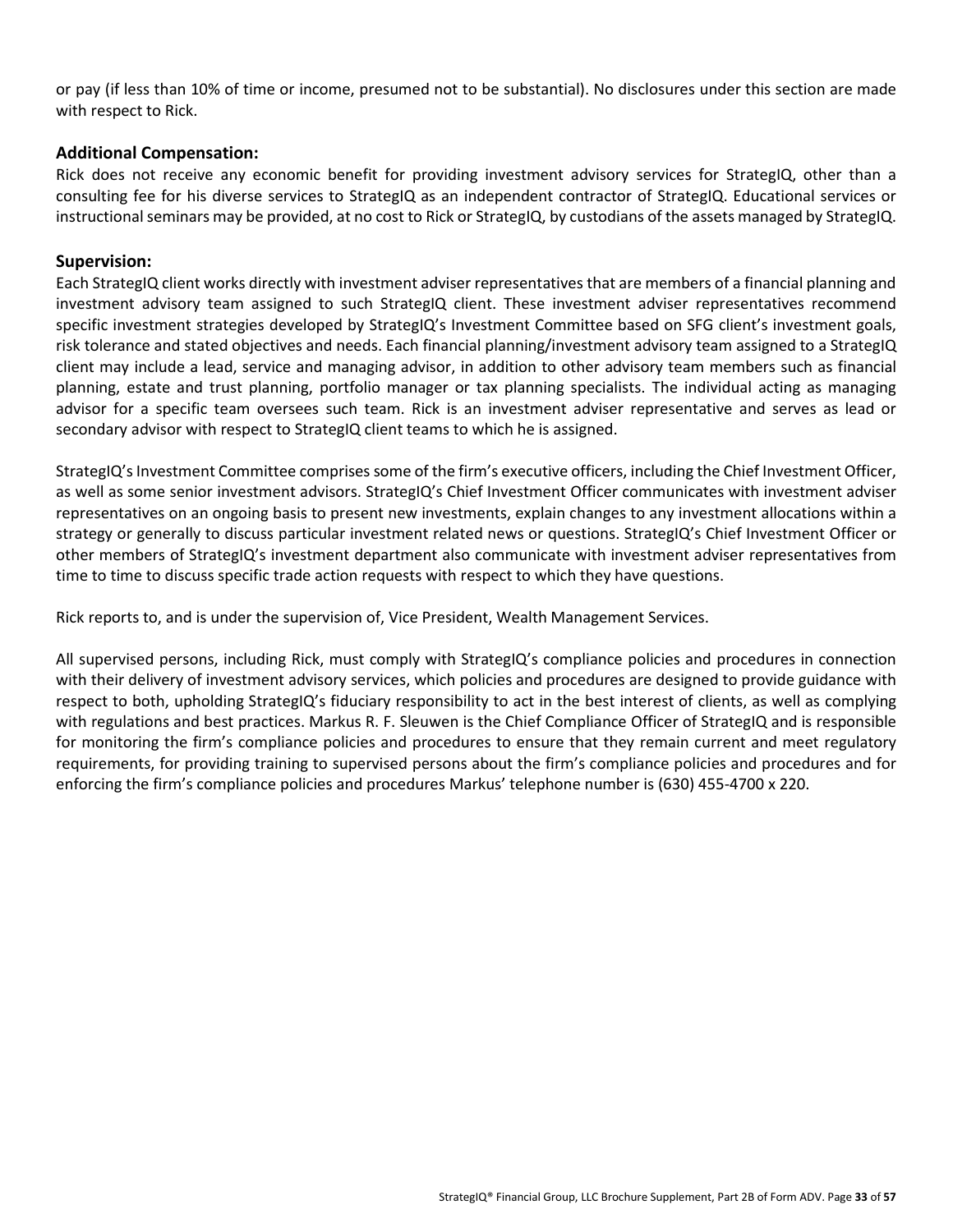or pay (if less than 10% of time or income, presumed not to be substantial). No disclosures under this section are made with respect to Rick.

### Additional Compensation:

Rick does not receive any economic benefit for providing investment advisory services for StrategIQ, other than a consulting fee for his diverse services to StrategIQ as an independent contractor of StrategIQ. Educational services or instructional seminars may be provided, at no cost to Rick or StrategIQ, by custodians of the assets managed by StrategIQ.

### Supervision:

Each StrategIQ client works directly with investment adviser representatives that are members of a financial planning and investment advisory team assigned to such StrategIQ client. These investment adviser representatives recommend specific investment strategies developed by StrategIQ's Investment Committee based on SFG client's investment goals, risk tolerance and stated objectives and needs. Each financial planning/investment advisory team assigned to a StrategIQ client may include a lead, service and managing advisor, in addition to other advisory team members such as financial planning, estate and trust planning, portfolio manager or tax planning specialists. The individual acting as managing advisor for a specific team oversees such team. Rick is an investment adviser representative and serves as lead or secondary advisor with respect to StrategIQ client teams to which he is assigned.

StrategIQ's Investment Committee comprises some of the firm's executive officers, including the Chief Investment Officer, as well as some senior investment advisors. StrategIQ's Chief Investment Officer communicates with investment adviser representatives on an ongoing basis to present new investments, explain changes to any investment allocations within a strategy or generally to discuss particular investment related news or questions. StrategIQ's Chief Investment Officer or other members of StrategIQ's investment department also communicate with investment adviser representatives from time to time to discuss specific trade action requests with respect to which they have questions.

Rick reports to, and is under the supervision of, Vice President, Wealth Management Services.

All supervised persons, including Rick, must comply with StrategIQ's compliance policies and procedures in connection with their delivery of investment advisory services, which policies and procedures are designed to provide guidance with respect to both, upholding StrategIQ's fiduciary responsibility to act in the best interest of clients, as well as complying with regulations and best practices. Markus R. F. Sleuwen is the Chief Compliance Officer of StrategIQ and is responsible for monitoring the firm's compliance policies and procedures to ensure that they remain current and meet regulatory requirements, for providing training to supervised persons about the firm's compliance policies and procedures and for enforcing the firm's compliance policies and procedures Markus' telephone number is (630) 455-4700 x 220.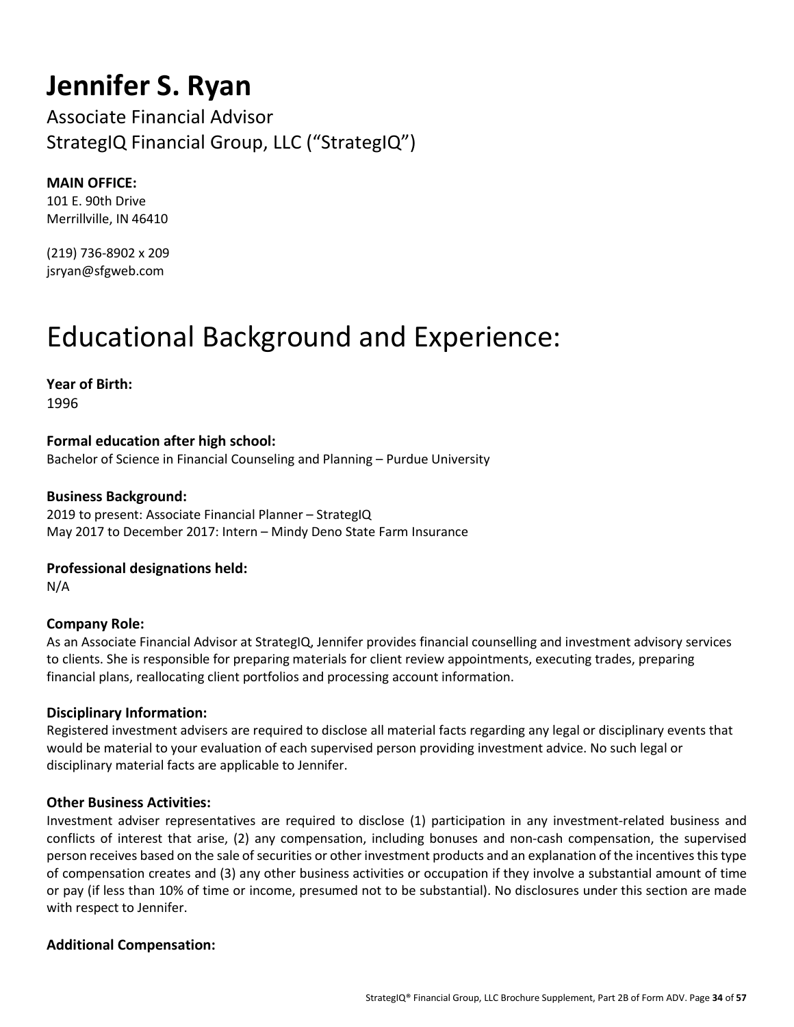# Jennifer S. Ryan

Associate Financial Advisor
StrategIQ Financial Group, LLC (“StrategIQ”)

**MAIN OFFICE:**
101 E. 90th Drive
Merrillville, IN 46410

(219) 736-8902 x 209
jsryan@sfgweb.com

# Educational Background and Experience:

**Year of Birth:**
1996

**Formal education after high school:**
Bachelor of Science in Financial Counseling and Planning – Purdue University

**Business Background:**
2019 to present: Associate Financial Planner – StrategIQ
May 2017 to December 2017: Intern – Mindy Deno State Farm Insurance

**Professional designations held:**
N/A

**Company Role:**
As an Associate Financial Advisor at StrategIQ, Jennifer provides financial counselling and investment advisory services to clients. She is responsible for preparing materials for client review appointments, executing trades, preparing financial plans, reallocating client portfolios and processing account information.

**Disciplinary Information:**
Registered investment advisers are required to disclose all material facts regarding any legal or disciplinary events that would be material to your evaluation of each supervised person providing investment advice. No such legal or disciplinary material facts are applicable to Jennifer.

**Other Business Activities:**
Investment adviser representatives are required to disclose (1) participation in any investment-related business and conflicts of interest that arise, (2) any compensation, including bonuses and non-cash compensation, the supervised person receives based on the sale of securities or other investment products and an explanation of the incentives this type of compensation creates and (3) any other business activities or occupation if they involve a substantial amount of time or pay (if less than 10% of time or income, presumed not to be substantial). No disclosures under this section are made with respect to Jennifer.

**Additional Compensation:**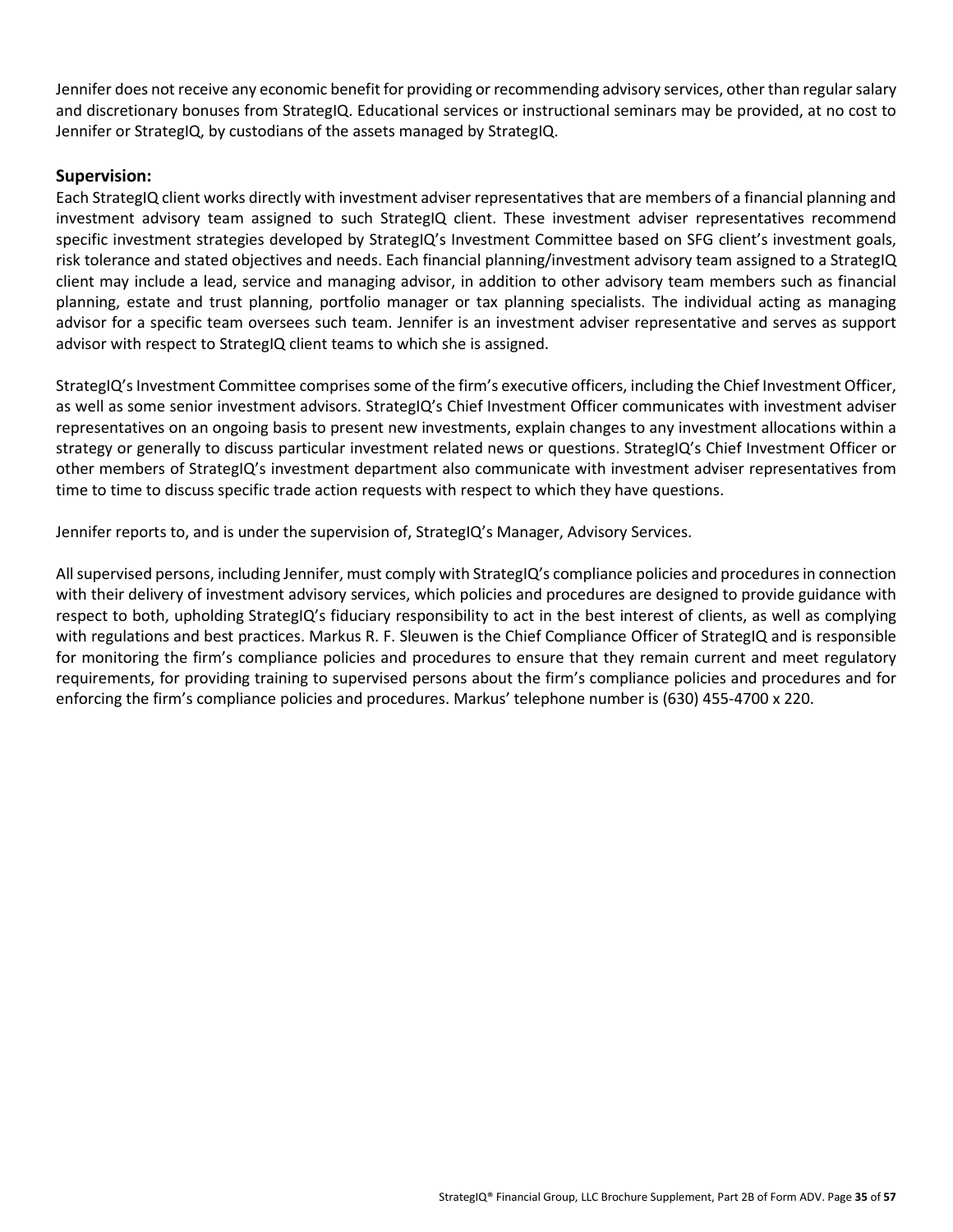Jennifer does not receive any economic benefit for providing or recommending advisory services, other than regular salary and discretionary bonuses from StrategIQ. Educational services or instructional seminars may be provided, at no cost to Jennifer or StrategIQ, by custodians of the assets managed by StrategIQ.

### Supervision:

Each StrategIQ client works directly with investment adviser representatives that are members of a financial planning and investment advisory team assigned to such StrategIQ client. These investment adviser representatives recommend specific investment strategies developed by StrategIQ's Investment Committee based on SFG client's investment goals, risk tolerance and stated objectives and needs. Each financial planning/investment advisory team assigned to a StrategIQ client may include a lead, service and managing advisor, in addition to other advisory team members such as financial planning, estate and trust planning, portfolio manager or tax planning specialists. The individual acting as managing advisor for a specific team oversees such team. Jennifer is an investment adviser representative and serves as support advisor with respect to StrategIQ client teams to which she is assigned.

StrategIQ's Investment Committee comprises some of the firm's executive officers, including the Chief Investment Officer, as well as some senior investment advisors. StrategIQ's Chief Investment Officer communicates with investment adviser representatives on an ongoing basis to present new investments, explain changes to any investment allocations within a strategy or generally to discuss particular investment related news or questions. StrategIQ's Chief Investment Officer or other members of StrategIQ's investment department also communicate with investment adviser representatives from time to time to discuss specific trade action requests with respect to which they have questions.

Jennifer reports to, and is under the supervision of, StrategIQ's Manager, Advisory Services.

All supervised persons, including Jennifer, must comply with StrategIQ's compliance policies and procedures in connection with their delivery of investment advisory services, which policies and procedures are designed to provide guidance with respect to both, upholding StrategIQ's fiduciary responsibility to act in the best interest of clients, as well as complying with regulations and best practices. Markus R. F. Sleuwen is the Chief Compliance Officer of StrategIQ and is responsible for monitoring the firm's compliance policies and procedures to ensure that they remain current and meet regulatory requirements, for providing training to supervised persons about the firm's compliance policies and procedures and for enforcing the firm's compliance policies and procedures. Markus' telephone number is (630) 455-4700 x 220.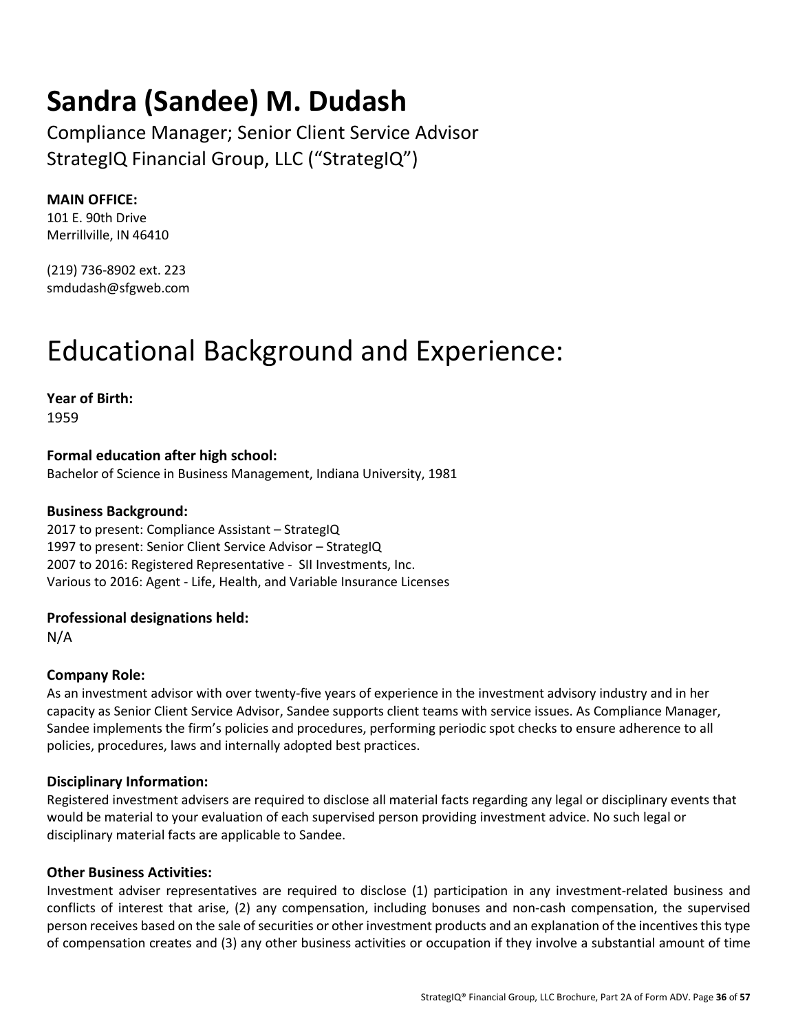# Sandra (Sandee) M. Dudash

Compliance Manager; Senior Client Service Advisor
StrategIQ Financial Group, LLC ("StrategIQ")

**MAIN OFFICE:**
101 E. 90th Drive
Merrillville, IN 46410

(219) 736-8902 ext. 223
smdudash@sfgweb.com

# Educational Background and Experience:

**Year of Birth:**
1959

**Formal education after high school:**
Bachelor of Science in Business Management, Indiana University, 1981

**Business Background:**
2017 to present: Compliance Assistant – StrategIQ
1997 to present: Senior Client Service Advisor – StrategIQ
2007 to 2016: Registered Representative - SII Investments, Inc.
Various to 2016: Agent - Life, Health, and Variable Insurance Licenses

**Professional designations held:**
N/A

**Company Role:**
As an investment advisor with over twenty-five years of experience in the investment advisory industry and in her capacity as Senior Client Service Advisor, Sandee supports client teams with service issues. As Compliance Manager, Sandee implements the firm's policies and procedures, performing periodic spot checks to ensure adherence to all policies, procedures, laws and internally adopted best practices.

**Disciplinary Information:**
Registered investment advisers are required to disclose all material facts regarding any legal or disciplinary events that would be material to your evaluation of each supervised person providing investment advice. No such legal or disciplinary material facts are applicable to Sandee.

**Other Business Activities:**
Investment adviser representatives are required to disclose (1) participation in any investment-related business and conflicts of interest that arise, (2) any compensation, including bonuses and non-cash compensation, the supervised person receives based on the sale of securities or other investment products and an explanation of the incentives this type of compensation creates and (3) any other business activities or occupation if they involve a substantial amount of time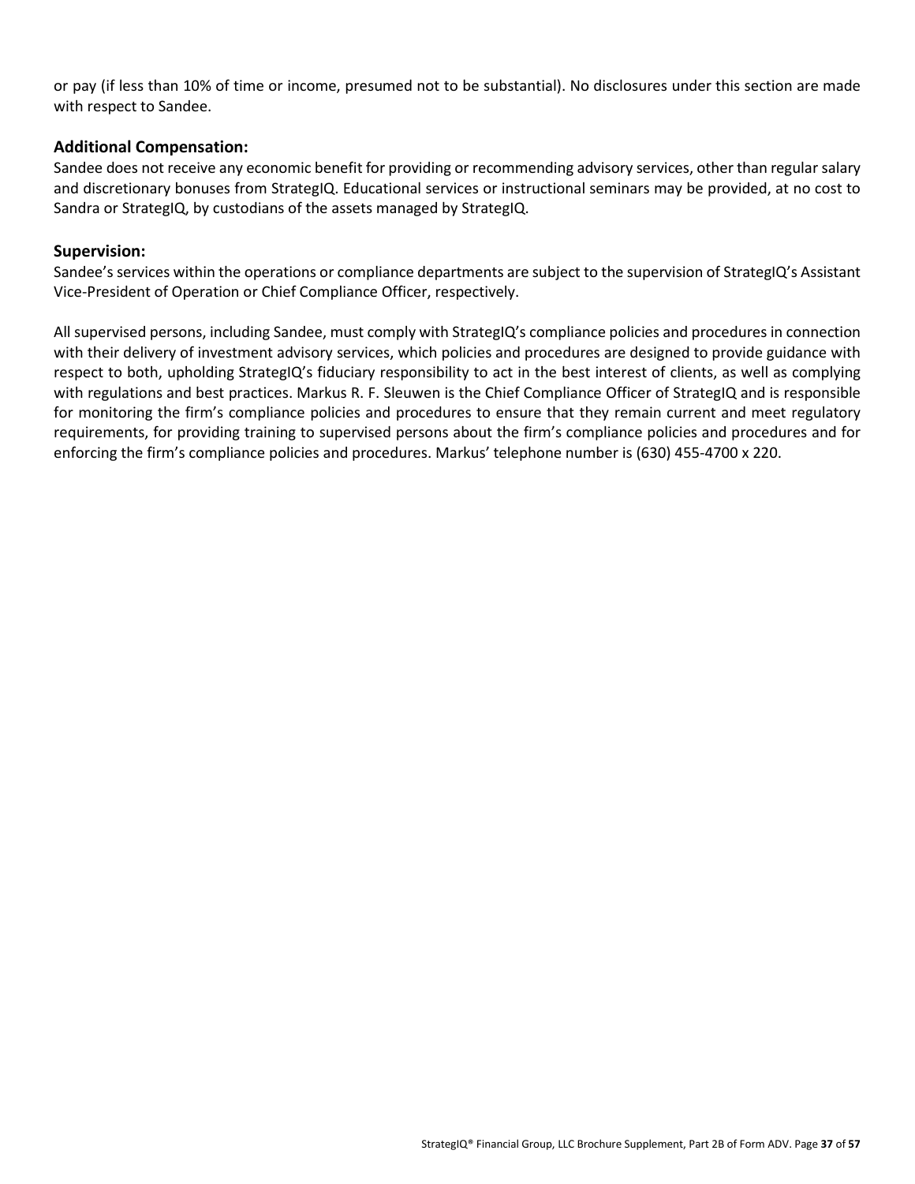or pay (if less than 10% of time or income, presumed not to be substantial). No disclosures under this section are made with respect to Sandee.

### Additional Compensation:

Sandee does not receive any economic benefit for providing or recommending advisory services, other than regular salary and discretionary bonuses from StrategIQ. Educational services or instructional seminars may be provided, at no cost to Sandra or StrategIQ, by custodians of the assets managed by StrategIQ.

### Supervision:

Sandee's services within the operations or compliance departments are subject to the supervision of StrategIQ's Assistant Vice-President of Operation or Chief Compliance Officer, respectively.

All supervised persons, including Sandee, must comply with StrategIQ's compliance policies and procedures in connection with their delivery of investment advisory services, which policies and procedures are designed to provide guidance with respect to both, upholding StrategIQ's fiduciary responsibility to act in the best interest of clients, as well as complying with regulations and best practices. Markus R. F. Sleuwen is the Chief Compliance Officer of StrategIQ and is responsible for monitoring the firm's compliance policies and procedures to ensure that they remain current and meet regulatory requirements, for providing training to supervised persons about the firm's compliance policies and procedures and for enforcing the firm's compliance policies and procedures. Markus' telephone number is (630) 455-4700 x 220.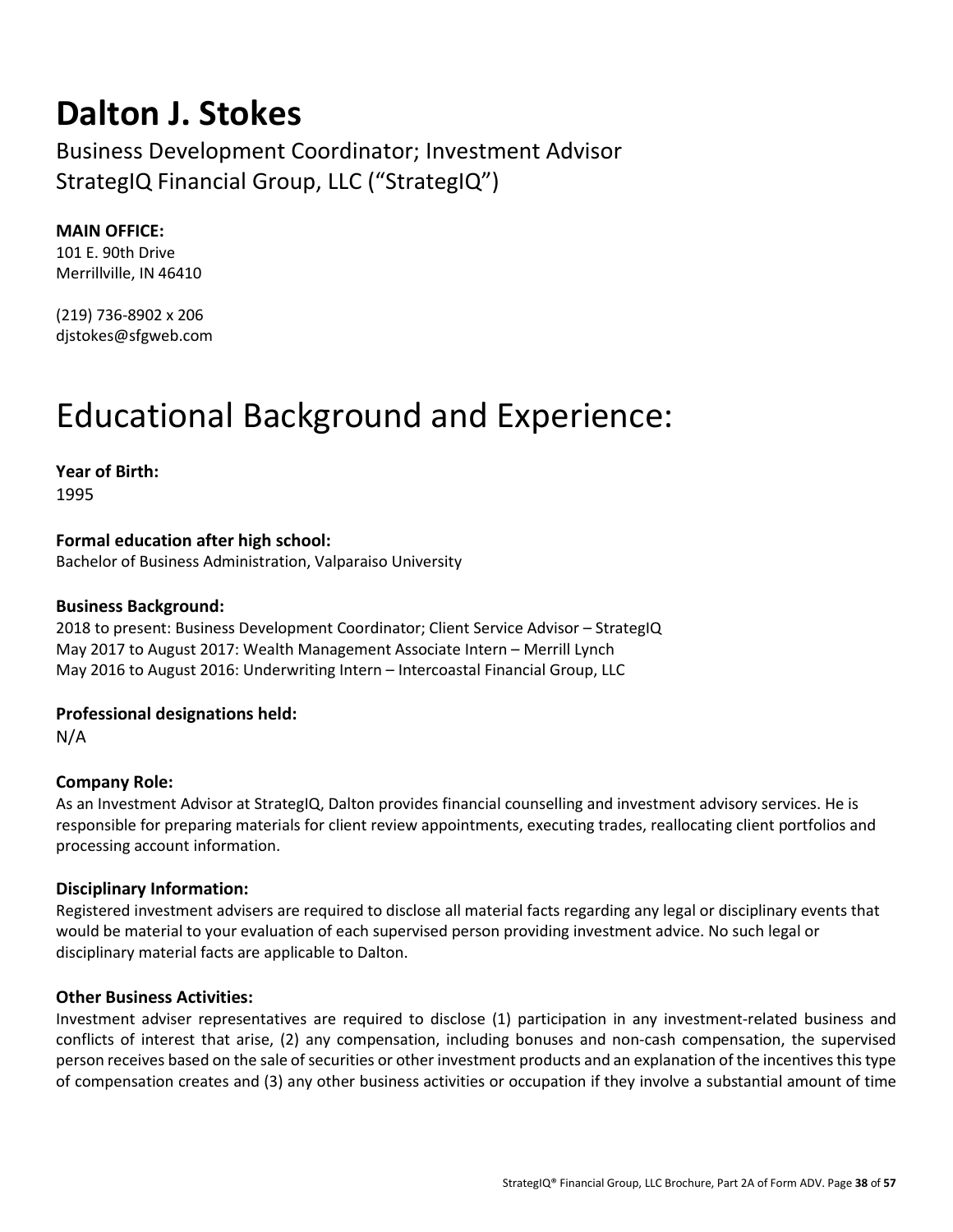# Dalton J. Stokes

Business Development Coordinator; Investment Advisor
StrategIQ Financial Group, LLC ("StrategIQ")

**MAIN OFFICE:**
101 E. 90th Drive
Merrillville, IN 46410

(219) 736-8902 x 206
djstokes@sfgweb.com

# Educational Background and Experience:

**Year of Birth:**
1995

**Formal education after high school:**
Bachelor of Business Administration, Valparaiso University

**Business Background:**
2018 to present: Business Development Coordinator; Client Service Advisor – StrategIQ
May 2017 to August 2017: Wealth Management Associate Intern – Merrill Lynch
May 2016 to August 2016: Underwriting Intern – Intercoastal Financial Group, LLC

**Professional designations held:**
N/A

**Company Role:**
As an Investment Advisor at StrategIQ, Dalton provides financial counselling and investment advisory services. He is responsible for preparing materials for client review appointments, executing trades, reallocating client portfolios and processing account information.

**Disciplinary Information:**
Registered investment advisers are required to disclose all material facts regarding any legal or disciplinary events that would be material to your evaluation of each supervised person providing investment advice. No such legal or disciplinary material facts are applicable to Dalton.

**Other Business Activities:**
Investment adviser representatives are required to disclose (1) participation in any investment-related business and conflicts of interest that arise, (2) any compensation, including bonuses and non-cash compensation, the supervised person receives based on the sale of securities or other investment products and an explanation of the incentives this type of compensation creates and (3) any other business activities or occupation if they involve a substantial amount of time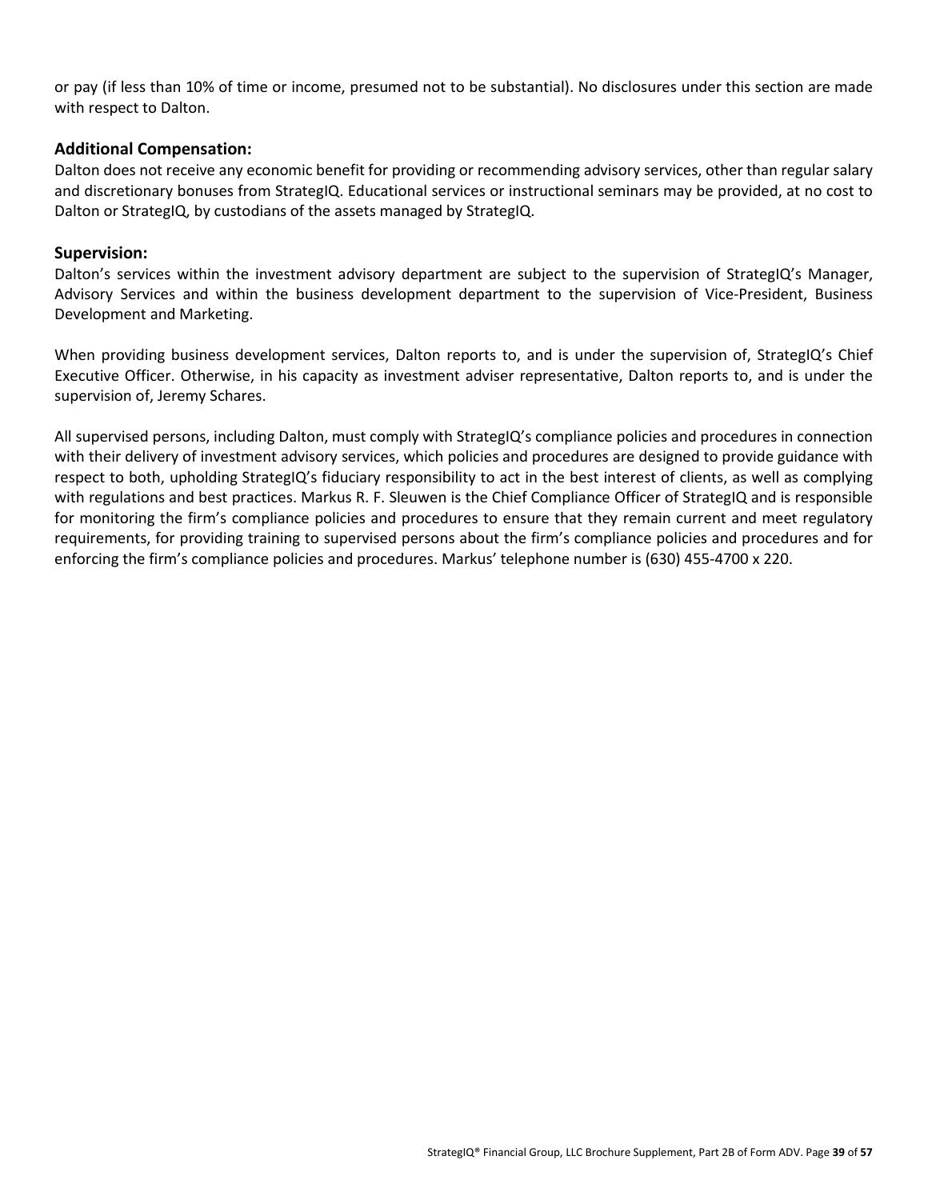or pay (if less than 10% of time or income, presumed not to be substantial). No disclosures under this section are made with respect to Dalton.

### Additional Compensation:

Dalton does not receive any economic benefit for providing or recommending advisory services, other than regular salary and discretionary bonuses from StrategIQ. Educational services or instructional seminars may be provided, at no cost to Dalton or StrategIQ, by custodians of the assets managed by StrategIQ.

### Supervision:

Dalton's services within the investment advisory department are subject to the supervision of StrategIQ's Manager, Advisory Services and within the business development department to the supervision of Vice-President, Business Development and Marketing.

When providing business development services, Dalton reports to, and is under the supervision of, StrategIQ's Chief Executive Officer. Otherwise, in his capacity as investment adviser representative, Dalton reports to, and is under the supervision of, Jeremy Schares.

All supervised persons, including Dalton, must comply with StrategIQ's compliance policies and procedures in connection with their delivery of investment advisory services, which policies and procedures are designed to provide guidance with respect to both, upholding StrategIQ's fiduciary responsibility to act in the best interest of clients, as well as complying with regulations and best practices. Markus R. F. Sleuwen is the Chief Compliance Officer of StrategIQ and is responsible for monitoring the firm's compliance policies and procedures to ensure that they remain current and meet regulatory requirements, for providing training to supervised persons about the firm's compliance policies and procedures and for enforcing the firm's compliance policies and procedures. Markus' telephone number is (630) 455-4700 x 220.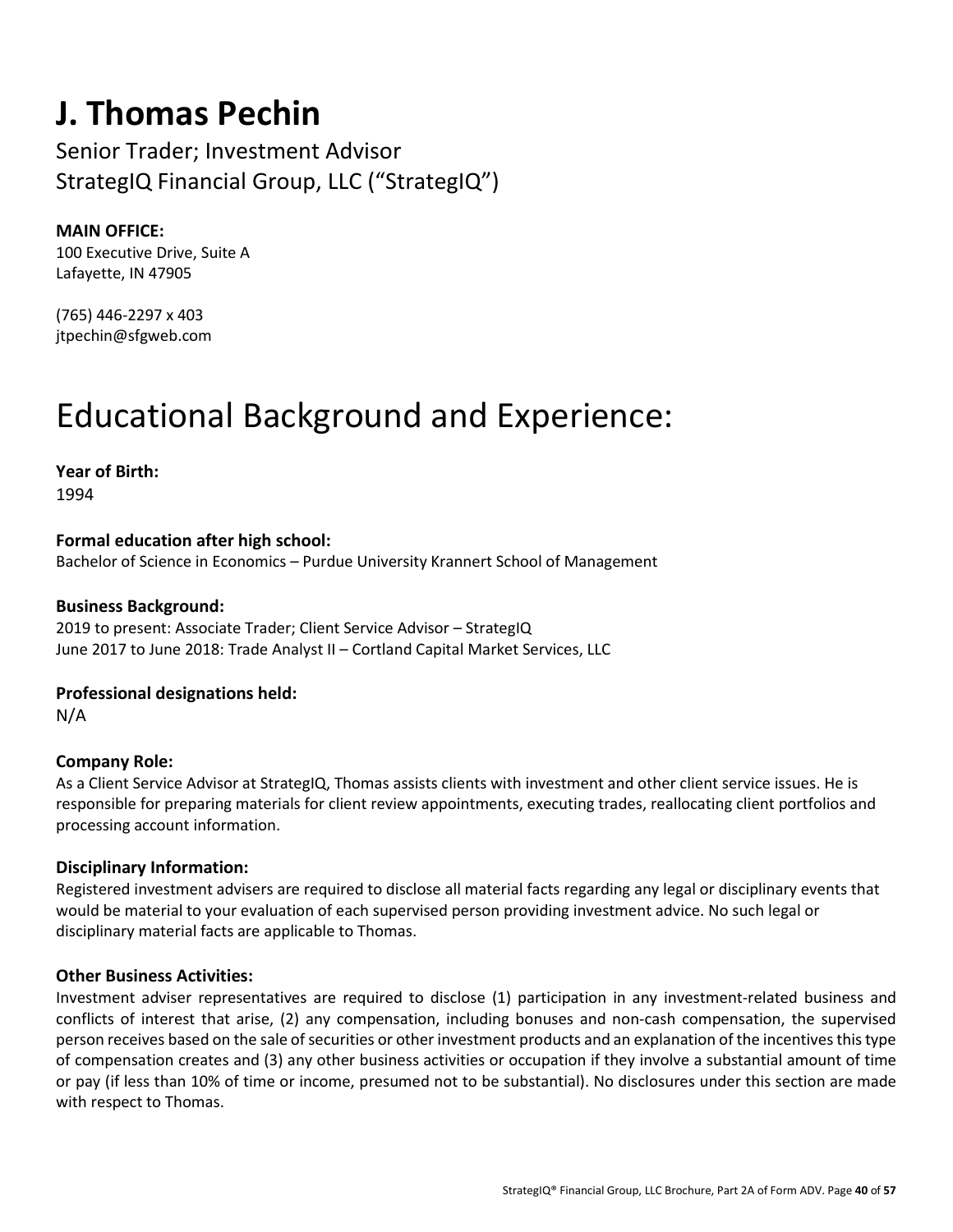# J. Thomas Pechin

Senior Trader; Investment Advisor
StrategIQ Financial Group, LLC ("StrategIQ")

**MAIN OFFICE:**
100 Executive Drive, Suite A
Lafayette, IN 47905

(765) 446-2297 x 403
jtpechin@sfgweb.com

# Educational Background and Experience:

**Year of Birth:**
1994

**Formal education after high school:**
Bachelor of Science in Economics – Purdue University Krannert School of Management

**Business Background:**
2019 to present: Associate Trader; Client Service Advisor – StrategIQ
June 2017 to June 2018: Trade Analyst II – Cortland Capital Market Services, LLC

**Professional designations held:**
N/A

**Company Role:**
As a Client Service Advisor at StrategIQ, Thomas assists clients with investment and other client service issues. He is responsible for preparing materials for client review appointments, executing trades, reallocating client portfolios and processing account information.

**Disciplinary Information:**
Registered investment advisers are required to disclose all material facts regarding any legal or disciplinary events that would be material to your evaluation of each supervised person providing investment advice. No such legal or disciplinary material facts are applicable to Thomas.

**Other Business Activities:**
Investment adviser representatives are required to disclose (1) participation in any investment-related business and conflicts of interest that arise, (2) any compensation, including bonuses and non-cash compensation, the supervised person receives based on the sale of securities or other investment products and an explanation of the incentives this type of compensation creates and (3) any other business activities or occupation if they involve a substantial amount of time or pay (if less than 10% of time or income, presumed not to be substantial). No disclosures under this section are made with respect to Thomas.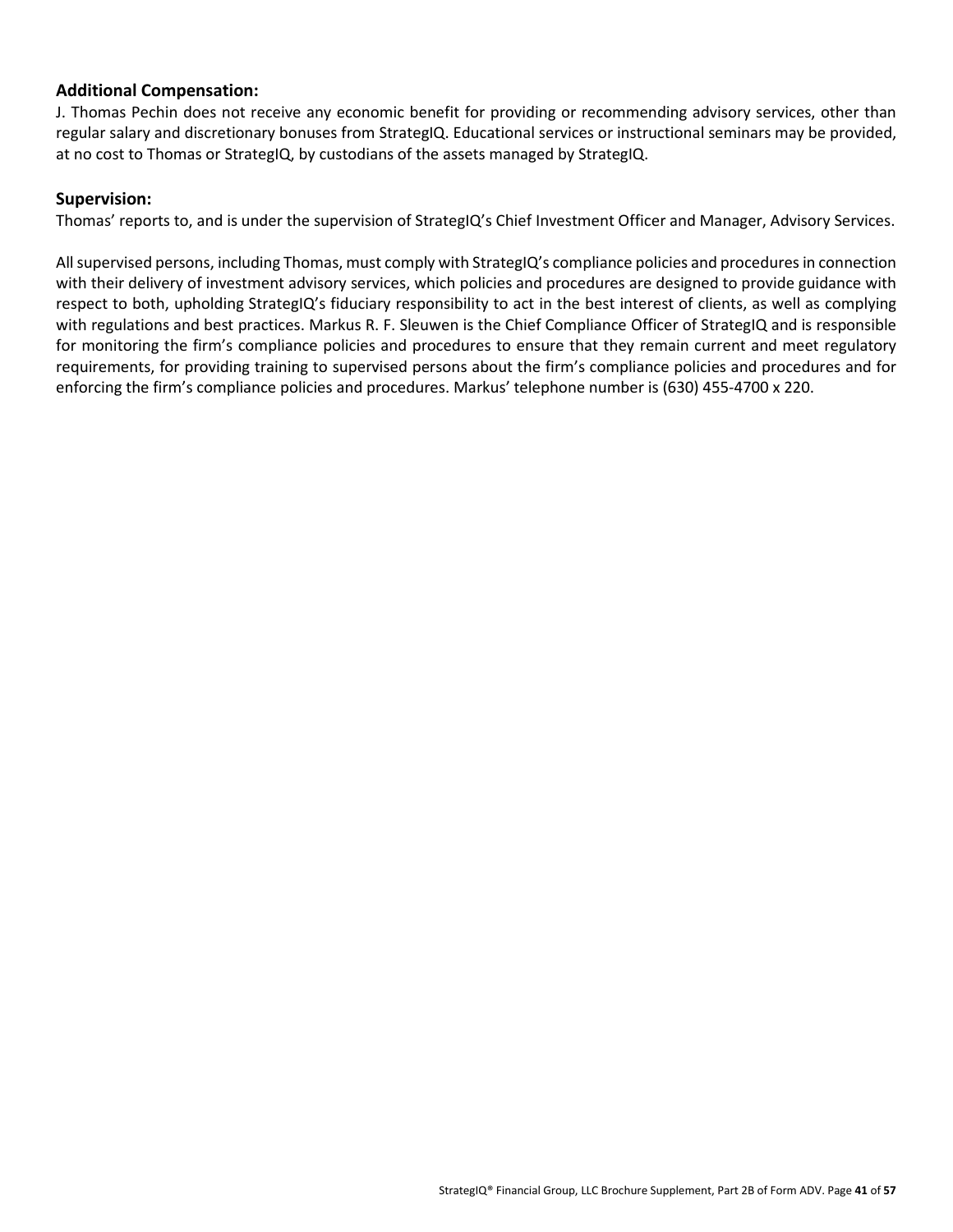### Additional Compensation:

J. Thomas Pechin does not receive any economic benefit for providing or recommending advisory services, other than regular salary and discretionary bonuses from StrategIQ. Educational services or instructional seminars may be provided, at no cost to Thomas or StrategIQ, by custodians of the assets managed by StrategIQ.

### Supervision:

Thomas' reports to, and is under the supervision of StrategIQ's Chief Investment Officer and Manager, Advisory Services.

All supervised persons, including Thomas, must comply with StrategIQ's compliance policies and procedures in connection with their delivery of investment advisory services, which policies and procedures are designed to provide guidance with respect to both, upholding StrategIQ's fiduciary responsibility to act in the best interest of clients, as well as complying with regulations and best practices. Markus R. F. Sleuwen is the Chief Compliance Officer of StrategIQ and is responsible for monitoring the firm's compliance policies and procedures to ensure that they remain current and meet regulatory requirements, for providing training to supervised persons about the firm's compliance policies and procedures and for enforcing the firm's compliance policies and procedures. Markus' telephone number is (630) 455-4700 x 220.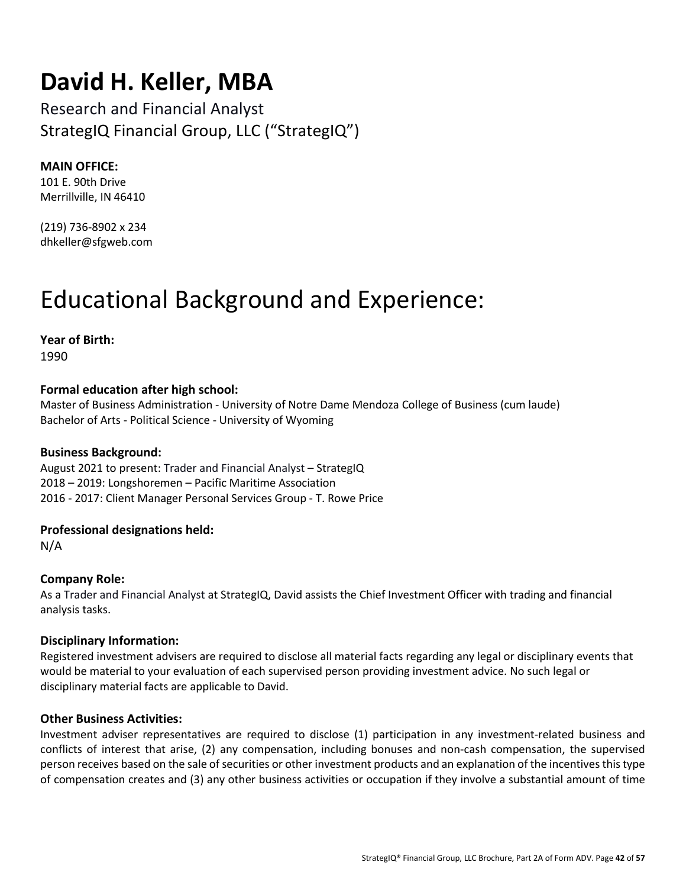# David H. Keller, MBA

Research and Financial Analyst
StrategIQ Financial Group, LLC ("StrategIQ")

**MAIN OFFICE:**
101 E. 90th Drive
Merrillville, IN 46410

(219) 736-8902 x 234
dhkeller@sfgweb.com

# Educational Background and Experience:

**Year of Birth:**
1990

**Formal education after high school:**
Master of Business Administration - University of Notre Dame Mendoza College of Business (cum laude)
Bachelor of Arts - Political Science - University of Wyoming

**Business Background:**
August 2021 to present: Trader and Financial Analyst – StrategIQ
2018 – 2019: Longshoremen – Pacific Maritime Association
2016 - 2017: Client Manager Personal Services Group - T. Rowe Price

**Professional designations held:**
N/A

**Company Role:**
As a Trader and Financial Analyst at StrategIQ, David assists the Chief Investment Officer with trading and financial analysis tasks.

**Disciplinary Information:**
Registered investment advisers are required to disclose all material facts regarding any legal or disciplinary events that would be material to your evaluation of each supervised person providing investment advice. No such legal or disciplinary material facts are applicable to David.

**Other Business Activities:**
Investment adviser representatives are required to disclose (1) participation in any investment-related business and conflicts of interest that arise, (2) any compensation, including bonuses and non-cash compensation, the supervised person receives based on the sale of securities or other investment products and an explanation of the incentives this type of compensation creates and (3) any other business activities or occupation if they involve a substantial amount of time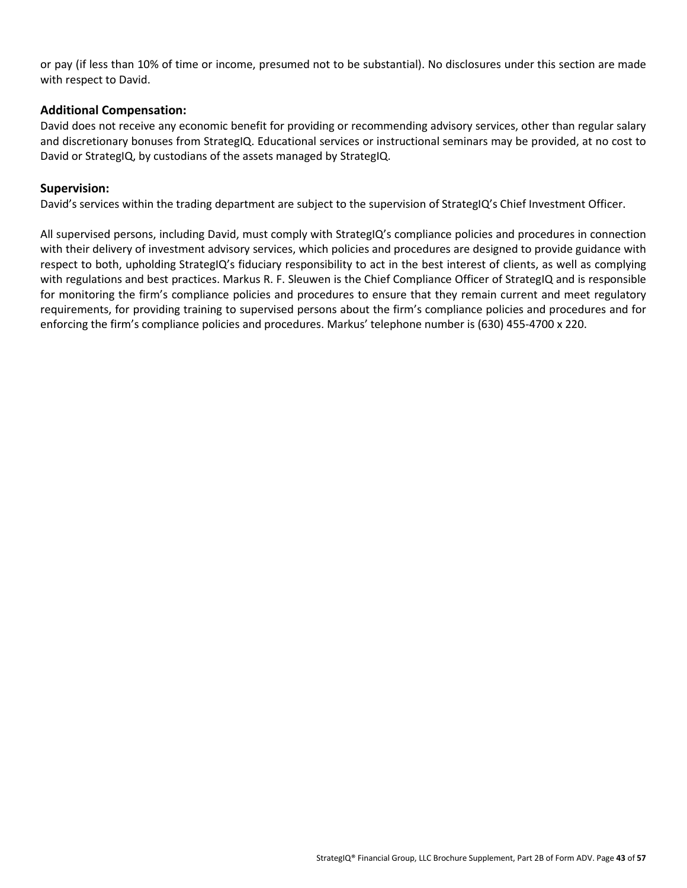or pay (if less than 10% of time or income, presumed not to be substantial). No disclosures under this section are made with respect to David.

### Additional Compensation:

David does not receive any economic benefit for providing or recommending advisory services, other than regular salary and discretionary bonuses from StrategIQ. Educational services or instructional seminars may be provided, at no cost to David or StrategIQ, by custodians of the assets managed by StrategIQ.

### Supervision:

David's services within the trading department are subject to the supervision of StrategIQ's Chief Investment Officer.

All supervised persons, including David, must comply with StrategIQ's compliance policies and procedures in connection with their delivery of investment advisory services, which policies and procedures are designed to provide guidance with respect to both, upholding StrategIQ's fiduciary responsibility to act in the best interest of clients, as well as complying with regulations and best practices. Markus R. F. Sleuwen is the Chief Compliance Officer of StrategIQ and is responsible for monitoring the firm's compliance policies and procedures to ensure that they remain current and meet regulatory requirements, for providing training to supervised persons about the firm's compliance policies and procedures and for enforcing the firm's compliance policies and procedures. Markus' telephone number is (630) 455-4700 x 220.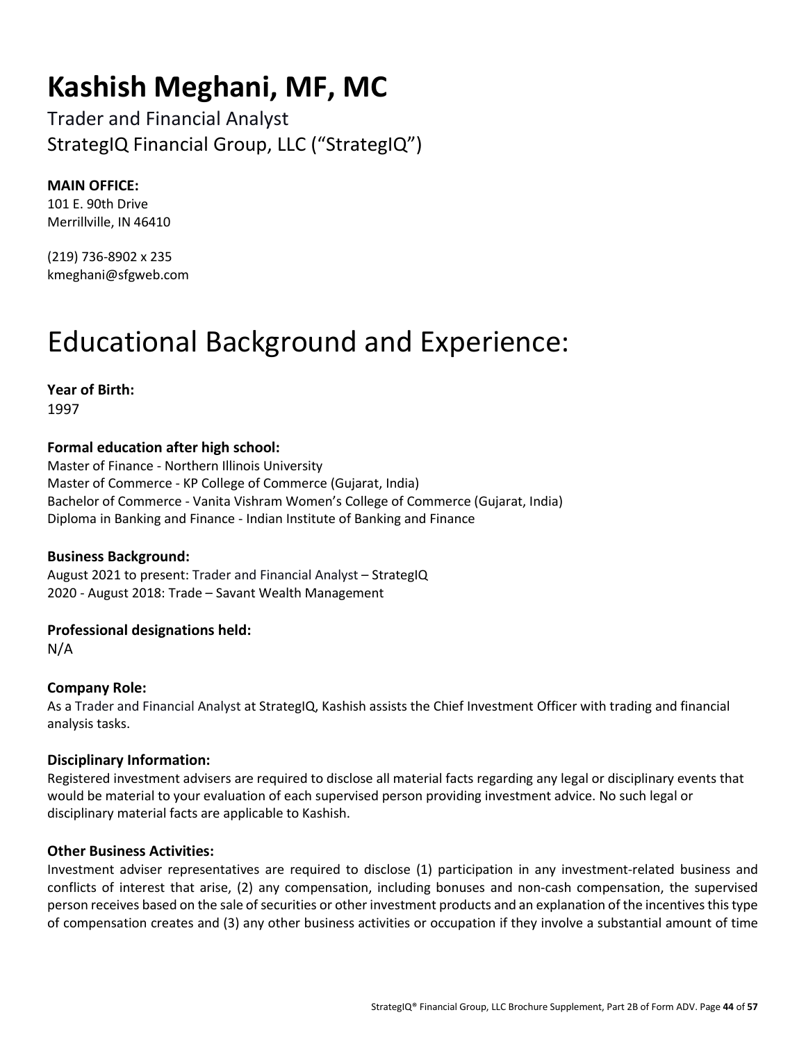# Kashish Meghani, MF, MC

Trader and Financial Analyst
StrategIQ Financial Group, LLC ("StrategIQ")

**MAIN OFFICE:**
101 E. 90th Drive
Merrillville, IN 46410

(219) 736-8902 x 235
kmeghani@sfgweb.com

# Educational Background and Experience:

**Year of Birth:**
1997

**Formal education after high school:**
Master of Finance - Northern Illinois University
Master of Commerce - KP College of Commerce (Gujarat, India)
Bachelor of Commerce - Vanita Vishram Women's College of Commerce (Gujarat, India)
Diploma in Banking and Finance - Indian Institute of Banking and Finance

**Business Background:**
August 2021 to present: Trader and Financial Analyst – StrategIQ
2020 - August 2018: Trade – Savant Wealth Management

**Professional designations held:**
N/A

**Company Role:**
As a Trader and Financial Analyst at StrategIQ, Kashish assists the Chief Investment Officer with trading and financial analysis tasks.

**Disciplinary Information:**
Registered investment advisers are required to disclose all material facts regarding any legal or disciplinary events that would be material to your evaluation of each supervised person providing investment advice. No such legal or disciplinary material facts are applicable to Kashish.

**Other Business Activities:**
Investment adviser representatives are required to disclose (1) participation in any investment-related business and conflicts of interest that arise, (2) any compensation, including bonuses and non-cash compensation, the supervised person receives based on the sale of securities or other investment products and an explanation of the incentives this type of compensation creates and (3) any other business activities or occupation if they involve a substantial amount of time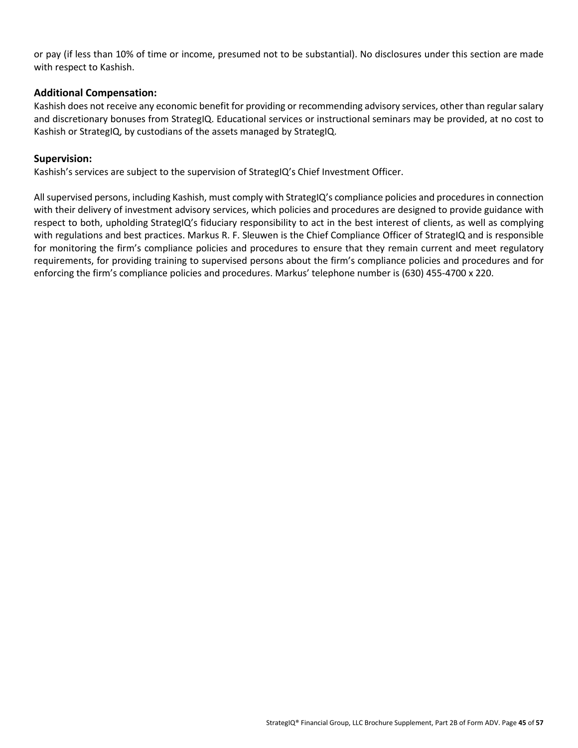or pay (if less than 10% of time or income, presumed not to be substantial). No disclosures under this section are made with respect to Kashish.

### Additional Compensation:

Kashish does not receive any economic benefit for providing or recommending advisory services, other than regular salary and discretionary bonuses from StrategIQ. Educational services or instructional seminars may be provided, at no cost to Kashish or StrategIQ, by custodians of the assets managed by StrategIQ.

### Supervision:

Kashish's services are subject to the supervision of StrategIQ's Chief Investment Officer.

All supervised persons, including Kashish, must comply with StrategIQ's compliance policies and procedures in connection with their delivery of investment advisory services, which policies and procedures are designed to provide guidance with respect to both, upholding StrategIQ's fiduciary responsibility to act in the best interest of clients, as well as complying with regulations and best practices. Markus R. F. Sleuwen is the Chief Compliance Officer of StrategIQ and is responsible for monitoring the firm's compliance policies and procedures to ensure that they remain current and meet regulatory requirements, for providing training to supervised persons about the firm's compliance policies and procedures and for enforcing the firm's compliance policies and procedures. Markus' telephone number is (630) 455-4700 x 220.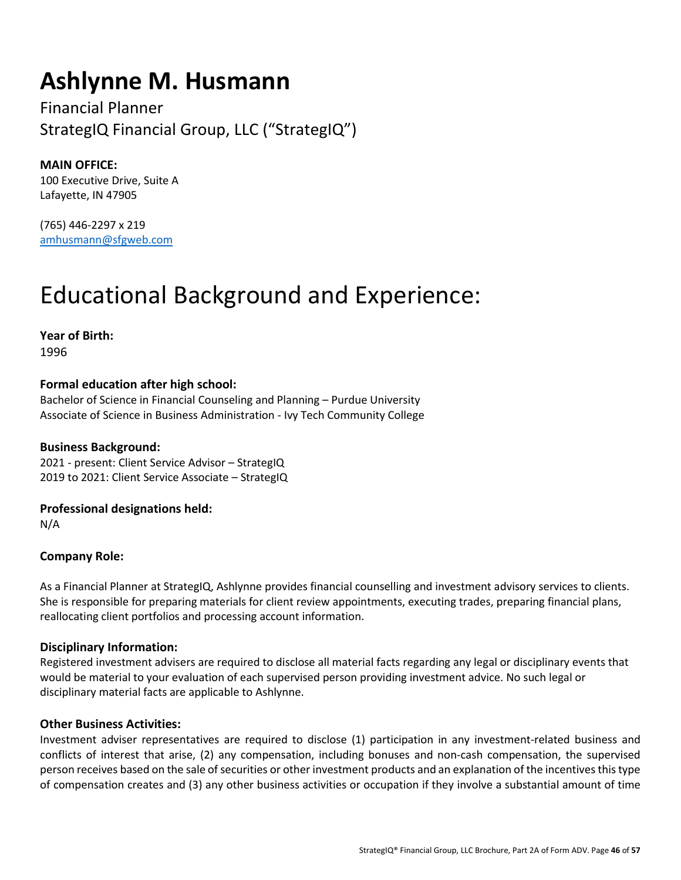# Ashlynne M. Husmann

Financial Planner
StrategIQ Financial Group, LLC ("StrategIQ")

**MAIN OFFICE:**
100 Executive Drive, Suite A
Lafayette, IN 47905

(765) 446-2297 x 219
amhusmann@sfgweb.com

# Educational Background and Experience:

**Year of Birth:**
1996

**Formal education after high school:**
Bachelor of Science in Financial Counseling and Planning – Purdue University
Associate of Science in Business Administration - Ivy Tech Community College

**Business Background:**
2021 - present: Client Service Advisor – StrategIQ
2019 to 2021: Client Service Associate – StrategIQ

**Professional designations held:**
N/A

**Company Role:**

As a Financial Planner at StrategIQ, Ashlynne provides financial counselling and investment advisory services to clients. She is responsible for preparing materials for client review appointments, executing trades, preparing financial plans, reallocating client portfolios and processing account information.

**Disciplinary Information:**
Registered investment advisers are required to disclose all material facts regarding any legal or disciplinary events that would be material to your evaluation of each supervised person providing investment advice. No such legal or disciplinary material facts are applicable to Ashlynne.

**Other Business Activities:**
Investment adviser representatives are required to disclose (1) participation in any investment-related business and conflicts of interest that arise, (2) any compensation, including bonuses and non-cash compensation, the supervised person receives based on the sale of securities or other investment products and an explanation of the incentives this type of compensation creates and (3) any other business activities or occupation if they involve a substantial amount of time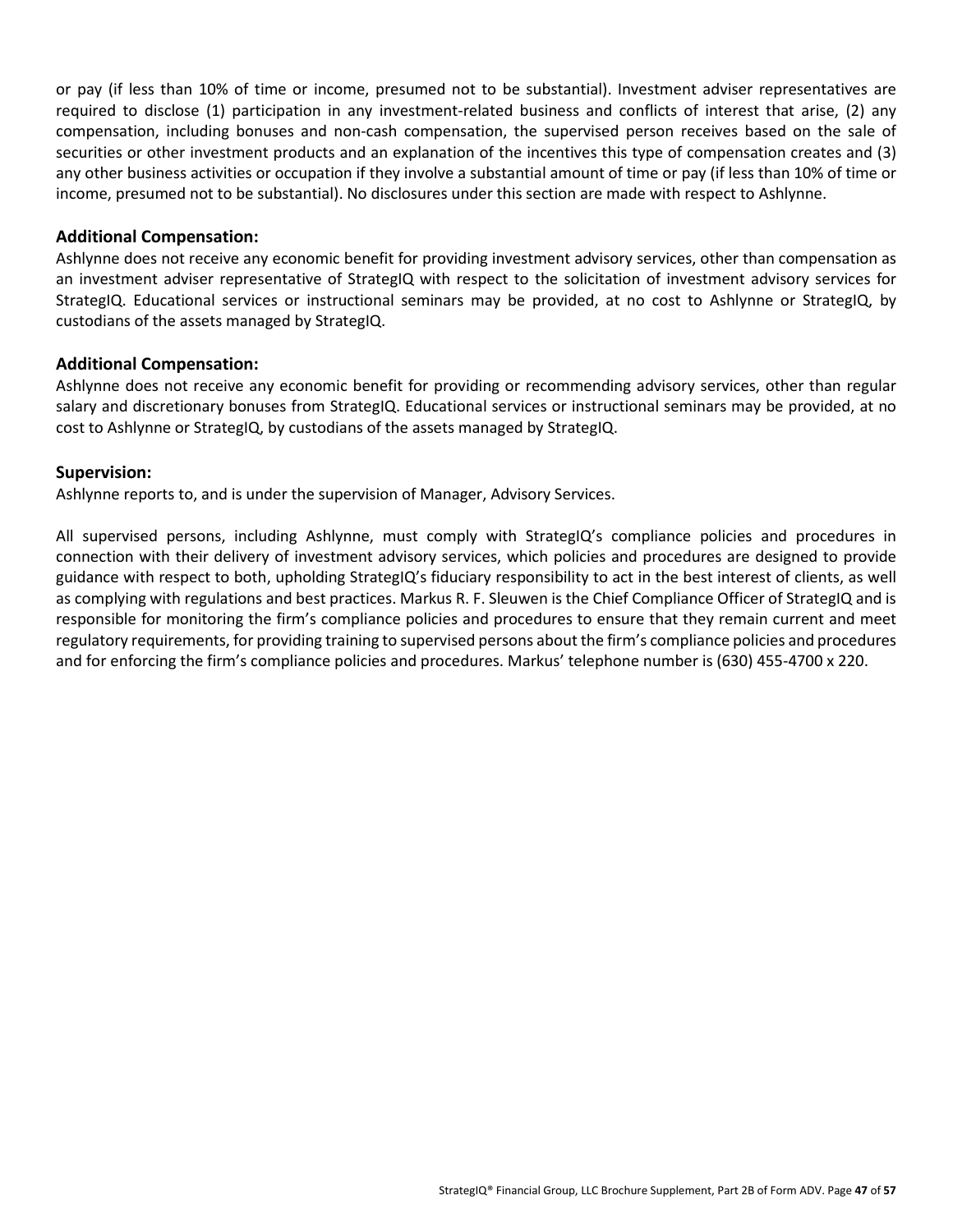or pay (if less than 10% of time or income, presumed not to be substantial). Investment adviser representatives are required to disclose (1) participation in any investment-related business and conflicts of interest that arise, (2) any compensation, including bonuses and non-cash compensation, the supervised person receives based on the sale of securities or other investment products and an explanation of the incentives this type of compensation creates and (3) any other business activities or occupation if they involve a substantial amount of time or pay (if less than 10% of time or income, presumed not to be substantial). No disclosures under this section are made with respect to Ashlynne.

### Additional Compensation:

Ashlynne does not receive any economic benefit for providing investment advisory services, other than compensation as an investment adviser representative of StrategIQ with respect to the solicitation of investment advisory services for StrategIQ. Educational services or instructional seminars may be provided, at no cost to Ashlynne or StrategIQ, by custodians of the assets managed by StrategIQ.

### Additional Compensation:

Ashlynne does not receive any economic benefit for providing or recommending advisory services, other than regular salary and discretionary bonuses from StrategIQ. Educational services or instructional seminars may be provided, at no cost to Ashlynne or StrategIQ, by custodians of the assets managed by StrategIQ.

### Supervision:

Ashlynne reports to, and is under the supervision of Manager, Advisory Services.

All supervised persons, including Ashlynne, must comply with StrategIQ's compliance policies and procedures in connection with their delivery of investment advisory services, which policies and procedures are designed to provide guidance with respect to both, upholding StrategIQ's fiduciary responsibility to act in the best interest of clients, as well as complying with regulations and best practices. Markus R. F. Sleuwen is the Chief Compliance Officer of StrategIQ and is responsible for monitoring the firm's compliance policies and procedures to ensure that they remain current and meet regulatory requirements, for providing training to supervised persons about the firm's compliance policies and procedures and for enforcing the firm's compliance policies and procedures. Markus' telephone number is (630) 455-4700 x 220.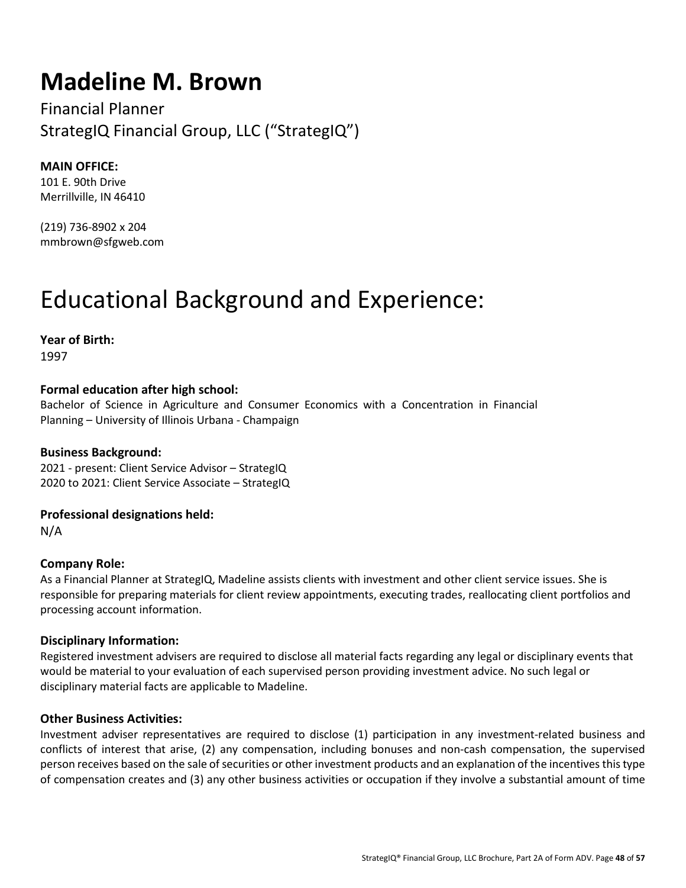# Madeline M. Brown

Financial Planner
StrategIQ Financial Group, LLC ("StrategIQ")

**MAIN OFFICE:**
101 E. 90th Drive
Merrillville, IN 46410

(219) 736-8902 x 204
mmbrown@sfgweb.com

# Educational Background and Experience:

**Year of Birth:**
1997

**Formal education after high school:**
Bachelor of Science in Agriculture and Consumer Economics with a Concentration in Financial Planning – University of Illinois Urbana - Champaign

**Business Background:**
2021 - present: Client Service Advisor – StrategIQ
2020 to 2021: Client Service Associate – StrategIQ

**Professional designations held:**
N/A

**Company Role:**
As a Financial Planner at StrategIQ, Madeline assists clients with investment and other client service issues. She is responsible for preparing materials for client review appointments, executing trades, reallocating client portfolios and processing account information.

**Disciplinary Information:**
Registered investment advisers are required to disclose all material facts regarding any legal or disciplinary events that would be material to your evaluation of each supervised person providing investment advice. No such legal or disciplinary material facts are applicable to Madeline.

**Other Business Activities:**
Investment adviser representatives are required to disclose (1) participation in any investment-related business and conflicts of interest that arise, (2) any compensation, including bonuses and non-cash compensation, the supervised person receives based on the sale of securities or other investment products and an explanation of the incentives this type of compensation creates and (3) any other business activities or occupation if they involve a substantial amount of time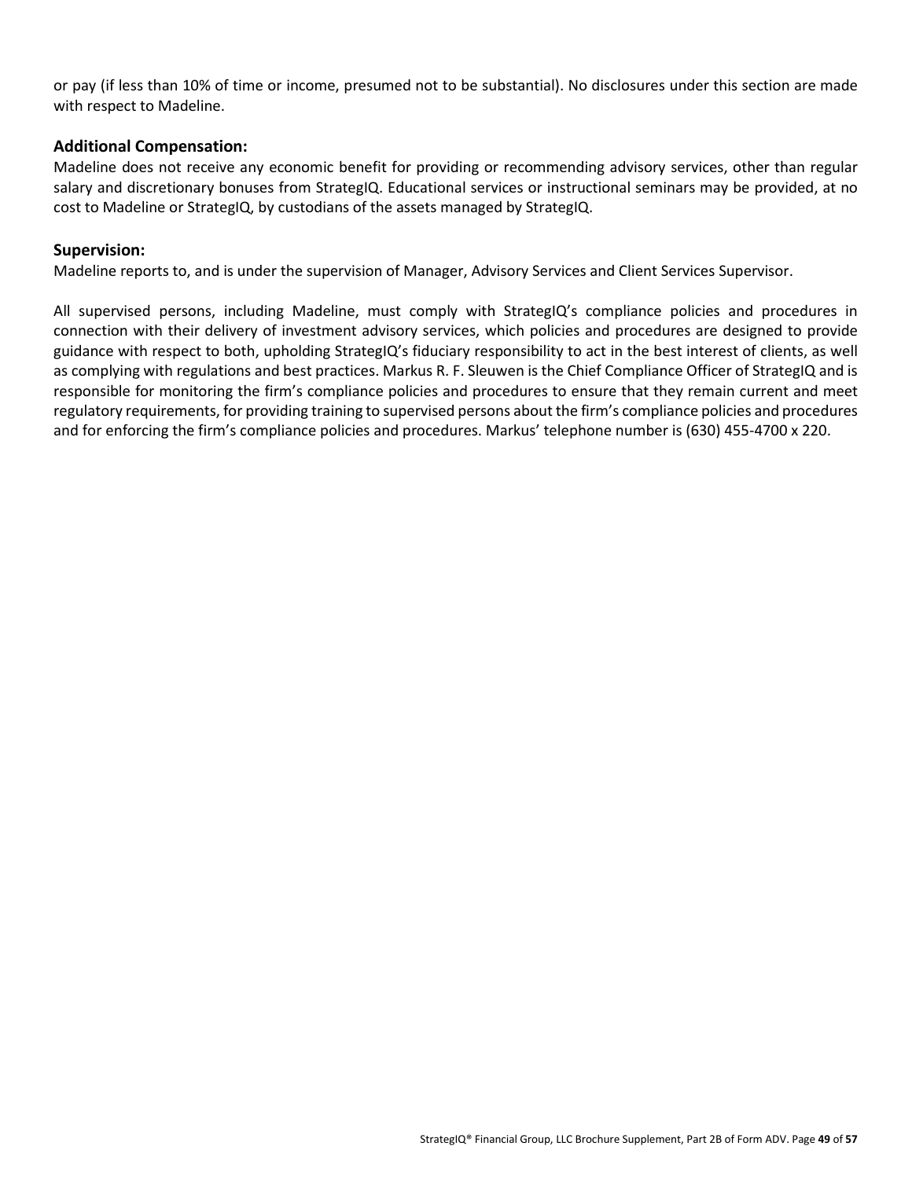or pay (if less than 10% of time or income, presumed not to be substantial). No disclosures under this section are made with respect to Madeline.

### Additional Compensation:

Madeline does not receive any economic benefit for providing or recommending advisory services, other than regular salary and discretionary bonuses from StrategIQ. Educational services or instructional seminars may be provided, at no cost to Madeline or StrategIQ, by custodians of the assets managed by StrategIQ.

### Supervision:

Madeline reports to, and is under the supervision of Manager, Advisory Services and Client Services Supervisor.

All supervised persons, including Madeline, must comply with StrategIQ's compliance policies and procedures in connection with their delivery of investment advisory services, which policies and procedures are designed to provide guidance with respect to both, upholding StrategIQ's fiduciary responsibility to act in the best interest of clients, as well as complying with regulations and best practices. Markus R. F. Sleuwen is the Chief Compliance Officer of StrategIQ and is responsible for monitoring the firm's compliance policies and procedures to ensure that they remain current and meet regulatory requirements, for providing training to supervised persons about the firm's compliance policies and procedures and for enforcing the firm's compliance policies and procedures. Markus' telephone number is (630) 455-4700 x 220.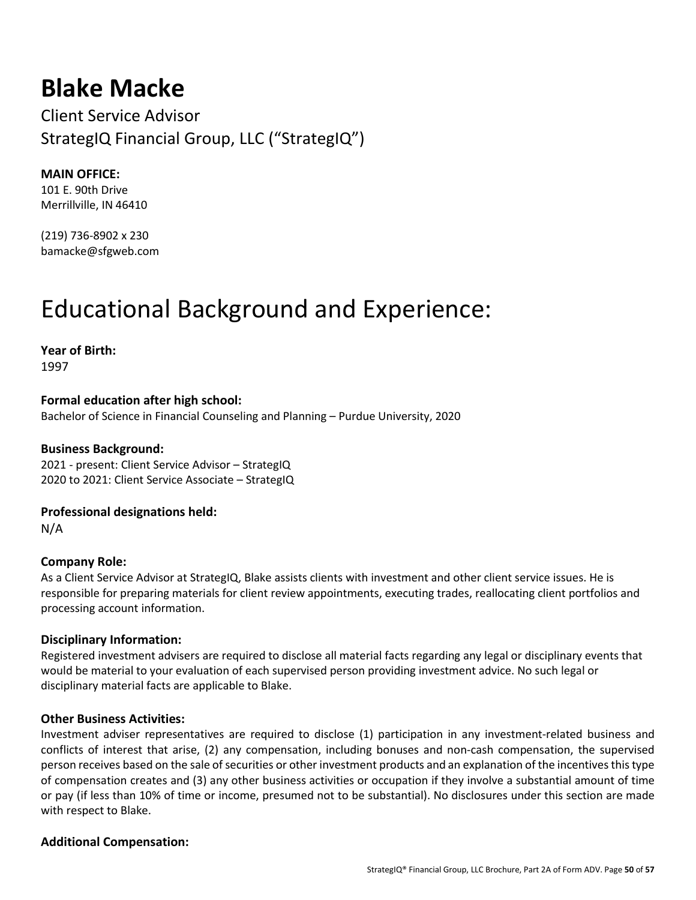# Blake Macke

Client Service Advisor
StrategIQ Financial Group, LLC ("StrategIQ")

**MAIN OFFICE:**
101 E. 90th Drive
Merrillville, IN 46410

(219) 736-8902 x 230
bamacke@sfgweb.com

# Educational Background and Experience:

**Year of Birth:**
1997

**Formal education after high school:**
Bachelor of Science in Financial Counseling and Planning – Purdue University, 2020

**Business Background:**
2021 - present: Client Service Advisor – StrategIQ
2020 to 2021: Client Service Associate – StrategIQ

**Professional designations held:**
N/A

**Company Role:**
As a Client Service Advisor at StrategIQ, Blake assists clients with investment and other client service issues. He is responsible for preparing materials for client review appointments, executing trades, reallocating client portfolios and processing account information.

**Disciplinary Information:**
Registered investment advisers are required to disclose all material facts regarding any legal or disciplinary events that would be material to your evaluation of each supervised person providing investment advice. No such legal or disciplinary material facts are applicable to Blake.

**Other Business Activities:**
Investment adviser representatives are required to disclose (1) participation in any investment-related business and conflicts of interest that arise, (2) any compensation, including bonuses and non-cash compensation, the supervised person receives based on the sale of securities or other investment products and an explanation of the incentives this type of compensation creates and (3) any other business activities or occupation if they involve a substantial amount of time or pay (if less than 10% of time or income, presumed not to be substantial). No disclosures under this section are made with respect to Blake.

**Additional Compensation:**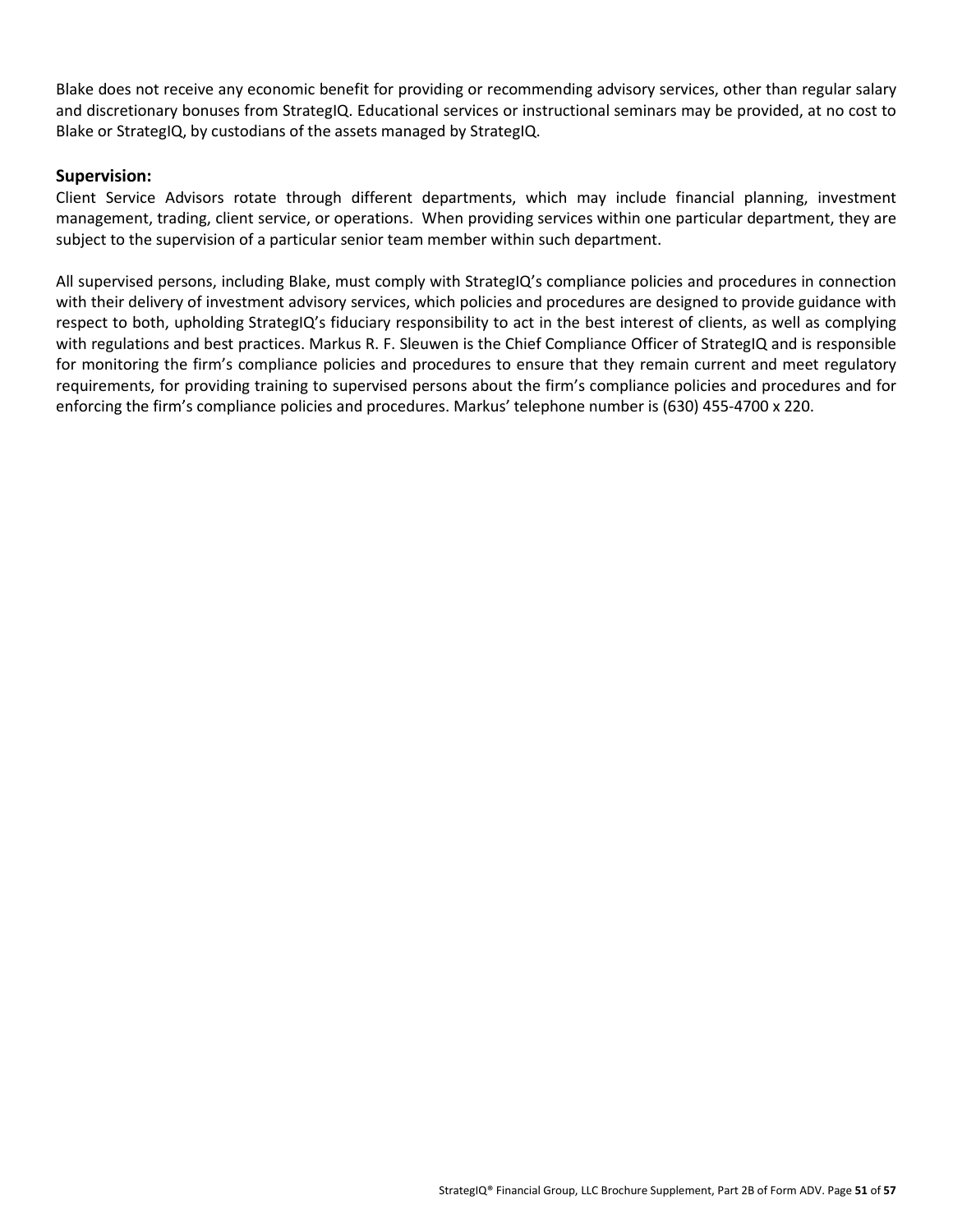Blake does not receive any economic benefit for providing or recommending advisory services, other than regular salary and discretionary bonuses from StrategIQ. Educational services or instructional seminars may be provided, at no cost to Blake or StrategIQ, by custodians of the assets managed by StrategIQ.

### Supervision:

Client Service Advisors rotate through different departments, which may include financial planning, investment management, trading, client service, or operations. When providing services within one particular department, they are subject to the supervision of a particular senior team member within such department.

All supervised persons, including Blake, must comply with StrategIQ's compliance policies and procedures in connection with their delivery of investment advisory services, which policies and procedures are designed to provide guidance with respect to both, upholding StrategIQ's fiduciary responsibility to act in the best interest of clients, as well as complying with regulations and best practices. Markus R. F. Sleuwen is the Chief Compliance Officer of StrategIQ and is responsible for monitoring the firm's compliance policies and procedures to ensure that they remain current and meet regulatory requirements, for providing training to supervised persons about the firm's compliance policies and procedures and for enforcing the firm's compliance policies and procedures. Markus' telephone number is (630) 455-4700 x 220.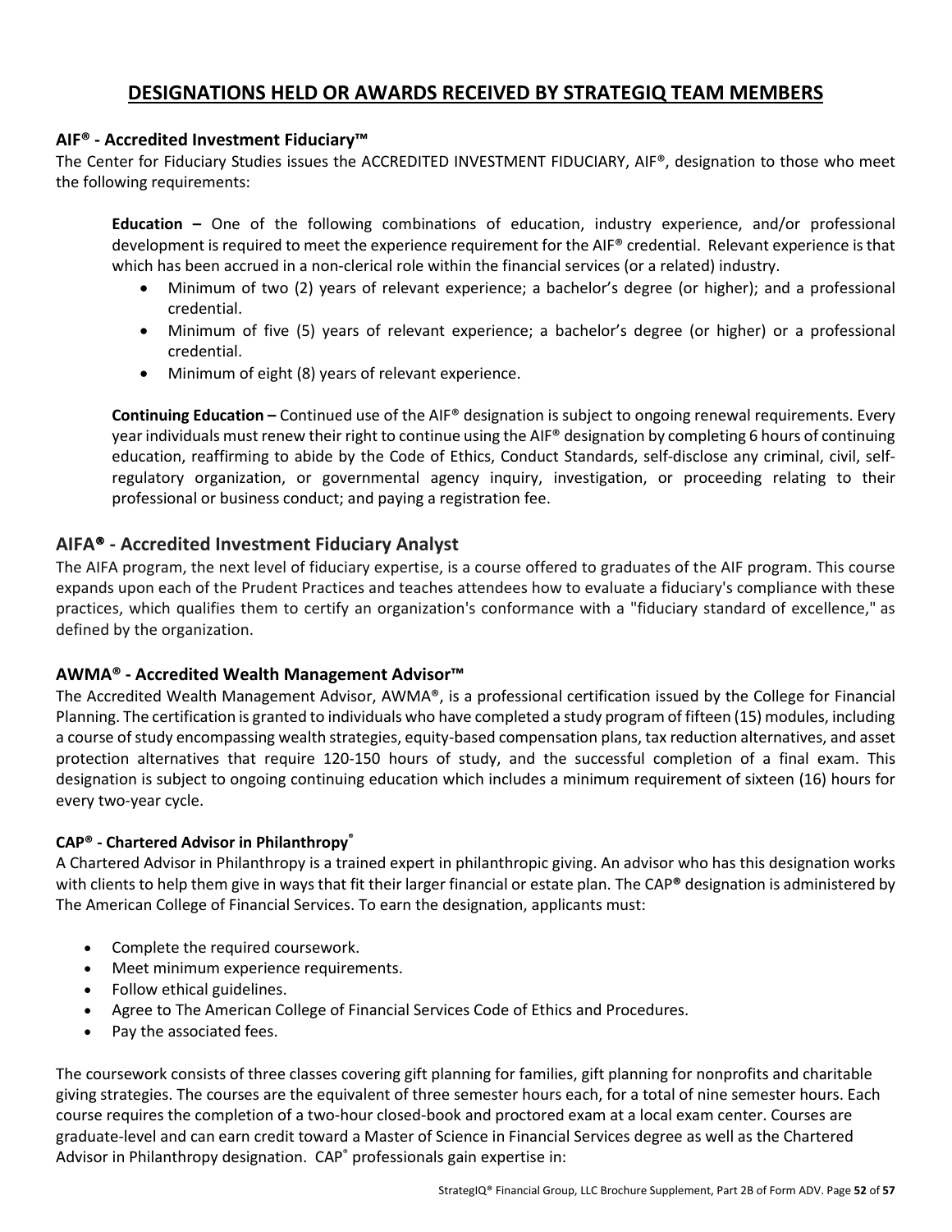# DESIGNATIONS HELD OR AWARDS RECEIVED BY STRATEGIQ TEAM MEMBERS

### AIF® - Accredited Investment Fiduciary™

The Center for Fiduciary Studies issues the ACCREDITED INVESTMENT FIDUCIARY, AIF®, designation to those who meet the following requirements:

**Education –** One of the following combinations of education, industry experience, and/or professional development is required to meet the experience requirement for the AIF® credential. Relevant experience is that which has been accrued in a non-clerical role within the financial services (or a related) industry.

- Minimum of two (2) years of relevant experience; a bachelor's degree (or higher); and a professional credential.
- Minimum of five (5) years of relevant experience; a bachelor's degree (or higher) or a professional credential.
- Minimum of eight (8) years of relevant experience.

**Continuing Education –** Continued use of the AIF® designation is subject to ongoing renewal requirements. Every year individuals must renew their right to continue using the AIF® designation by completing 6 hours of continuing education, reaffirming to abide by the Code of Ethics, Conduct Standards, self-disclose any criminal, civil, self-regulatory organization, or governmental agency inquiry, investigation, or proceeding relating to their professional or business conduct; and paying a registration fee.

## AIFA® - Accredited Investment Fiduciary Analyst

The AIFA program, the next level of fiduciary expertise, is a course offered to graduates of the AIF program. This course expands upon each of the Prudent Practices and teaches attendees how to evaluate a fiduciary's compliance with these practices, which qualifies them to certify an organization's conformance with a "fiduciary standard of excellence," as defined by the organization.

### AWMA® - Accredited Wealth Management Advisor™

The Accredited Wealth Management Advisor, AWMA®, is a professional certification issued by the College for Financial Planning. The certification is granted to individuals who have completed a study program of fifteen (15) modules, including a course of study encompassing wealth strategies, equity-based compensation plans, tax reduction alternatives, and asset protection alternatives that require 120-150 hours of study, and the successful completion of a final exam. This designation is subject to ongoing continuing education which includes a minimum requirement of sixteen (16) hours for every two-year cycle.

#### CAP® - Chartered Advisor in Philanthropy®

A Chartered Advisor in Philanthropy is a trained expert in philanthropic giving. An advisor who has this designation works with clients to help them give in ways that fit their larger financial or estate plan. The CAP® designation is administered by The American College of Financial Services. To earn the designation, applicants must:

- Complete the required coursework.
- Meet minimum experience requirements.
- Follow ethical guidelines.
- Agree to The American College of Financial Services Code of Ethics and Procedures.
- Pay the associated fees.

The coursework consists of three classes covering gift planning for families, gift planning for nonprofits and charitable giving strategies. The courses are the equivalent of three semester hours each, for a total of nine semester hours. Each course requires the completion of a two-hour closed-book and proctored exam at a local exam center. Courses are graduate-level and can earn credit toward a Master of Science in Financial Services degree as well as the Chartered Advisor in Philanthropy designation. CAP® professionals gain expertise in: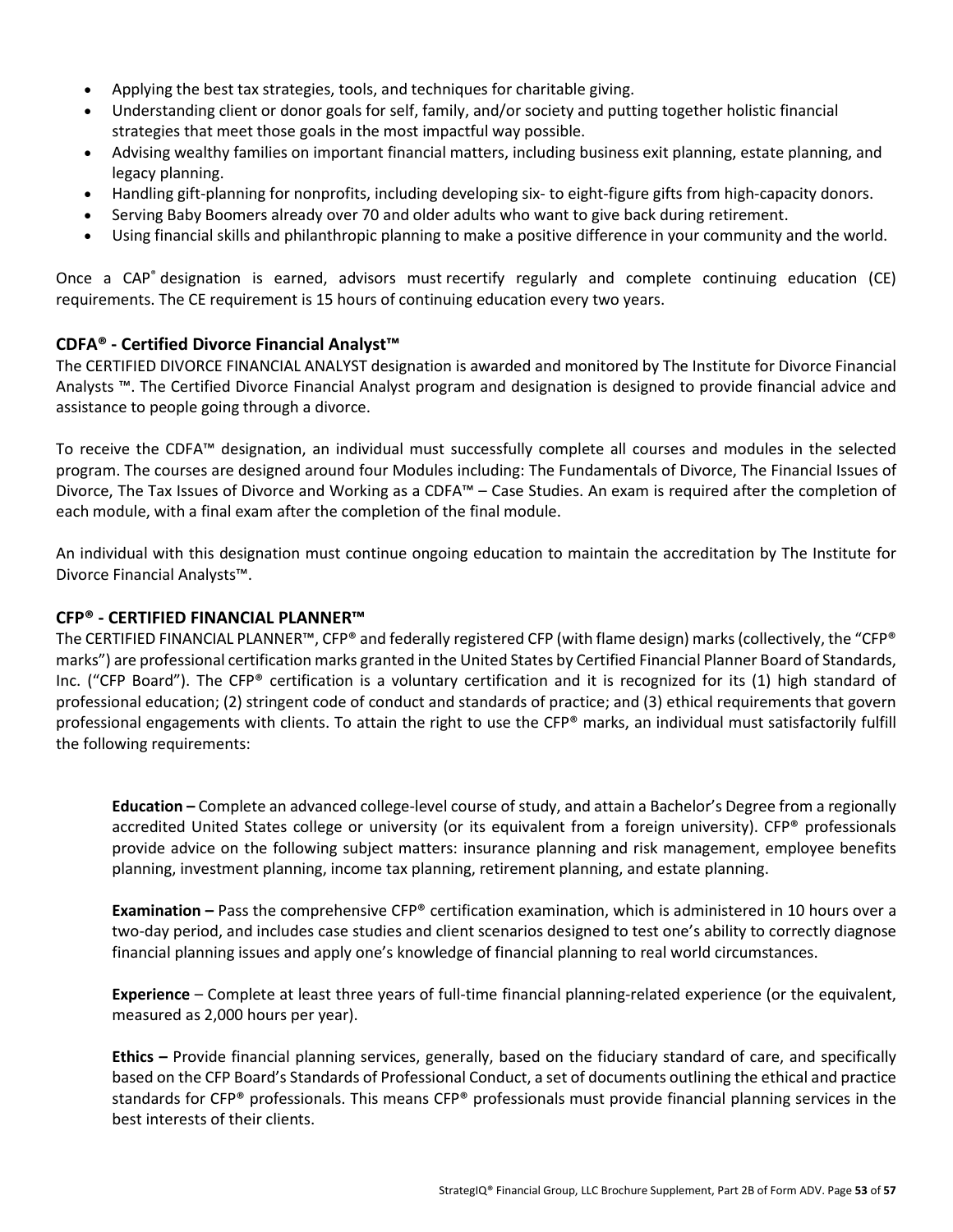- Applying the best tax strategies, tools, and techniques for charitable giving.
- Understanding client or donor goals for self, family, and/or society and putting together holistic financial strategies that meet those goals in the most impactful way possible.
- Advising wealthy families on important financial matters, including business exit planning, estate planning, and legacy planning.
- Handling gift-planning for nonprofits, including developing six- to eight-figure gifts from high-capacity donors.
- Serving Baby Boomers already over 70 and older adults who want to give back during retirement.
- Using financial skills and philanthropic planning to make a positive difference in your community and the world.

Once a CAP® designation is earned, advisors must recertify regularly and complete continuing education (CE) requirements. The CE requirement is 15 hours of continuing education every two years.

### CDFA® - Certified Divorce Financial Analyst™

The CERTIFIED DIVORCE FINANCIAL ANALYST designation is awarded and monitored by The Institute for Divorce Financial Analysts ™. The Certified Divorce Financial Analyst program and designation is designed to provide financial advice and assistance to people going through a divorce.

To receive the CDFA™ designation, an individual must successfully complete all courses and modules in the selected program. The courses are designed around four Modules including: The Fundamentals of Divorce, The Financial Issues of Divorce, The Tax Issues of Divorce and Working as a CDFA™ – Case Studies. An exam is required after the completion of each module, with a final exam after the completion of the final module.

An individual with this designation must continue ongoing education to maintain the accreditation by The Institute for Divorce Financial Analysts™.

### CFP® - CERTIFIED FINANCIAL PLANNER™

The CERTIFIED FINANCIAL PLANNER™, CFP® and federally registered CFP (with flame design) marks (collectively, the "CFP® marks") are professional certification marks granted in the United States by Certified Financial Planner Board of Standards, Inc. ("CFP Board"). The CFP® certification is a voluntary certification and it is recognized for its (1) high standard of professional education; (2) stringent code of conduct and standards of practice; and (3) ethical requirements that govern professional engagements with clients. To attain the right to use the CFP® marks, an individual must satisfactorily fulfill the following requirements:

**Education –** Complete an advanced college-level course of study, and attain a Bachelor's Degree from a regionally accredited United States college or university (or its equivalent from a foreign university). CFP® professionals provide advice on the following subject matters: insurance planning and risk management, employee benefits planning, investment planning, income tax planning, retirement planning, and estate planning.

**Examination –** Pass the comprehensive CFP® certification examination, which is administered in 10 hours over a two-day period, and includes case studies and client scenarios designed to test one's ability to correctly diagnose financial planning issues and apply one's knowledge of financial planning to real world circumstances.

**Experience** – Complete at least three years of full-time financial planning-related experience (or the equivalent, measured as 2,000 hours per year).

**Ethics –** Provide financial planning services, generally, based on the fiduciary standard of care, and specifically based on the CFP Board's Standards of Professional Conduct, a set of documents outlining the ethical and practice standards for CFP® professionals. This means CFP® professionals must provide financial planning services in the best interests of their clients.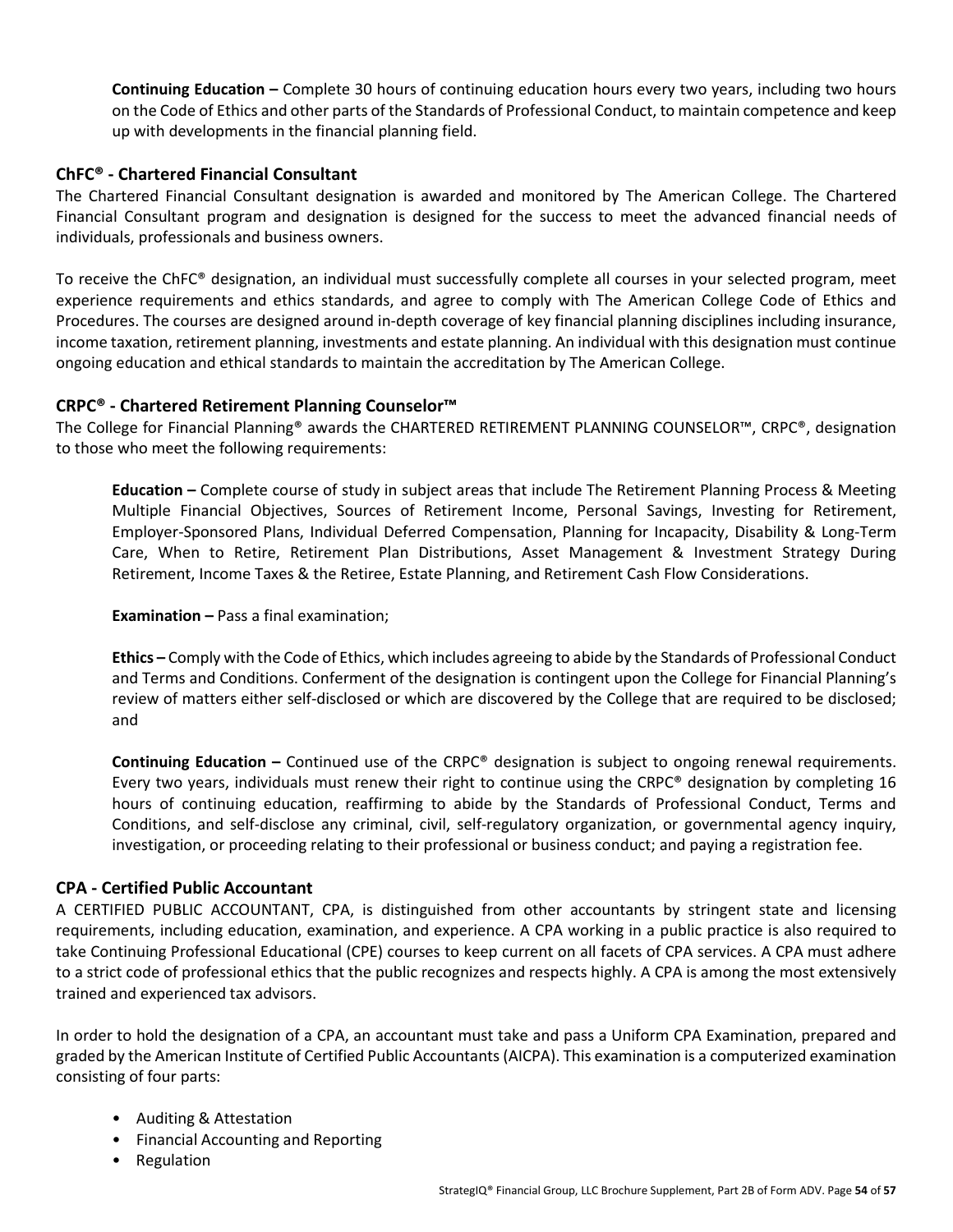**Continuing Education –** Complete 30 hours of continuing education hours every two years, including two hours on the Code of Ethics and other parts of the Standards of Professional Conduct, to maintain competence and keep up with developments in the financial planning field.

### ChFC® - Chartered Financial Consultant

The Chartered Financial Consultant designation is awarded and monitored by The American College. The Chartered Financial Consultant program and designation is designed for the success to meet the advanced financial needs of individuals, professionals and business owners.

To receive the ChFC® designation, an individual must successfully complete all courses in your selected program, meet experience requirements and ethics standards, and agree to comply with The American College Code of Ethics and Procedures. The courses are designed around in-depth coverage of key financial planning disciplines including insurance, income taxation, retirement planning, investments and estate planning. An individual with this designation must continue ongoing education and ethical standards to maintain the accreditation by The American College.

### CRPC® - Chartered Retirement Planning Counselor™

The College for Financial Planning® awards the CHARTERED RETIREMENT PLANNING COUNSELOR™, CRPC®, designation to those who meet the following requirements:

**Education –** Complete course of study in subject areas that include The Retirement Planning Process & Meeting Multiple Financial Objectives, Sources of Retirement Income, Personal Savings, Investing for Retirement, Employer-Sponsored Plans, Individual Deferred Compensation, Planning for Incapacity, Disability & Long-Term Care, When to Retire, Retirement Plan Distributions, Asset Management & Investment Strategy During Retirement, Income Taxes & the Retiree, Estate Planning, and Retirement Cash Flow Considerations.

**Examination –** Pass a final examination;

**Ethics –** Comply with the Code of Ethics, which includes agreeing to abide by the Standards of Professional Conduct and Terms and Conditions. Conferment of the designation is contingent upon the College for Financial Planning's review of matters either self-disclosed or which are discovered by the College that are required to be disclosed; and

**Continuing Education –** Continued use of the CRPC® designation is subject to ongoing renewal requirements. Every two years, individuals must renew their right to continue using the CRPC® designation by completing 16 hours of continuing education, reaffirming to abide by the Standards of Professional Conduct, Terms and Conditions, and self-disclose any criminal, civil, self-regulatory organization, or governmental agency inquiry, investigation, or proceeding relating to their professional or business conduct; and paying a registration fee.

### CPA - Certified Public Accountant

A CERTIFIED PUBLIC ACCOUNTANT, CPA, is distinguished from other accountants by stringent state and licensing requirements, including education, examination, and experience. A CPA working in a public practice is also required to take Continuing Professional Educational (CPE) courses to keep current on all facets of CPA services. A CPA must adhere to a strict code of professional ethics that the public recognizes and respects highly. A CPA is among the most extensively trained and experienced tax advisors.

In order to hold the designation of a CPA, an accountant must take and pass a Uniform CPA Examination, prepared and graded by the American Institute of Certified Public Accountants (AICPA). This examination is a computerized examination consisting of four parts:

- Auditing & Attestation
- Financial Accounting and Reporting
- Regulation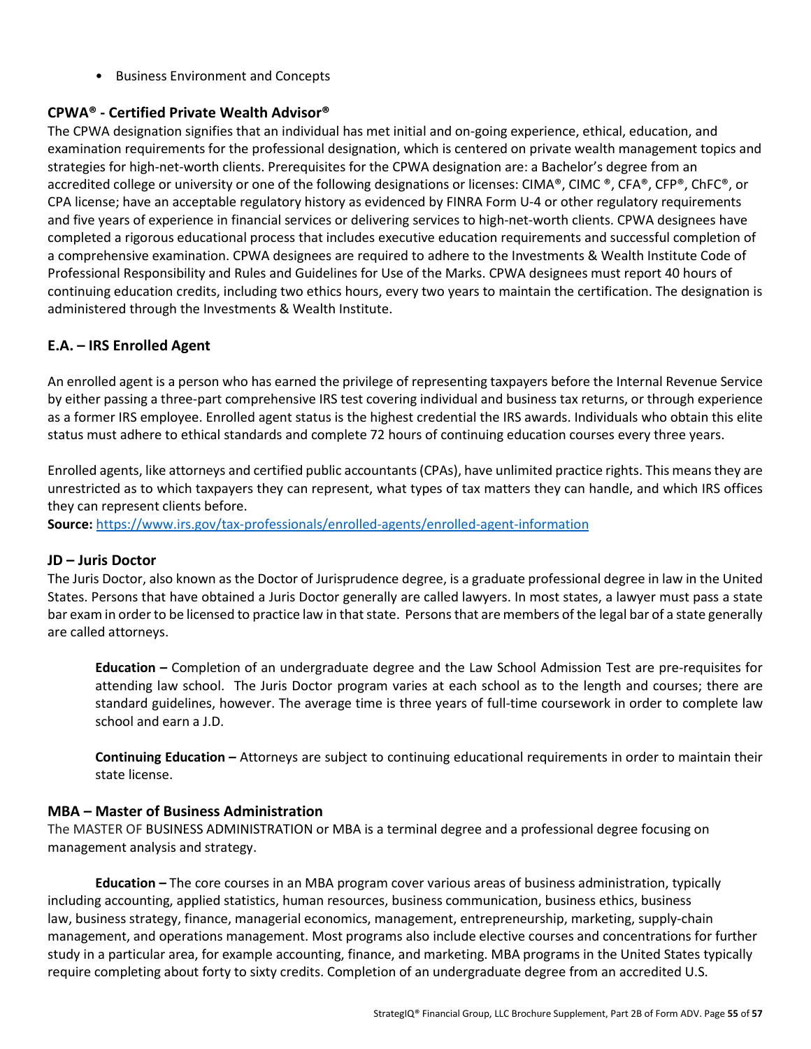- Business Environment and Concepts

### CPWA® - Certified Private Wealth Advisor®

The CPWA designation signifies that an individual has met initial and on-going experience, ethical, education, and examination requirements for the professional designation, which is centered on private wealth management topics and strategies for high-net-worth clients. Prerequisites for the CPWA designation are: a Bachelor's degree from an accredited college or university or one of the following designations or licenses: CIMA®, CIMC ®, CFA®, CFP®, ChFC®, or CPA license; have an acceptable regulatory history as evidenced by FINRA Form U-4 or other regulatory requirements and five years of experience in financial services or delivering services to high-net-worth clients. CPWA designees have completed a rigorous educational process that includes executive education requirements and successful completion of a comprehensive examination. CPWA designees are required to adhere to the Investments & Wealth Institute Code of Professional Responsibility and Rules and Guidelines for Use of the Marks. CPWA designees must report 40 hours of continuing education credits, including two ethics hours, every two years to maintain the certification. The designation is administered through the Investments & Wealth Institute.

### E.A. – IRS Enrolled Agent

An enrolled agent is a person who has earned the privilege of representing taxpayers before the Internal Revenue Service by either passing a three-part comprehensive IRS test covering individual and business tax returns, or through experience as a former IRS employee. Enrolled agent status is the highest credential the IRS awards. Individuals who obtain this elite status must adhere to ethical standards and complete 72 hours of continuing education courses every three years.

Enrolled agents, like attorneys and certified public accountants (CPAs), have unlimited practice rights. This means they are unrestricted as to which taxpayers they can represent, what types of tax matters they can handle, and which IRS offices they can represent clients before.

**Source:** https://www.irs.gov/tax-professionals/enrolled-agents/enrolled-agent-information

### JD – Juris Doctor

The Juris Doctor, also known as the Doctor of Jurisprudence degree, is a graduate professional degree in law in the United States. Persons that have obtained a Juris Doctor generally are called lawyers. In most states, a lawyer must pass a state bar exam in order to be licensed to practice law in that state. Persons that are members of the legal bar of a state generally are called attorneys.

**Education –** Completion of an undergraduate degree and the Law School Admission Test are pre-requisites for attending law school. The Juris Doctor program varies at each school as to the length and courses; there are standard guidelines, however. The average time is three years of full-time coursework in order to complete law school and earn a J.D.

**Continuing Education –** Attorneys are subject to continuing educational requirements in order to maintain their state license.

### MBA – Master of Business Administration

The MASTER OF BUSINESS ADMINISTRATION or MBA is a terminal degree and a professional degree focusing on management analysis and strategy.

**Education –** The core courses in an MBA program cover various areas of business administration, typically including accounting, applied statistics, human resources, business communication, business ethics, business law, business strategy, finance, managerial economics, management, entrepreneurship, marketing, supply-chain management, and operations management. Most programs also include elective courses and concentrations for further study in a particular area, for example accounting, finance, and marketing. MBA programs in the United States typically require completing about forty to sixty credits. Completion of an undergraduate degree from an accredited U.S.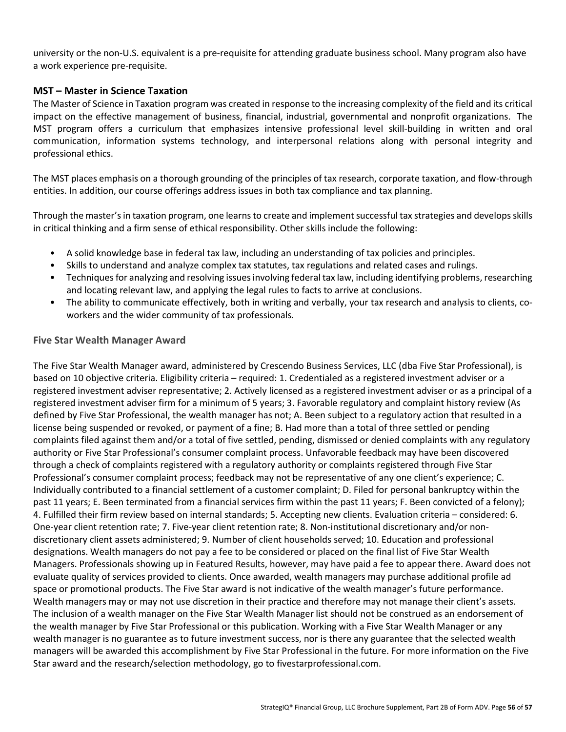university or the non-U.S. equivalent is a pre-requisite for attending graduate business school. Many program also have a work experience pre-requisite.

### MST – Master in Science Taxation

The Master of Science in Taxation program was created in response to the increasing complexity of the field and its critical impact on the effective management of business, financial, industrial, governmental and nonprofit organizations. The MST program offers a curriculum that emphasizes intensive professional level skill-building in written and oral communication, information systems technology, and interpersonal relations along with personal integrity and professional ethics.

The MST places emphasis on a thorough grounding of the principles of tax research, corporate taxation, and flow-through entities. In addition, our course offerings address issues in both tax compliance and tax planning.

Through the master's in taxation program, one learns to create and implement successful tax strategies and develops skills in critical thinking and a firm sense of ethical responsibility. Other skills include the following:

- A solid knowledge base in federal tax law, including an understanding of tax policies and principles.
- Skills to understand and analyze complex tax statutes, tax regulations and related cases and rulings.
- Techniques for analyzing and resolving issues involving federal tax law, including identifying problems, researching and locating relevant law, and applying the legal rules to facts to arrive at conclusions.
- The ability to communicate effectively, both in writing and verbally, your tax research and analysis to clients, co-workers and the wider community of tax professionals.

### Five Star Wealth Manager Award

The Five Star Wealth Manager award, administered by Crescendo Business Services, LLC (dba Five Star Professional), is based on 10 objective criteria. Eligibility criteria – required: 1. Credentialed as a registered investment adviser or a registered investment adviser representative; 2. Actively licensed as a registered investment adviser or as a principal of a registered investment adviser firm for a minimum of 5 years; 3. Favorable regulatory and complaint history review (As defined by Five Star Professional, the wealth manager has not; A. Been subject to a regulatory action that resulted in a license being suspended or revoked, or payment of a fine; B. Had more than a total of three settled or pending complaints filed against them and/or a total of five settled, pending, dismissed or denied complaints with any regulatory authority or Five Star Professional's consumer complaint process. Unfavorable feedback may have been discovered through a check of complaints registered with a regulatory authority or complaints registered through Five Star Professional's consumer complaint process; feedback may not be representative of any one client's experience; C. Individually contributed to a financial settlement of a customer complaint; D. Filed for personal bankruptcy within the past 11 years; E. Been terminated from a financial services firm within the past 11 years; F. Been convicted of a felony); 4. Fulfilled their firm review based on internal standards; 5. Accepting new clients. Evaluation criteria – considered: 6. One-year client retention rate; 7. Five-year client retention rate; 8. Non-institutional discretionary and/or non-discretionary client assets administered; 9. Number of client households served; 10. Education and professional designations. Wealth managers do not pay a fee to be considered or placed on the final list of Five Star Wealth Managers. Professionals showing up in Featured Results, however, may have paid a fee to appear there. Award does not evaluate quality of services provided to clients. Once awarded, wealth managers may purchase additional profile ad space or promotional products. The Five Star award is not indicative of the wealth manager's future performance. Wealth managers may or may not use discretion in their practice and therefore may not manage their client's assets. The inclusion of a wealth manager on the Five Star Wealth Manager list should not be construed as an endorsement of the wealth manager by Five Star Professional or this publication. Working with a Five Star Wealth Manager or any wealth manager is no guarantee as to future investment success, nor is there any guarantee that the selected wealth managers will be awarded this accomplishment by Five Star Professional in the future. For more information on the Five Star award and the research/selection methodology, go to fivestarprofessional.com.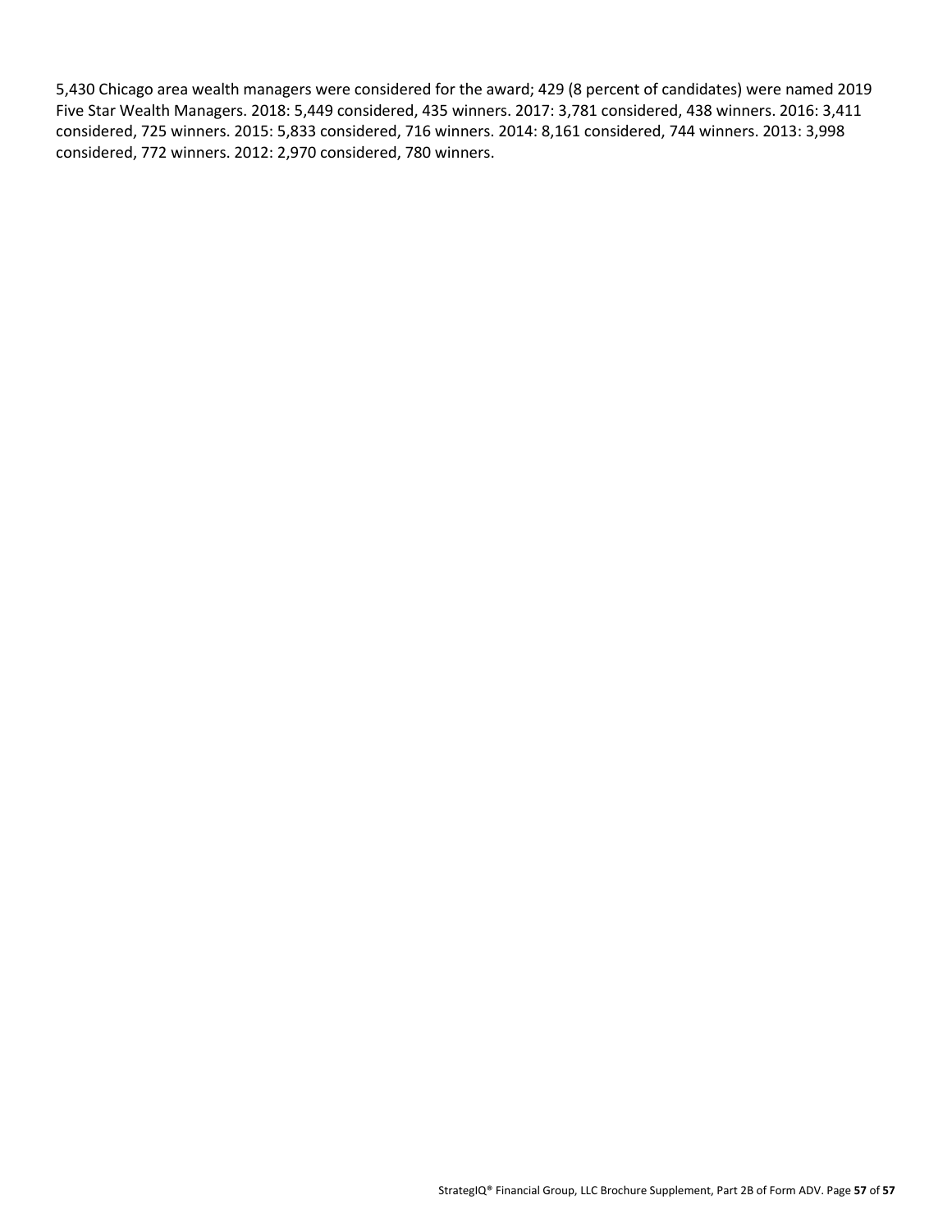5,430 Chicago area wealth managers were considered for the award; 429 (8 percent of candidates) were named 2019 Five Star Wealth Managers. 2018: 5,449 considered, 435 winners. 2017: 3,781 considered, 438 winners. 2016: 3,411 considered, 725 winners. 2015: 5,833 considered, 716 winners. 2014: 8,161 considered, 744 winners. 2013: 3,998 considered, 772 winners. 2012: 2,970 considered, 780 winners.